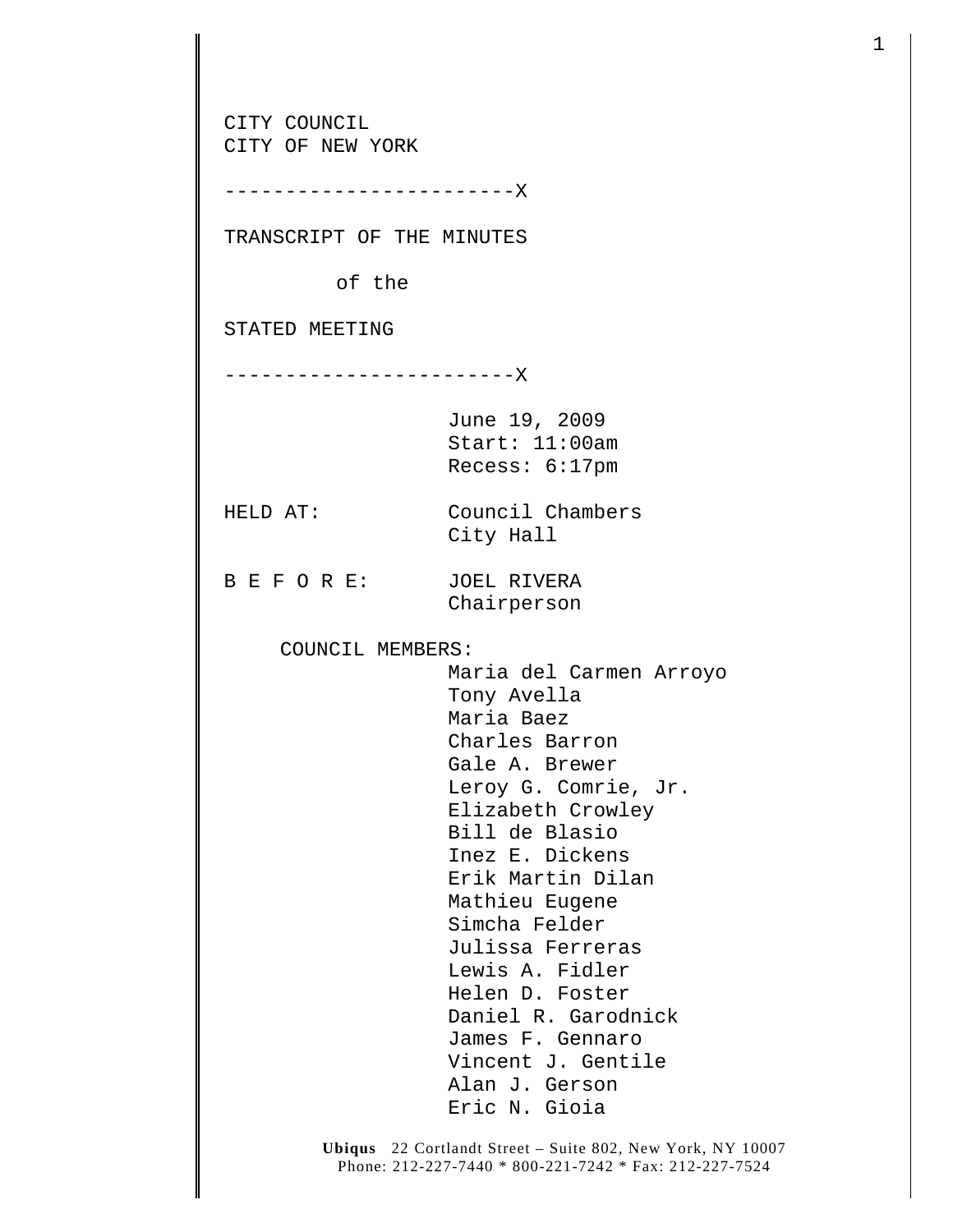CITY COUNCIL
CITY OF NEW YORK

------------------------X

TRANSCRIPT OF THE MINUTES

of the

STATED MEETING

------------------------X

June 19, 2009
Start: 11:00am
Recess: 6:17pm

HELD AT: Council Chambers
City Hall

B E F O R E: JOEL RIVERA
Chairperson

COUNCIL MEMBERS:

Maria del Carmen Arroyo
Tony Avella
Maria Baez
Charles Barron
Gale A. Brewer
Leroy G. Comrie, Jr.
Elizabeth Crowley
Bill de Blasio
Inez E. Dickens
Erik Martin Dilan
Mathieu Eugene
Simcha Felder
Julissa Ferreras
Lewis A. Fidler
Helen D. Foster
Daniel R. Garodnick
James F. Gennaro
Vincent J. Gentile
Alan J. Gerson
Eric N. Gioia

**Ubiqus** 22 Cortlandt Street – Suite 802, New York, NY 10007
Phone: 212-227-7440 * 800-221-7242 * Fax: 212-227-7524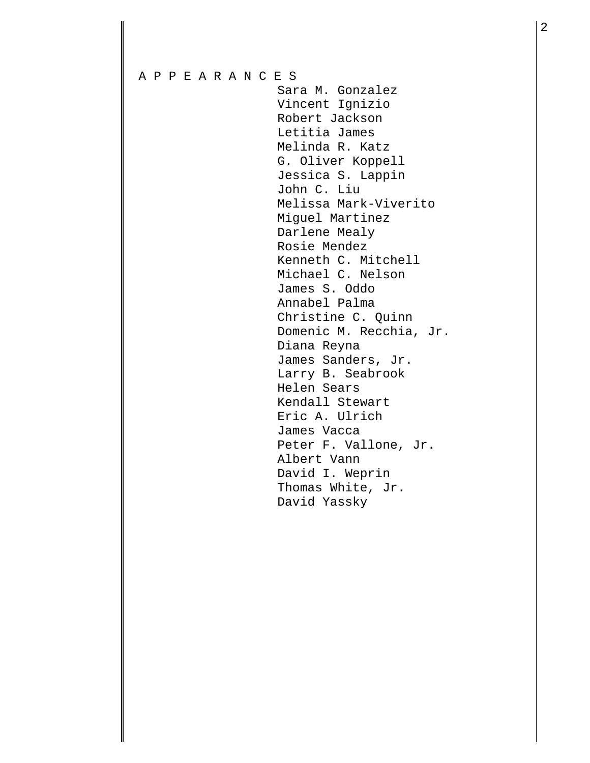A P P E A R A N C E S

Sara M. Gonzalez
Vincent Ignizio
Robert Jackson
Letitia James
Melinda R. Katz
G. Oliver Koppell
Jessica S. Lappin
John C. Liu
Melissa Mark-Viverito
Miguel Martinez
Darlene Mealy
Rosie Mendez
Kenneth C. Mitchell
Michael C. Nelson
James S. Oddo
Annabel Palma
Christine C. Quinn
Domenic M. Recchia, Jr.
Diana Reyna
James Sanders, Jr.
Larry B. Seabrook
Helen Sears
Kendall Stewart
Eric A. Ulrich
James Vacca
Peter F. Vallone, Jr.
Albert Vann
David I. Weprin
Thomas White, Jr.
David Yassky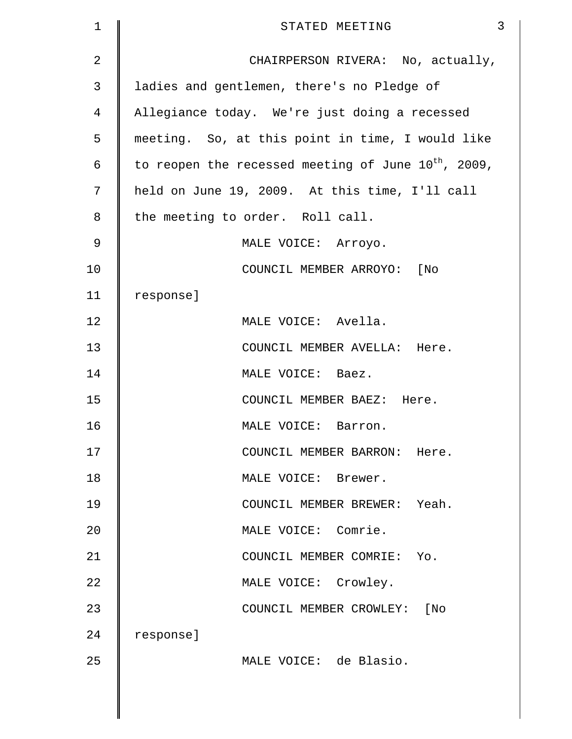CHAIRPERSON RIVERA: No, actually, ladies and gentlemen, there's no Pledge of Allegiance today. We're just doing a recessed meeting. So, at this point in time, I would like to reopen the recessed meeting of June 10th, 2009, held on June 19, 2009. At this time, I'll call the meeting to order. Roll call.

MALE VOICE: Arroyo.

COUNCIL MEMBER ARROYO: [No response]

MALE VOICE: Avella.

COUNCIL MEMBER AVELLA: Here.

MALE VOICE: Baez.

COUNCIL MEMBER BAEZ: Here.

MALE VOICE: Barron.

COUNCIL MEMBER BARRON: Here.

MALE VOICE: Brewer.

COUNCIL MEMBER BREWER: Yeah.

MALE VOICE: Comrie.

COUNCIL MEMBER COMRIE: Yo.

MALE VOICE: Crowley.

COUNCIL MEMBER CROWLEY: [No response]

MALE VOICE: de Blasio.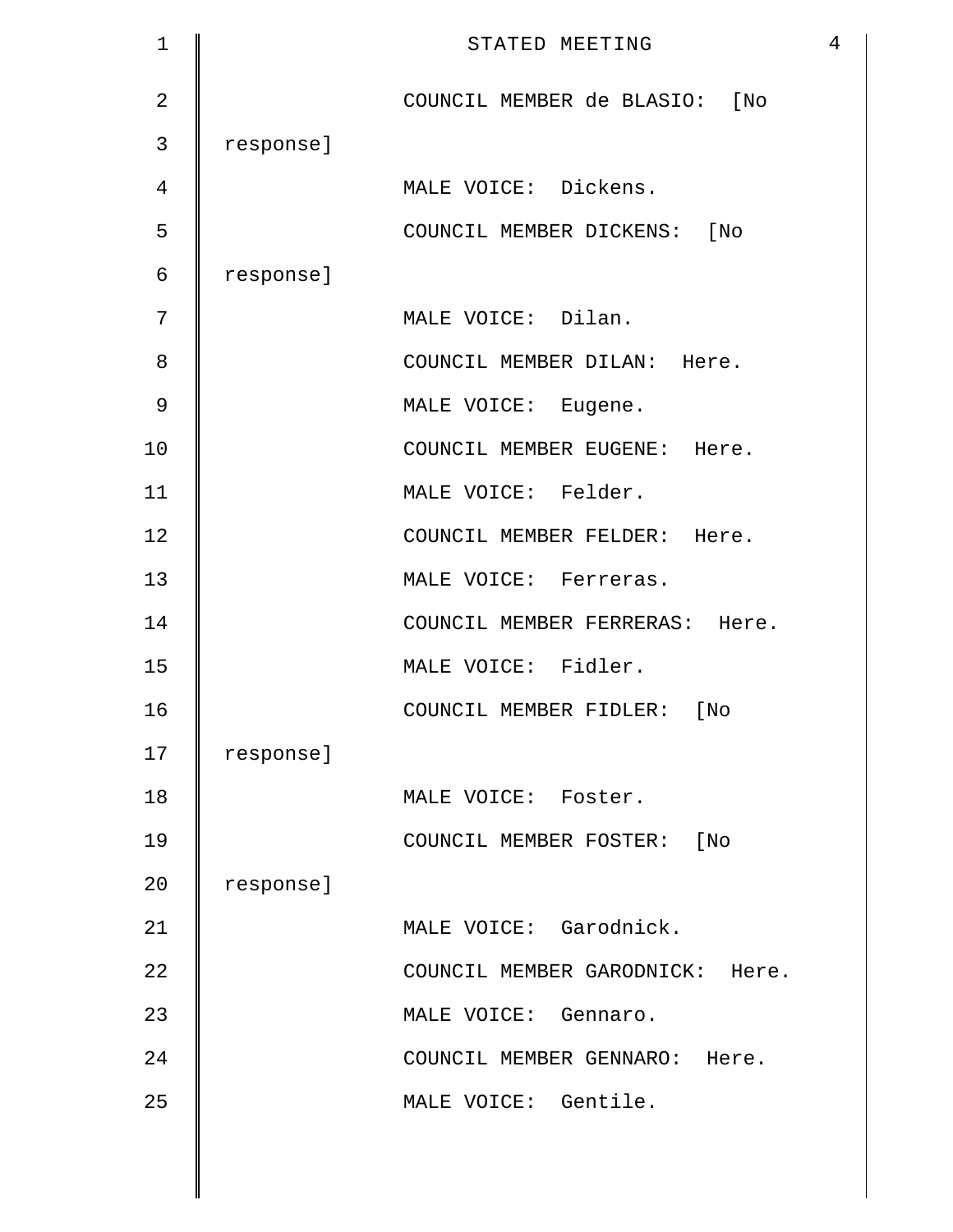COUNCIL MEMBER de BLASIO: [No response]

MALE VOICE: Dickens.

COUNCIL MEMBER DICKENS: [No response]

MALE VOICE: Dilan.

COUNCIL MEMBER DILAN: Here.

MALE VOICE: Eugene.

COUNCIL MEMBER EUGENE: Here.

MALE VOICE: Felder.

COUNCIL MEMBER FELDER: Here.

MALE VOICE: Ferreras.

COUNCIL MEMBER FERRERAS: Here.

MALE VOICE: Fidler.

COUNCIL MEMBER FIDLER: [No response]

MALE VOICE: Foster.

COUNCIL MEMBER FOSTER: [No response]

MALE VOICE: Garodnick.

COUNCIL MEMBER GARODNICK: Here.

MALE VOICE: Gennaro.

COUNCIL MEMBER GENNARO: Here.

MALE VOICE: Gentile.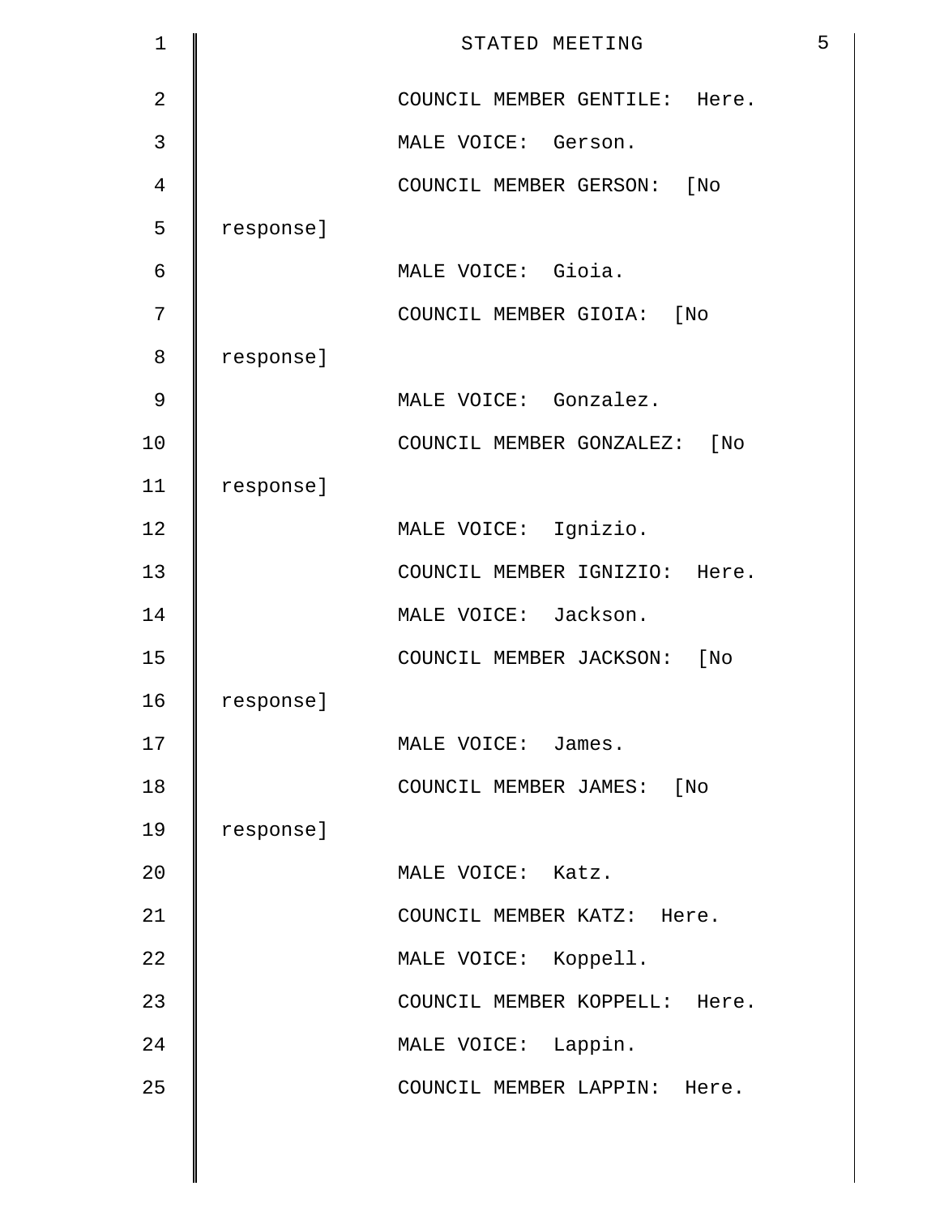COUNCIL MEMBER GENTILE: Here.

MALE VOICE: Gerson.

COUNCIL MEMBER GERSON: [No response]

MALE VOICE: Gioia.

COUNCIL MEMBER GIOIA: [No response]

MALE VOICE: Gonzalez.

COUNCIL MEMBER GONZALEZ: [No response]

MALE VOICE: Ignizio.

COUNCIL MEMBER IGNIZIO: Here.

MALE VOICE: Jackson.

COUNCIL MEMBER JACKSON: [No response]

MALE VOICE: James.

COUNCIL MEMBER JAMES: [No response]

MALE VOICE: Katz.

COUNCIL MEMBER KATZ: Here.

MALE VOICE: Koppell.

COUNCIL MEMBER KOPPELL: Here.

MALE VOICE: Lappin.

COUNCIL MEMBER LAPPIN: Here.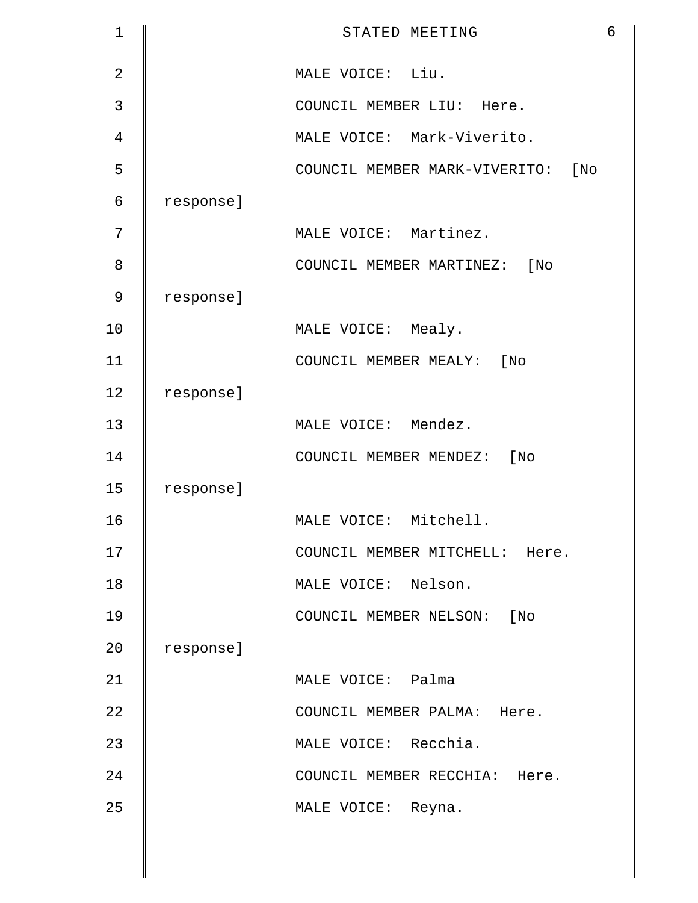MALE VOICE: Liu.

COUNCIL MEMBER LIU: Here.

MALE VOICE: Mark-Viverito.

COUNCIL MEMBER MARK-VIVERITO: [No response]

MALE VOICE: Martinez.

COUNCIL MEMBER MARTINEZ: [No response]

MALE VOICE: Mealy.

COUNCIL MEMBER MEALY: [No response]

MALE VOICE: Mendez.

COUNCIL MEMBER MENDEZ: [No response]

MALE VOICE: Mitchell.

COUNCIL MEMBER MITCHELL: Here.

MALE VOICE: Nelson.

COUNCIL MEMBER NELSON: [No response]

MALE VOICE: Palma

COUNCIL MEMBER PALMA: Here.

MALE VOICE: Recchia.

COUNCIL MEMBER RECCHIA: Here.

MALE VOICE: Reyna.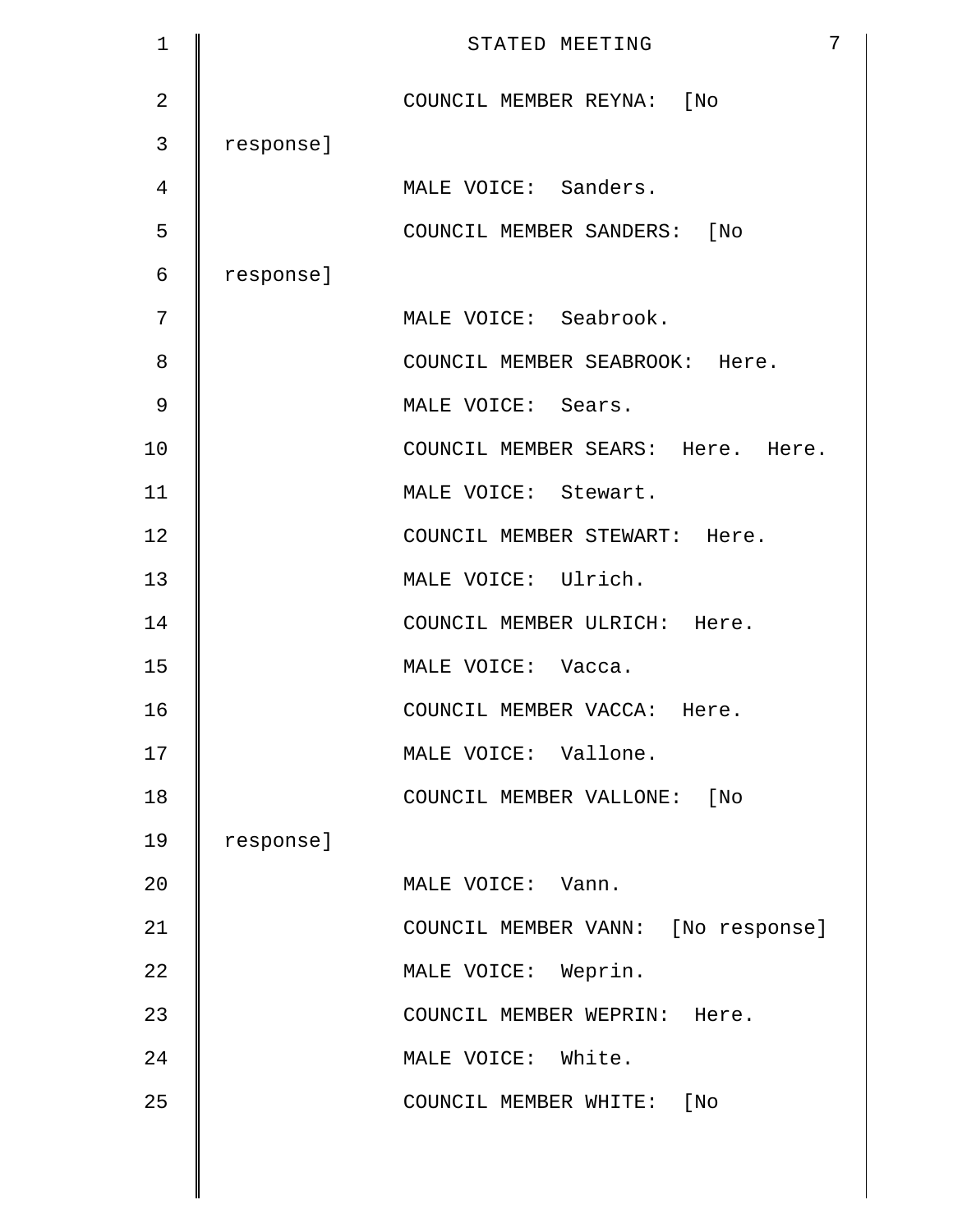COUNCIL MEMBER REYNA: [No response]

MALE VOICE: Sanders.

COUNCIL MEMBER SANDERS: [No response]

MALE VOICE: Seabrook.

COUNCIL MEMBER SEABROOK: Here.

MALE VOICE: Sears.

COUNCIL MEMBER SEARS: Here. Here.

MALE VOICE: Stewart.

COUNCIL MEMBER STEWART: Here.

MALE VOICE: Ulrich.

COUNCIL MEMBER ULRICH: Here.

MALE VOICE: Vacca.

COUNCIL MEMBER VACCA: Here.

MALE VOICE: Vallone.

COUNCIL MEMBER VALLONE: [No response]

MALE VOICE: Vann.

COUNCIL MEMBER VANN: [No response]

MALE VOICE: Weprin.

COUNCIL MEMBER WEPRIN: Here.

MALE VOICE: White.

COUNCIL MEMBER WHITE: [No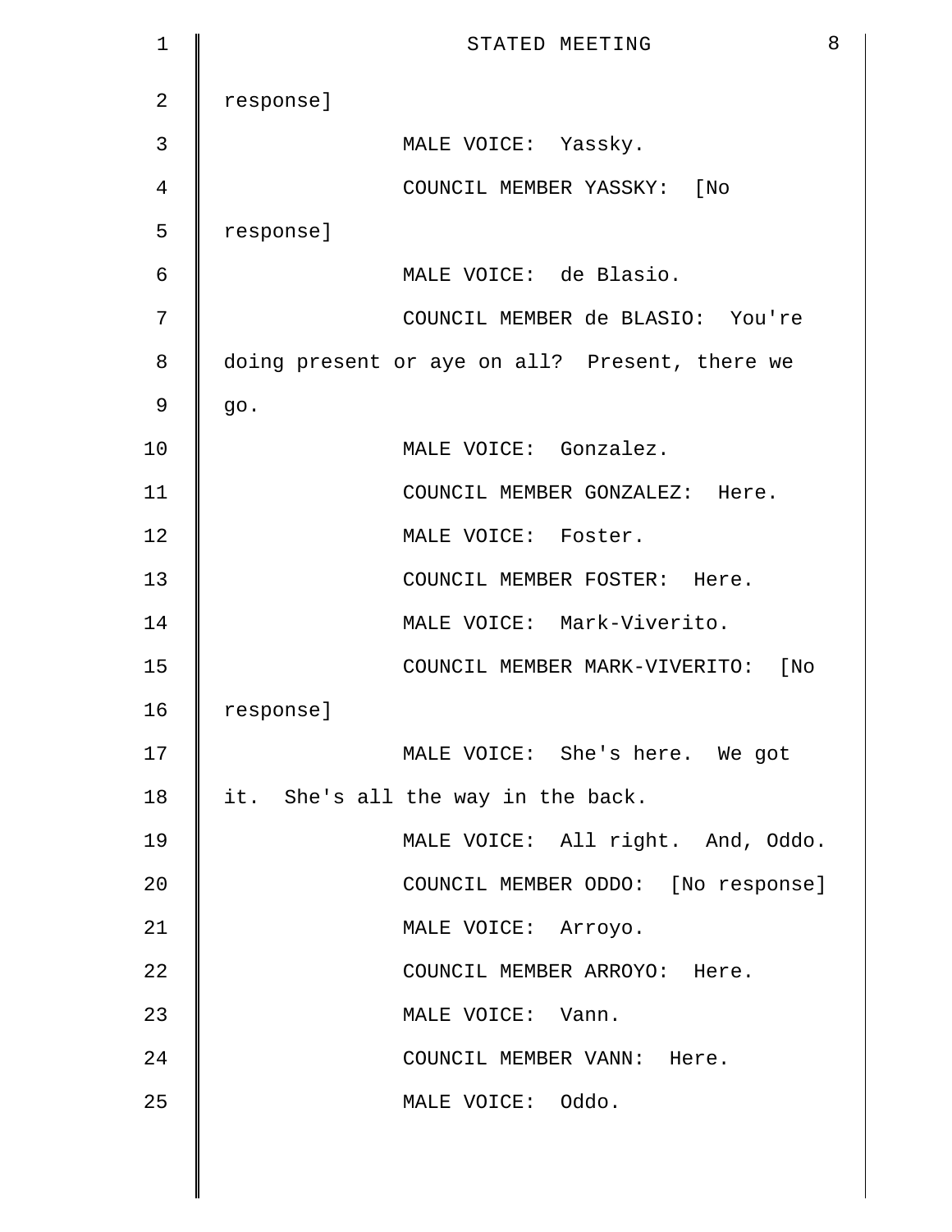response]

MALE VOICE: Yassky.

COUNCIL MEMBER YASSKY: [No response]

MALE VOICE: de Blasio.

COUNCIL MEMBER de BLASIO: You're doing present or aye on all? Present, there we go.

MALE VOICE: Gonzalez.

COUNCIL MEMBER GONZALEZ: Here.

MALE VOICE: Foster.

COUNCIL MEMBER FOSTER: Here.

MALE VOICE: Mark-Viverito.

COUNCIL MEMBER MARK-VIVERITO: [No response]

MALE VOICE: She's here. We got it. She's all the way in the back.

MALE VOICE: All right. And, Oddo.

COUNCIL MEMBER ODDO: [No response]

MALE VOICE: Arroyo.

COUNCIL MEMBER ARROYO: Here.

MALE VOICE: Vann.

COUNCIL MEMBER VANN: Here.

MALE VOICE: Oddo.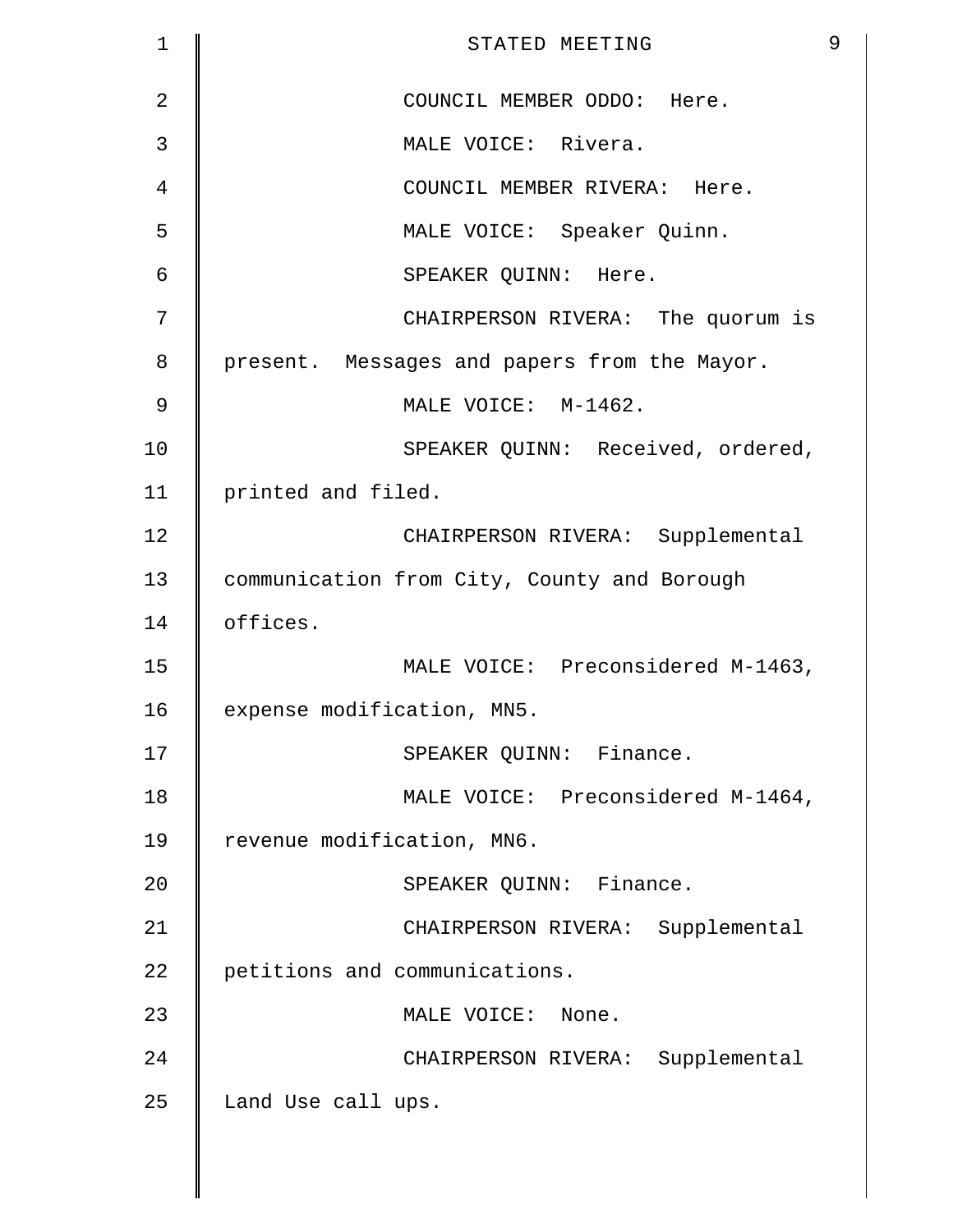COUNCIL MEMBER ODDO: Here.

MALE VOICE: Rivera.

COUNCIL MEMBER RIVERA: Here.

MALE VOICE: Speaker Quinn.

SPEAKER QUINN: Here.

CHAIRPERSON RIVERA: The quorum is present. Messages and papers from the Mayor.

MALE VOICE: M-1462.

SPEAKER QUINN: Received, ordered, printed and filed.

CHAIRPERSON RIVERA: Supplemental communication from City, County and Borough offices.

MALE VOICE: Preconsidered M-1463, expense modification, MN5.

SPEAKER QUINN: Finance.

MALE VOICE: Preconsidered M-1464, revenue modification, MN6.

SPEAKER QUINN: Finance.

CHAIRPERSON RIVERA: Supplemental petitions and communications.

MALE VOICE: None.

CHAIRPERSON RIVERA: Supplemental Land Use call ups.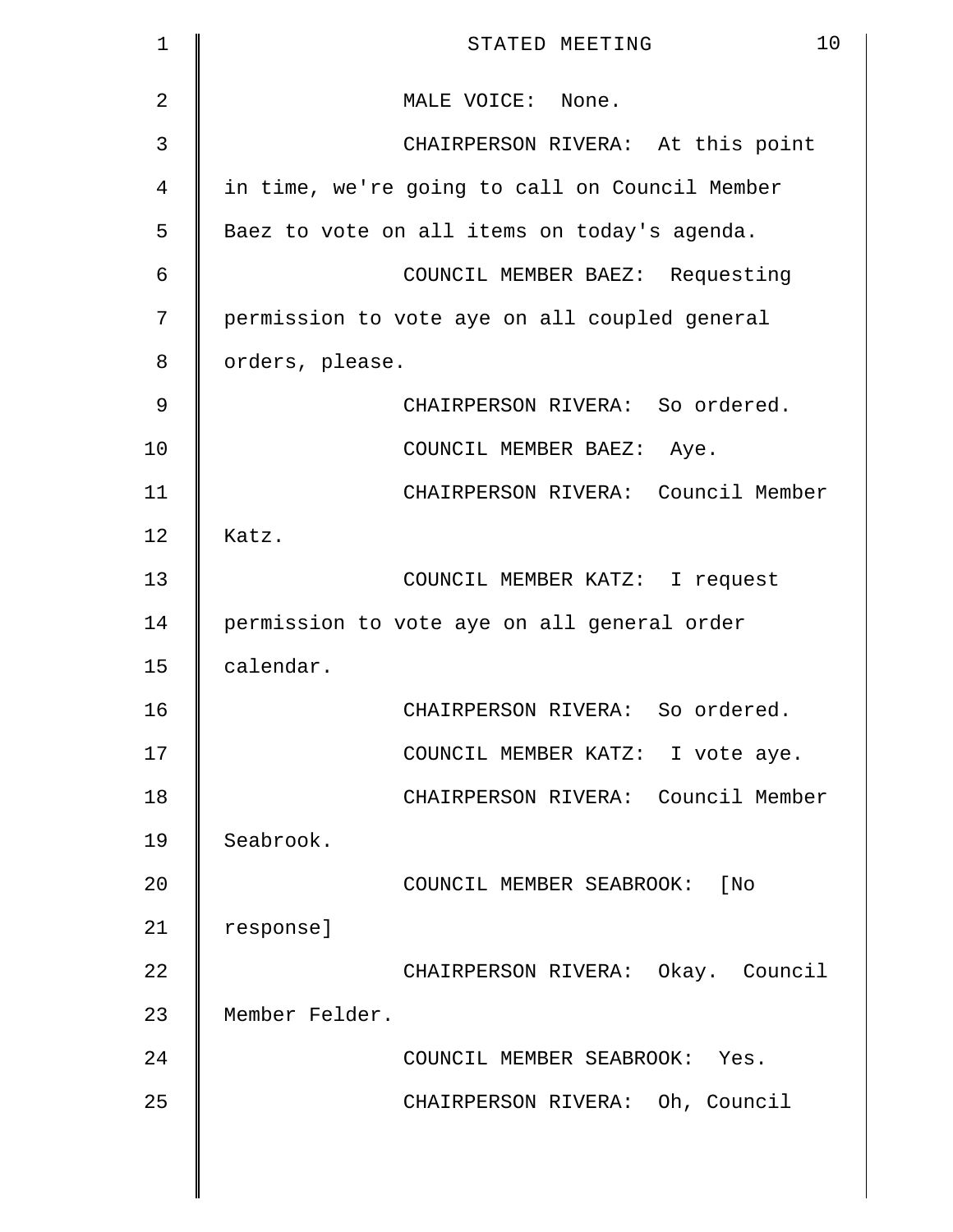MALE VOICE: None.

CHAIRPERSON RIVERA: At this point in time, we're going to call on Council Member Baez to vote on all items on today's agenda.

COUNCIL MEMBER BAEZ: Requesting permission to vote aye on all coupled general orders, please.

CHAIRPERSON RIVERA: So ordered.

COUNCIL MEMBER BAEZ: Aye.

CHAIRPERSON RIVERA: Council Member Katz.

COUNCIL MEMBER KATZ: I request permission to vote aye on all general order calendar.

CHAIRPERSON RIVERA: So ordered.

COUNCIL MEMBER KATZ: I vote aye.

CHAIRPERSON RIVERA: Council Member Seabrook.

COUNCIL MEMBER SEABROOK: [No response]

CHAIRPERSON RIVERA: Okay. Council Member Felder.

COUNCIL MEMBER SEABROOK: Yes.

CHAIRPERSON RIVERA: Oh, Council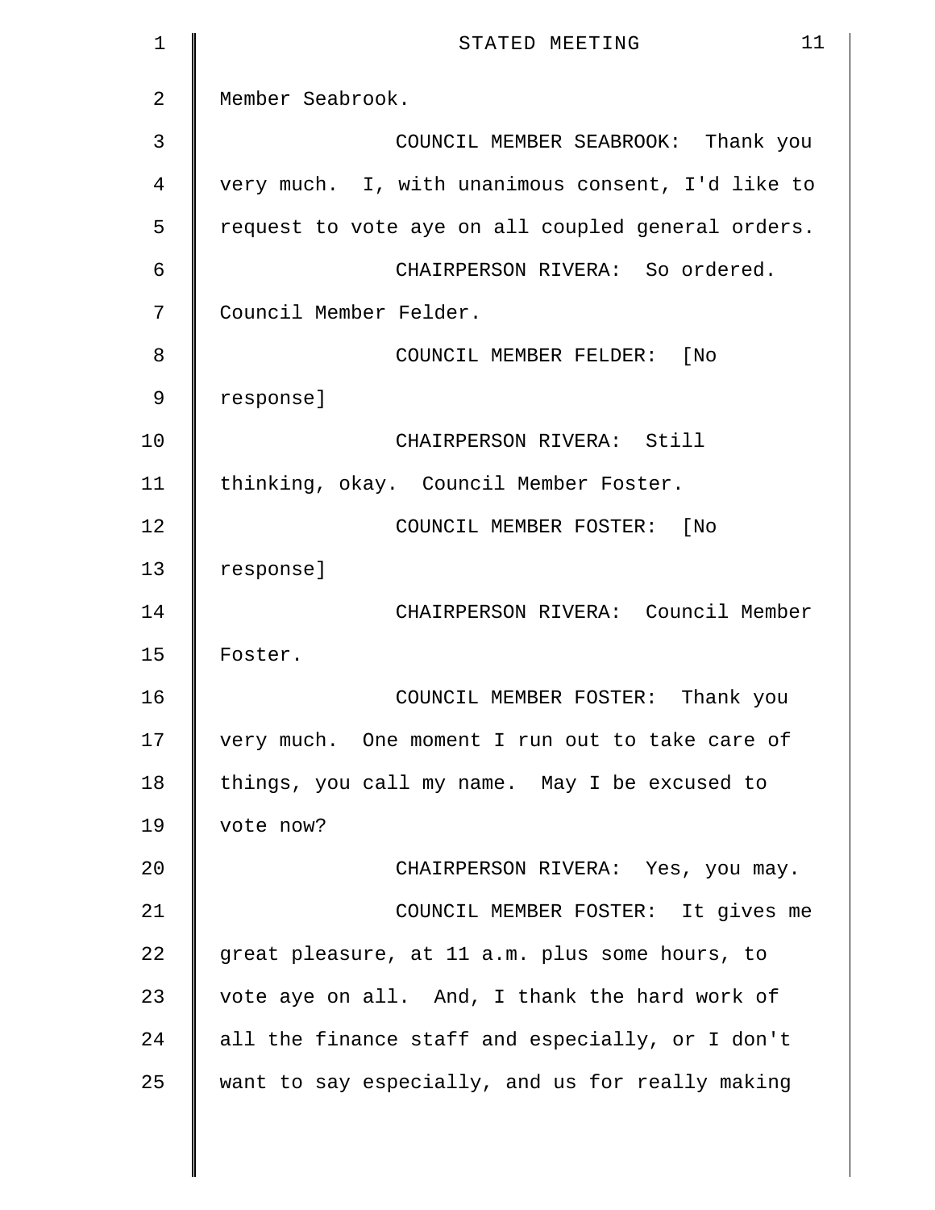Member Seabrook.

COUNCIL MEMBER SEABROOK: Thank you very much. I, with unanimous consent, I'd like to request to vote aye on all coupled general orders.

CHAIRPERSON RIVERA: So ordered. Council Member Felder.

COUNCIL MEMBER FELDER: [No response]

CHAIRPERSON RIVERA: Still thinking, okay. Council Member Foster.

COUNCIL MEMBER FOSTER: [No response]

CHAIRPERSON RIVERA: Council Member Foster.

COUNCIL MEMBER FOSTER: Thank you very much. One moment I run out to take care of things, you call my name. May I be excused to vote now?

CHAIRPERSON RIVERA: Yes, you may.

COUNCIL MEMBER FOSTER: It gives me great pleasure, at 11 a.m. plus some hours, to vote aye on all. And, I thank the hard work of all the finance staff and especially, or I don't want to say especially, and us for really making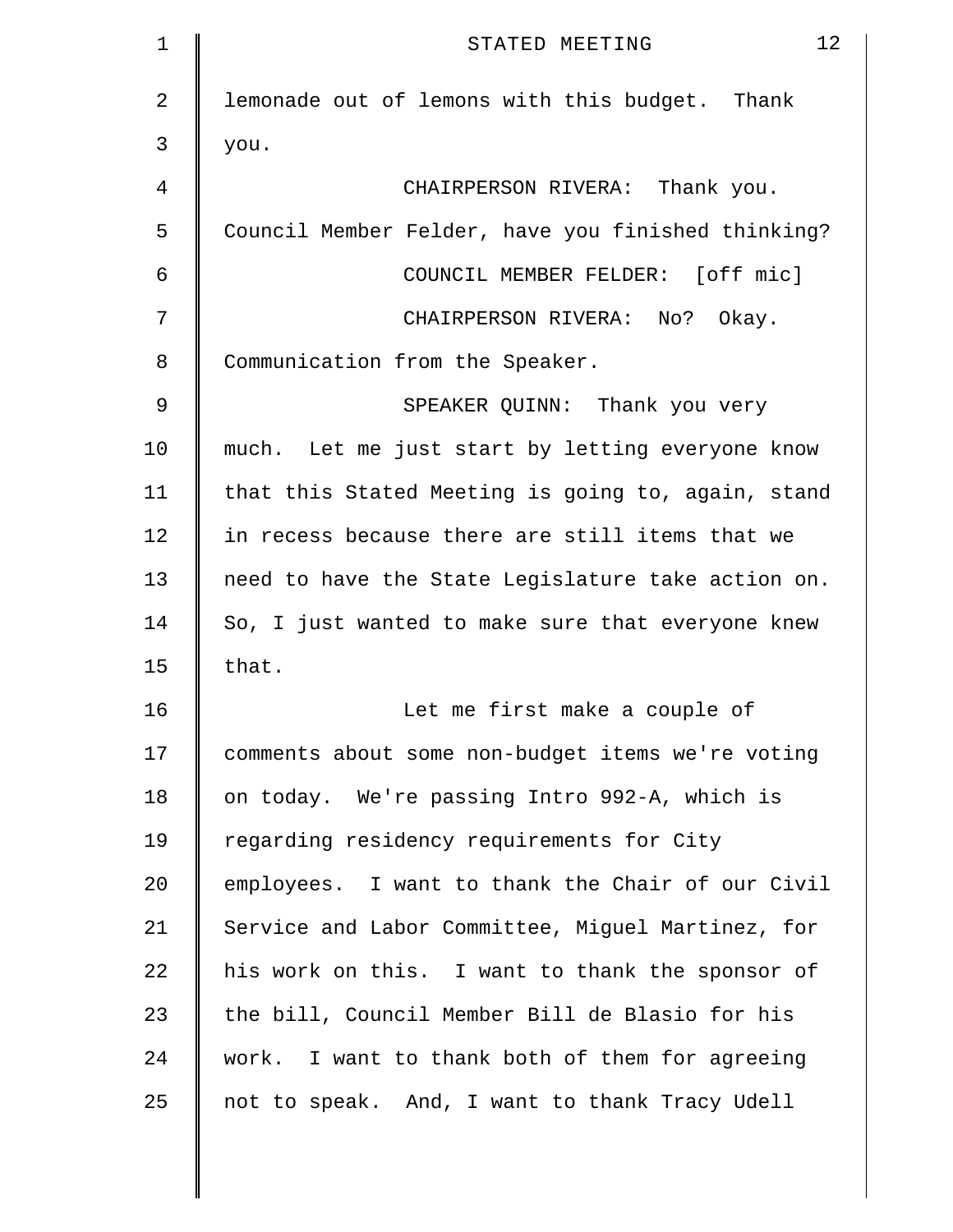lemonade out of lemons with this budget. Thank you.

CHAIRPERSON RIVERA: Thank you. Council Member Felder, have you finished thinking?

COUNCIL MEMBER FELDER: [off mic]

CHAIRPERSON RIVERA: No? Okay. Communication from the Speaker.

SPEAKER QUINN: Thank you very much. Let me just start by letting everyone know that this Stated Meeting is going to, again, stand in recess because there are still items that we need to have the State Legislature take action on. So, I just wanted to make sure that everyone knew that.

Let me first make a couple of comments about some non-budget items we're voting on today. We're passing Intro 992-A, which is regarding residency requirements for City employees. I want to thank the Chair of our Civil Service and Labor Committee, Miguel Martinez, for his work on this. I want to thank the sponsor of the bill, Council Member Bill de Blasio for his work. I want to thank both of them for agreeing not to speak. And, I want to thank Tracy Udell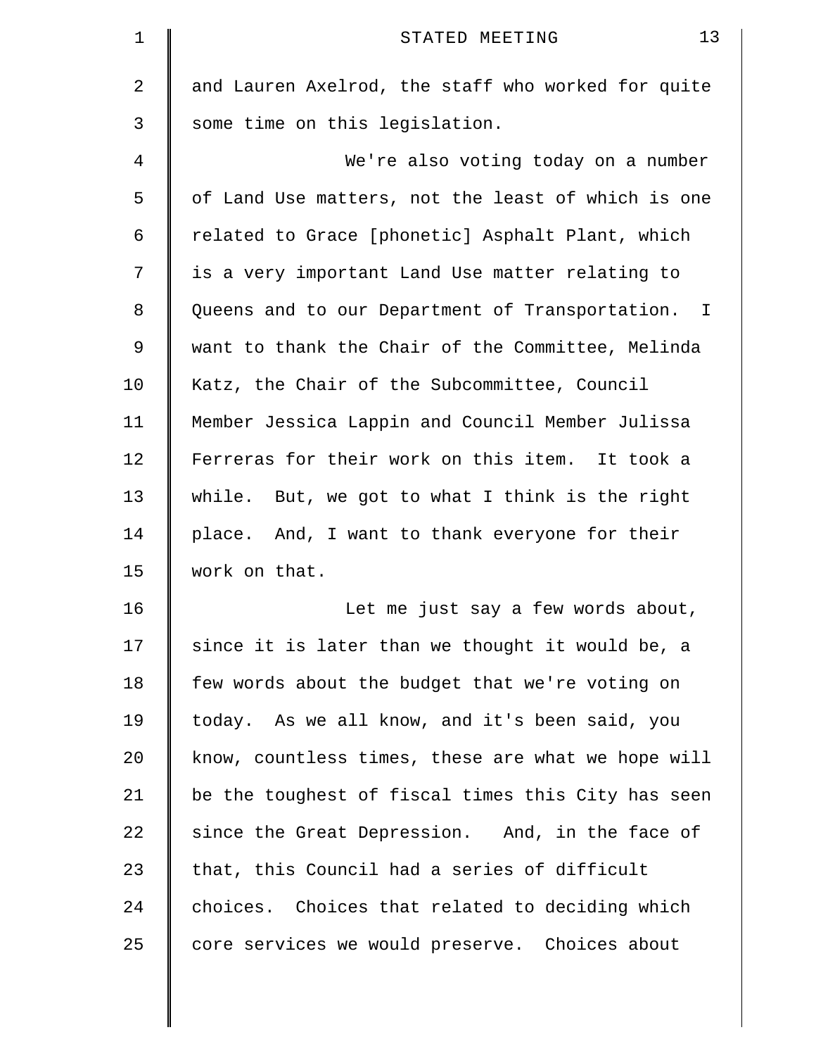and Lauren Axelrod, the staff who worked for quite some time on this legislation.

We're also voting today on a number of Land Use matters, not the least of which is one related to Grace [phonetic] Asphalt Plant, which is a very important Land Use matter relating to Queens and to our Department of Transportation. I want to thank the Chair of the Committee, Melinda Katz, the Chair of the Subcommittee, Council Member Jessica Lappin and Council Member Julissa Ferreras for their work on this item. It took a while. But, we got to what I think is the right place. And, I want to thank everyone for their work on that.

Let me just say a few words about, since it is later than we thought it would be, a few words about the budget that we're voting on today. As we all know, and it's been said, you know, countless times, these are what we hope will be the toughest of fiscal times this City has seen since the Great Depression. And, in the face of that, this Council had a series of difficult choices. Choices that related to deciding which core services we would preserve. Choices about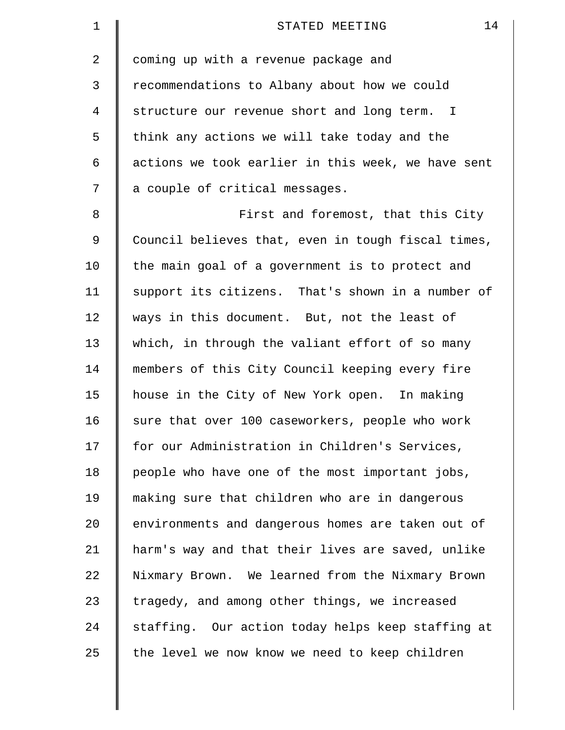coming up with a revenue package and recommendations to Albany about how we could structure our revenue short and long term. I think any actions we will take today and the actions we took earlier in this week, we have sent a couple of critical messages.

First and foremost, that this City Council believes that, even in tough fiscal times, the main goal of a government is to protect and support its citizens. That's shown in a number of ways in this document. But, not the least of which, in through the valiant effort of so many members of this City Council keeping every fire house in the City of New York open. In making sure that over 100 caseworkers, people who work for our Administration in Children's Services, people who have one of the most important jobs, making sure that children who are in dangerous environments and dangerous homes are taken out of harm's way and that their lives are saved, unlike Nixmary Brown. We learned from the Nixmary Brown tragedy, and among other things, we increased staffing. Our action today helps keep staffing at the level we now know we need to keep children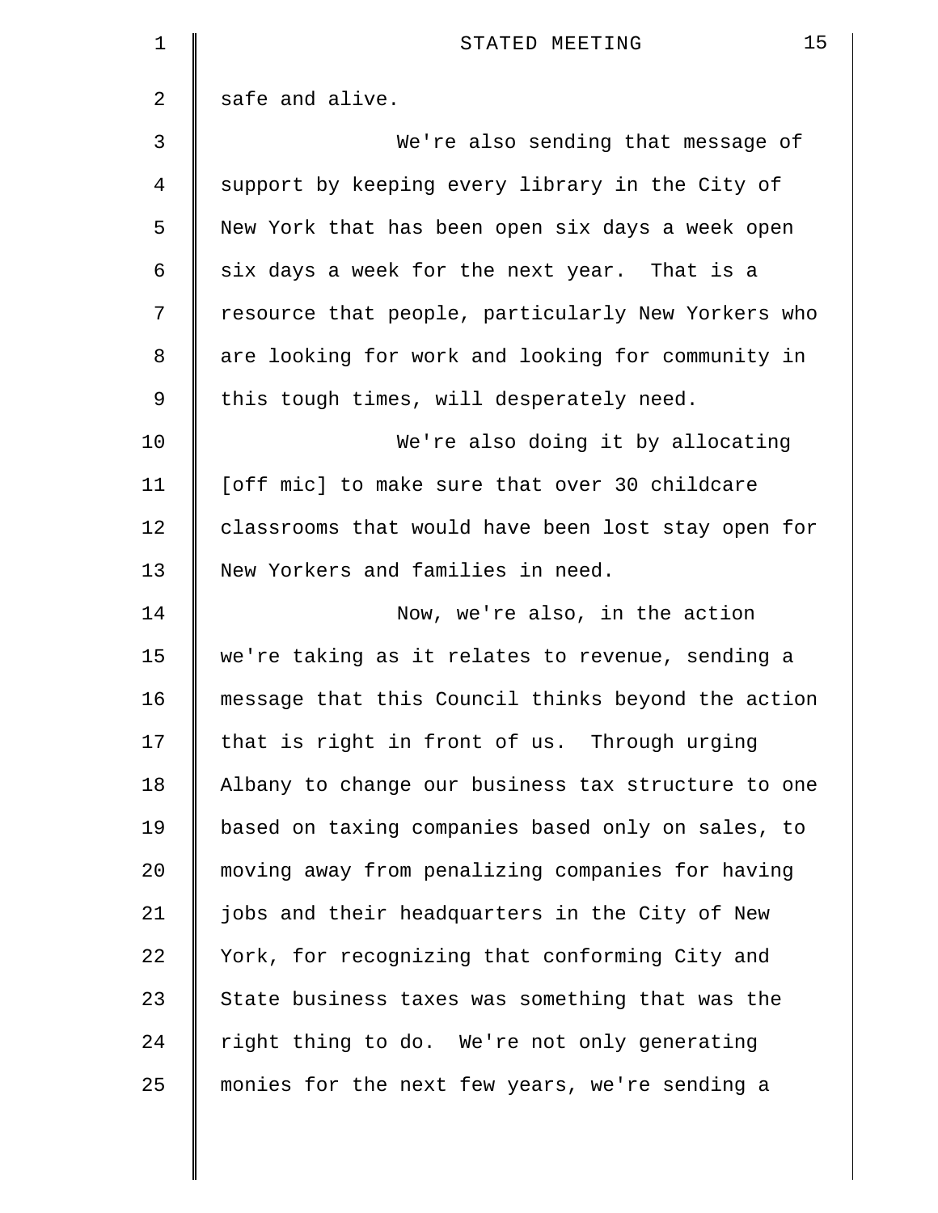safe and alive.

We're also sending that message of support by keeping every library in the City of New York that has been open six days a week open six days a week for the next year. That is a resource that people, particularly New Yorkers who are looking for work and looking for community in this tough times, will desperately need.

We're also doing it by allocating [off mic] to make sure that over 30 childcare classrooms that would have been lost stay open for New Yorkers and families in need.

Now, we're also, in the action we're taking as it relates to revenue, sending a message that this Council thinks beyond the action that is right in front of us. Through urging Albany to change our business tax structure to one based on taxing companies based only on sales, to moving away from penalizing companies for having jobs and their headquarters in the City of New York, for recognizing that conforming City and State business taxes was something that was the right thing to do. We're not only generating monies for the next few years, we're sending a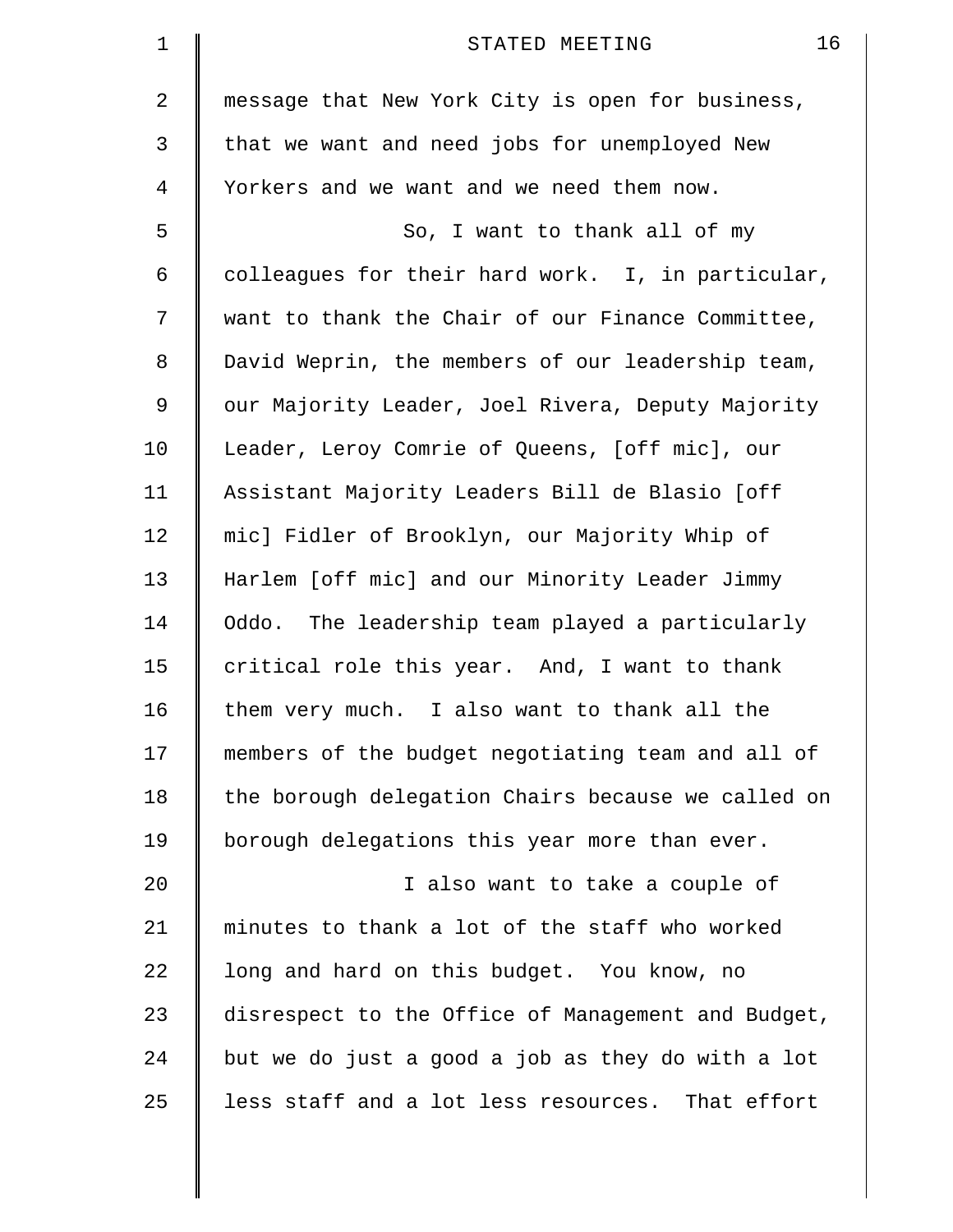message that New York City is open for business, that we want and need jobs for unemployed New Yorkers and we want and we need them now.

So, I want to thank all of my colleagues for their hard work. I, in particular, want to thank the Chair of our Finance Committee, David Weprin, the members of our leadership team, our Majority Leader, Joel Rivera, Deputy Majority Leader, Leroy Comrie of Queens, [off mic], our Assistant Majority Leaders Bill de Blasio [off mic] Fidler of Brooklyn, our Majority Whip of Harlem [off mic] and our Minority Leader Jimmy Oddo. The leadership team played a particularly critical role this year. And, I want to thank them very much. I also want to thank all the members of the budget negotiating team and all of the borough delegation Chairs because we called on borough delegations this year more than ever.

I also want to take a couple of minutes to thank a lot of the staff who worked long and hard on this budget. You know, no disrespect to the Office of Management and Budget, but we do just a good a job as they do with a lot less staff and a lot less resources. That effort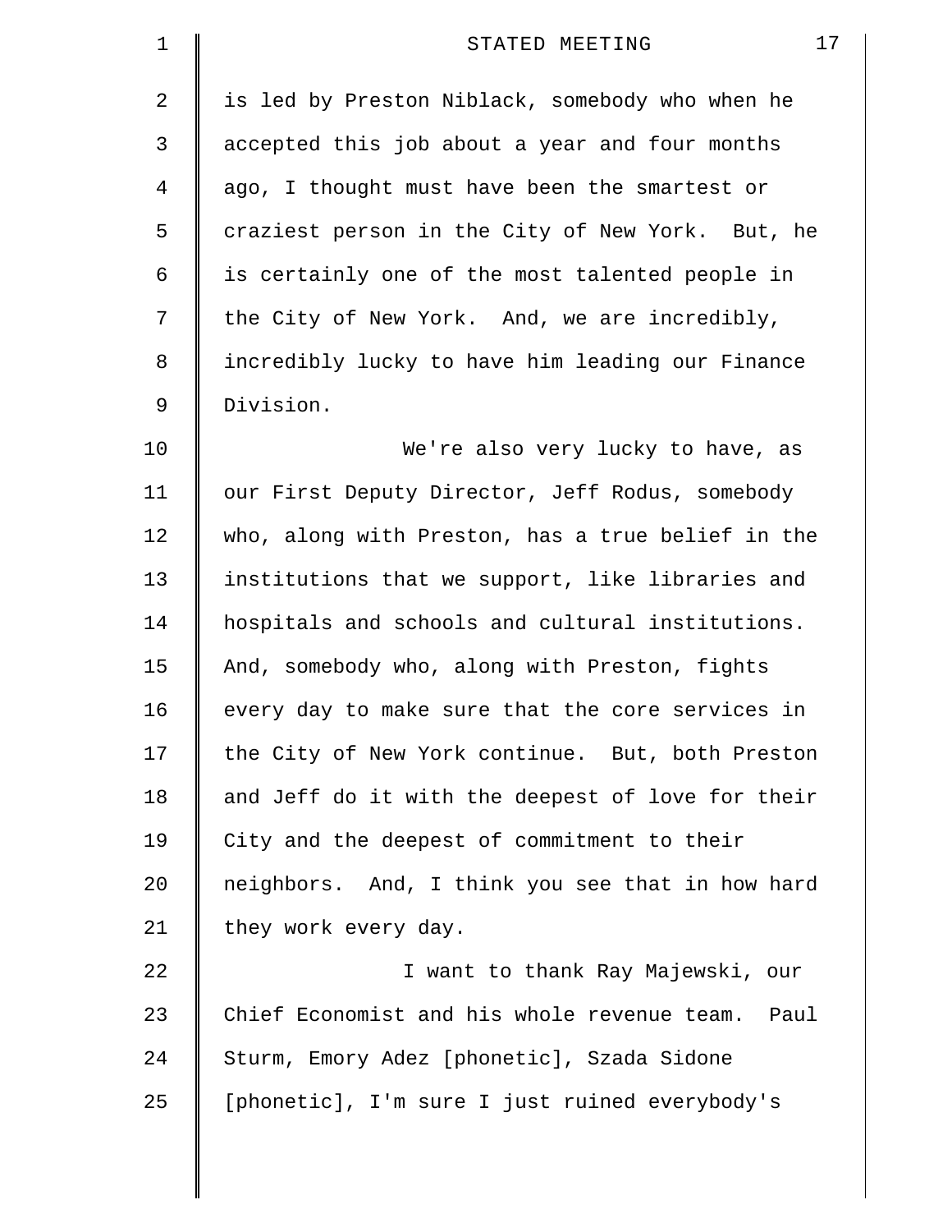is led by Preston Niblack, somebody who when he accepted this job about a year and four months ago, I thought must have been the smartest or craziest person in the City of New York. But, he is certainly one of the most talented people in the City of New York. And, we are incredibly, incredibly lucky to have him leading our Finance Division.

We're also very lucky to have, as our First Deputy Director, Jeff Rodus, somebody who, along with Preston, has a true belief in the institutions that we support, like libraries and hospitals and schools and cultural institutions. And, somebody who, along with Preston, fights every day to make sure that the core services in the City of New York continue. But, both Preston and Jeff do it with the deepest of love for their City and the deepest of commitment to their neighbors. And, I think you see that in how hard they work every day.

I want to thank Ray Majewski, our Chief Economist and his whole revenue team. Paul Sturm, Emory Adez [phonetic], Szada Sidone [phonetic], I'm sure I just ruined everybody's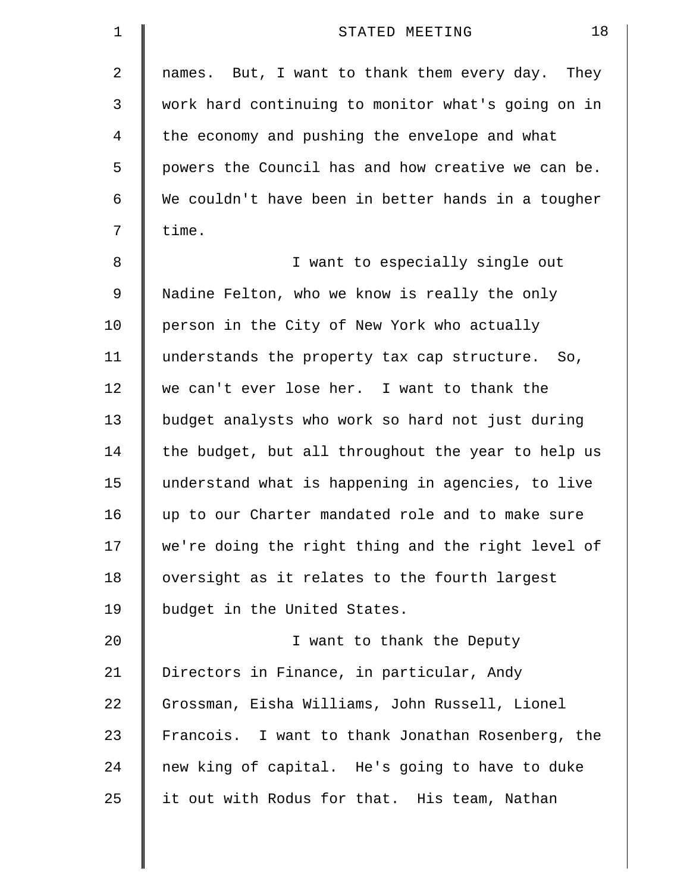names. But, I want to thank them every day. They work hard continuing to monitor what's going on in the economy and pushing the envelope and what powers the Council has and how creative we can be. We couldn't have been in better hands in a tougher time.

I want to especially single out Nadine Felton, who we know is really the only person in the City of New York who actually understands the property tax cap structure. So, we can't ever lose her. I want to thank the budget analysts who work so hard not just during the budget, but all throughout the year to help us understand what is happening in agencies, to live up to our Charter mandated role and to make sure we're doing the right thing and the right level of oversight as it relates to the fourth largest budget in the United States.

I want to thank the Deputy Directors in Finance, in particular, Andy Grossman, Eisha Williams, John Russell, Lionel Francois. I want to thank Jonathan Rosenberg, the new king of capital. He's going to have to duke it out with Rodus for that. His team, Nathan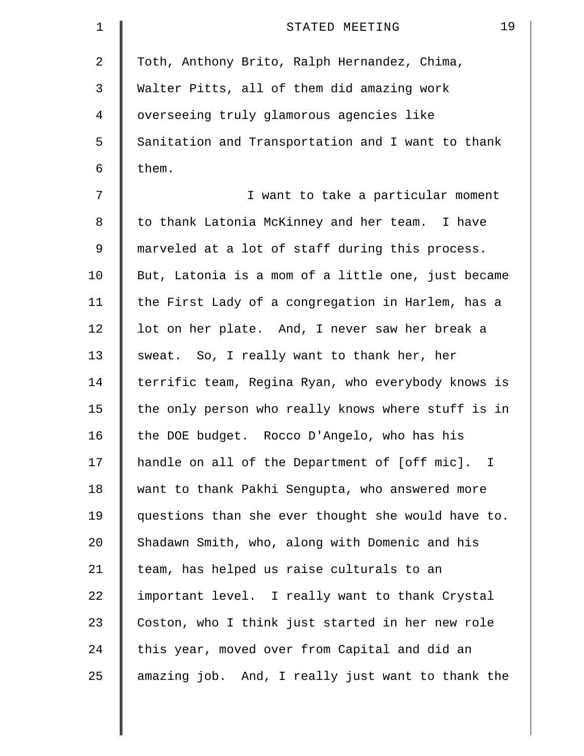Toth, Anthony Brito, Ralph Hernandez, Chima, Walter Pitts, all of them did amazing work overseeing truly glamorous agencies like Sanitation and Transportation and I want to thank them.

I want to take a particular moment to thank Latonia McKinney and her team. I have marveled at a lot of staff during this process. But, Latonia is a mom of a little one, just became the First Lady of a congregation in Harlem, has a lot on her plate. And, I never saw her break a sweat. So, I really want to thank her, her terrific team, Regina Ryan, who everybody knows is the only person who really knows where stuff is in the DOE budget. Rocco D'Angelo, who has his handle on all of the Department of [off mic]. I want to thank Pakhi Sengupta, who answered more questions than she ever thought she would have to. Shadawn Smith, who, along with Domenic and his team, has helped us raise culturals to an important level. I really want to thank Crystal Coston, who I think just started in her new role this year, moved over from Capital and did an amazing job. And, I really just want to thank the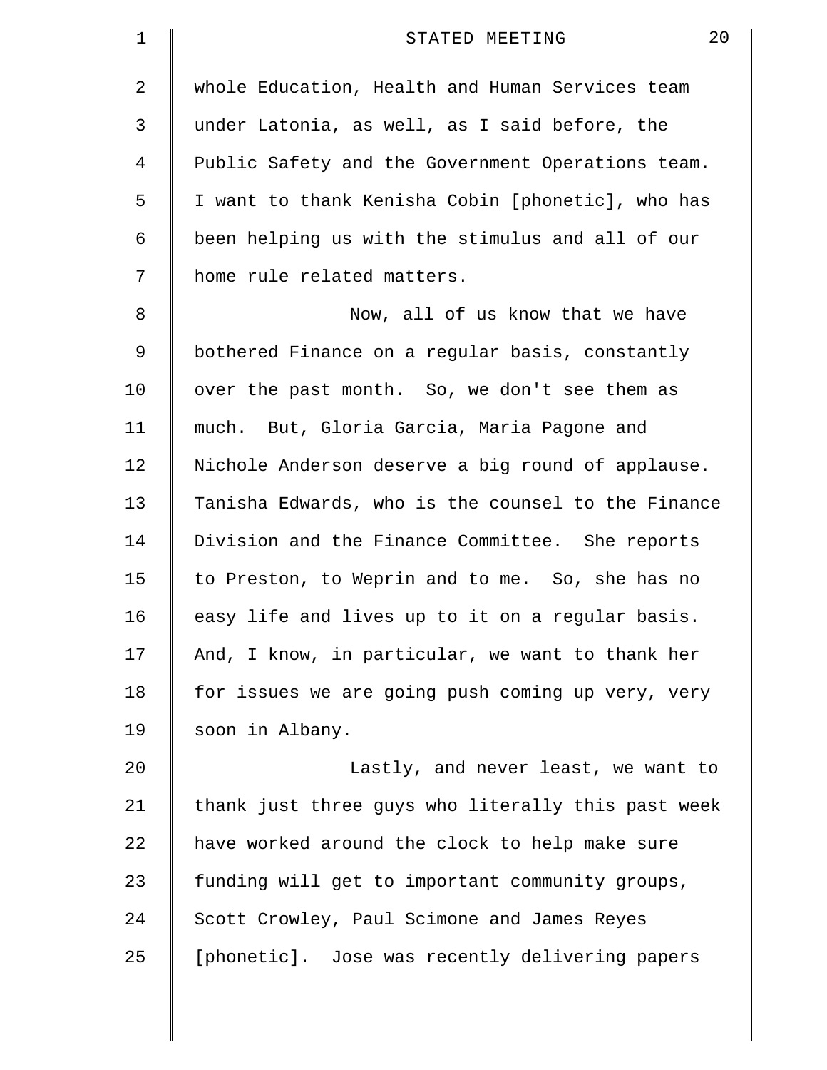whole Education, Health and Human Services team under Latonia, as well, as I said before, the Public Safety and the Government Operations team. I want to thank Kenisha Cobin [phonetic], who has been helping us with the stimulus and all of our home rule related matters.

Now, all of us know that we have bothered Finance on a regular basis, constantly over the past month. So, we don't see them as much. But, Gloria Garcia, Maria Pagone and Nichole Anderson deserve a big round of applause. Tanisha Edwards, who is the counsel to the Finance Division and the Finance Committee. She reports to Preston, to Weprin and to me. So, she has no easy life and lives up to it on a regular basis. And, I know, in particular, we want to thank her for issues we are going push coming up very, very soon in Albany.

Lastly, and never least, we want to thank just three guys who literally this past week have worked around the clock to help make sure funding will get to important community groups, Scott Crowley, Paul Scimone and James Reyes [phonetic]. Jose was recently delivering papers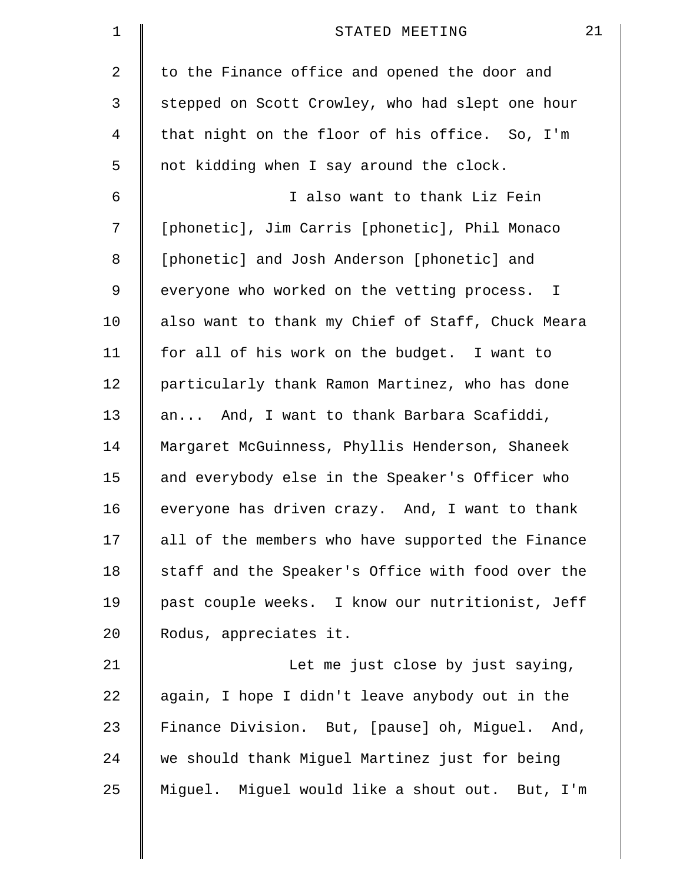to the Finance office and opened the door and stepped on Scott Crowley, who had slept one hour that night on the floor of his office. So, I'm not kidding when I say around the clock.

I also want to thank Liz Fein [phonetic], Jim Carris [phonetic], Phil Monaco [phonetic] and Josh Anderson [phonetic] and everyone who worked on the vetting process. I also want to thank my Chief of Staff, Chuck Meara for all of his work on the budget. I want to particularly thank Ramon Martinez, who has done an... And, I want to thank Barbara Scafiddi, Margaret McGuinness, Phyllis Henderson, Shaneek and everybody else in the Speaker's Officer who everyone has driven crazy. And, I want to thank all of the members who have supported the Finance staff and the Speaker's Office with food over the past couple weeks. I know our nutritionist, Jeff Rodus, appreciates it.

Let me just close by just saying, again, I hope I didn't leave anybody out in the Finance Division. But, [pause] oh, Miguel. And, we should thank Miguel Martinez just for being Miguel. Miguel would like a shout out. But, I'm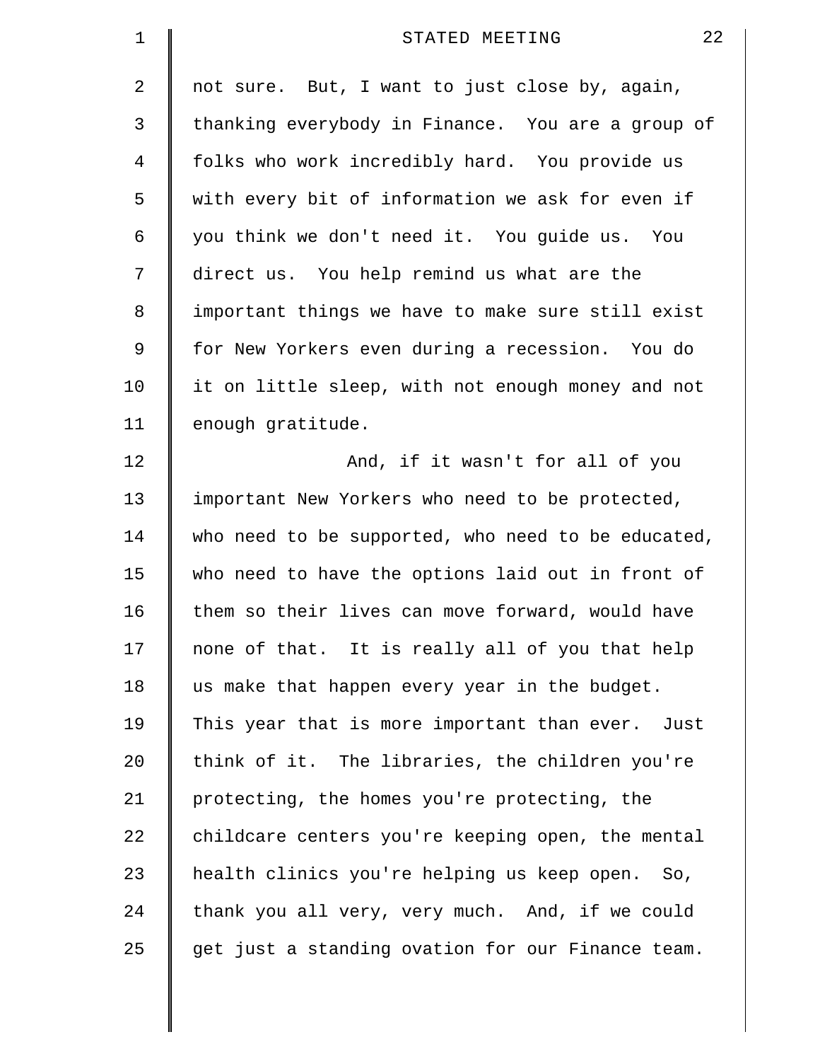not sure. But, I want to just close by, again, thanking everybody in Finance. You are a group of folks who work incredibly hard. You provide us with every bit of information we ask for even if you think we don't need it. You guide us. You direct us. You help remind us what are the important things we have to make sure still exist for New Yorkers even during a recession. You do it on little sleep, with not enough money and not enough gratitude.

And, if it wasn't for all of you important New Yorkers who need to be protected, who need to be supported, who need to be educated, who need to have the options laid out in front of them so their lives can move forward, would have none of that. It is really all of you that help us make that happen every year in the budget. This year that is more important than ever. Just think of it. The libraries, the children you're protecting, the homes you're protecting, the childcare centers you're keeping open, the mental health clinics you're helping us keep open. So, thank you all very, very much. And, if we could get just a standing ovation for our Finance team.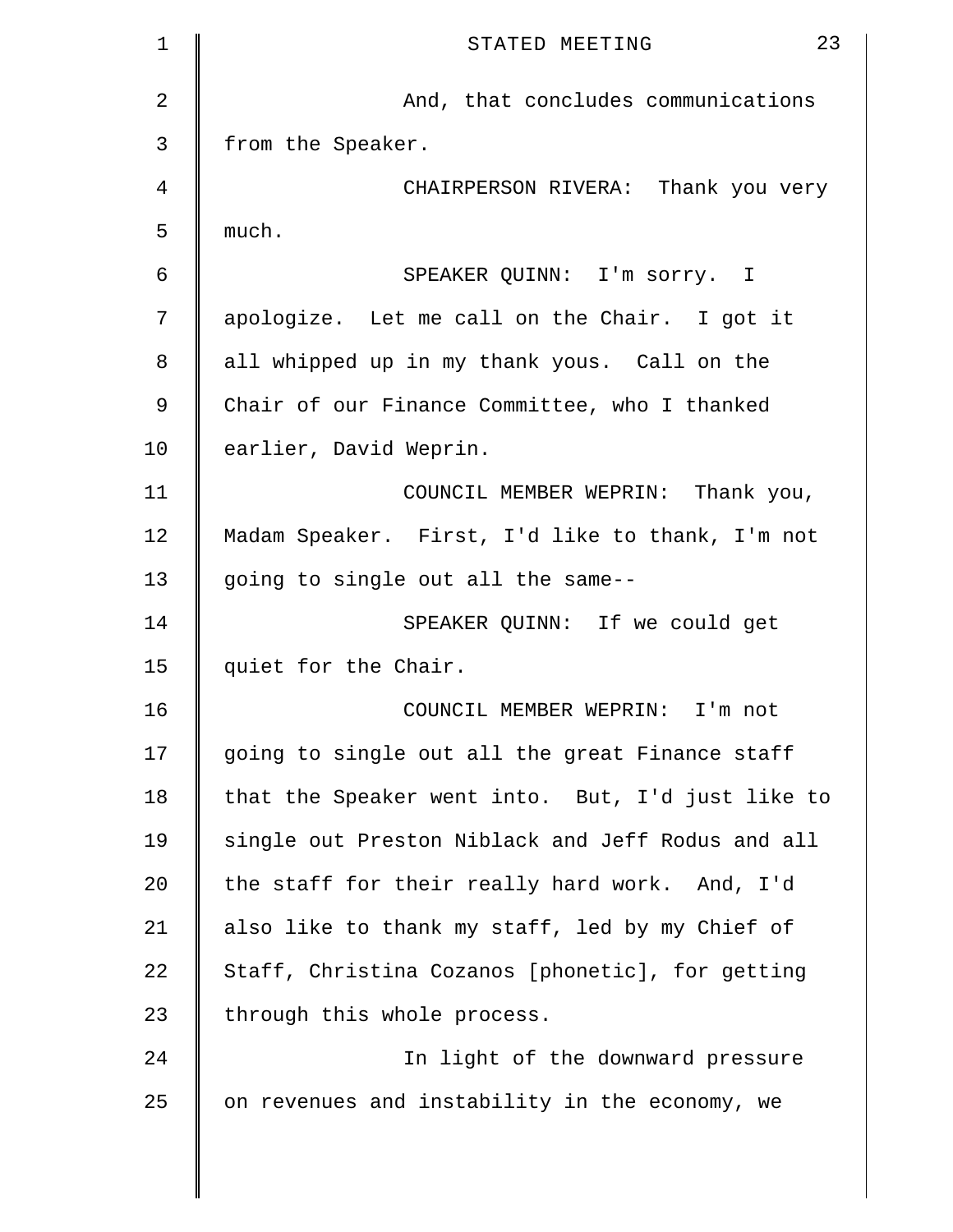And, that concludes communications from the Speaker.

CHAIRPERSON RIVERA: Thank you very much.

SPEAKER QUINN: I'm sorry. I apologize. Let me call on the Chair. I got it all whipped up in my thank yous. Call on the Chair of our Finance Committee, who I thanked earlier, David Weprin.

COUNCIL MEMBER WEPRIN: Thank you, Madam Speaker. First, I'd like to thank, I'm not going to single out all the same--

SPEAKER QUINN: If we could get quiet for the Chair.

COUNCIL MEMBER WEPRIN: I'm not going to single out all the great Finance staff that the Speaker went into. But, I'd just like to single out Preston Niblack and Jeff Rodus and all the staff for their really hard work. And, I'd also like to thank my staff, led by my Chief of Staff, Christina Cozanos [phonetic], for getting through this whole process.

In light of the downward pressure on revenues and instability in the economy, we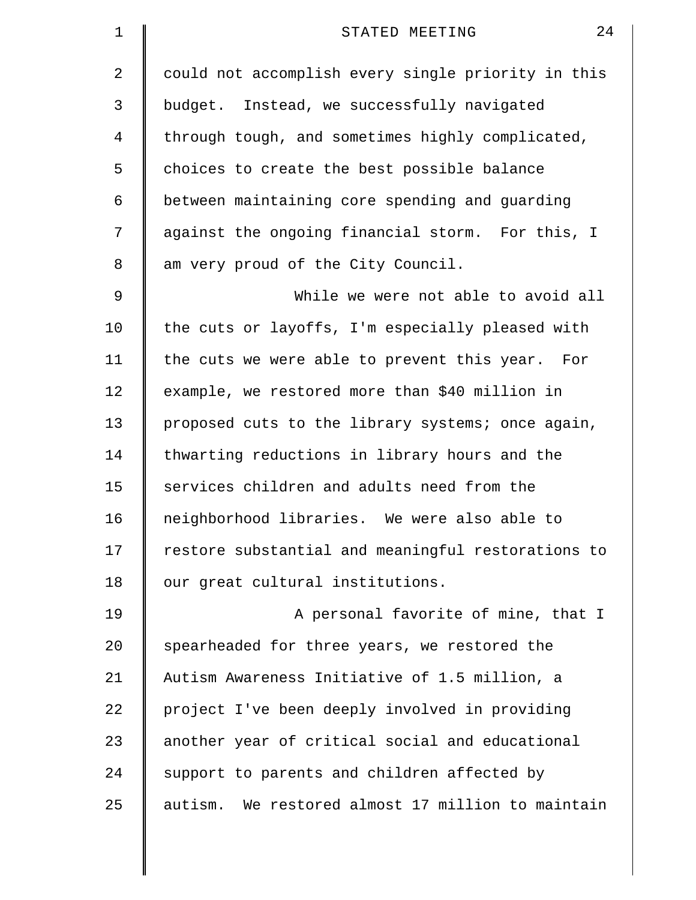could not accomplish every single priority in this budget. Instead, we successfully navigated through tough, and sometimes highly complicated, choices to create the best possible balance between maintaining core spending and guarding against the ongoing financial storm. For this, I am very proud of the City Council.

While we were not able to avoid all the cuts or layoffs, I'm especially pleased with the cuts we were able to prevent this year. For example, we restored more than $40 million in proposed cuts to the library systems; once again, thwarting reductions in library hours and the services children and adults need from the neighborhood libraries. We were also able to restore substantial and meaningful restorations to our great cultural institutions.

A personal favorite of mine, that I spearheaded for three years, we restored the Autism Awareness Initiative of 1.5 million, a project I've been deeply involved in providing another year of critical social and educational support to parents and children affected by autism. We restored almost 17 million to maintain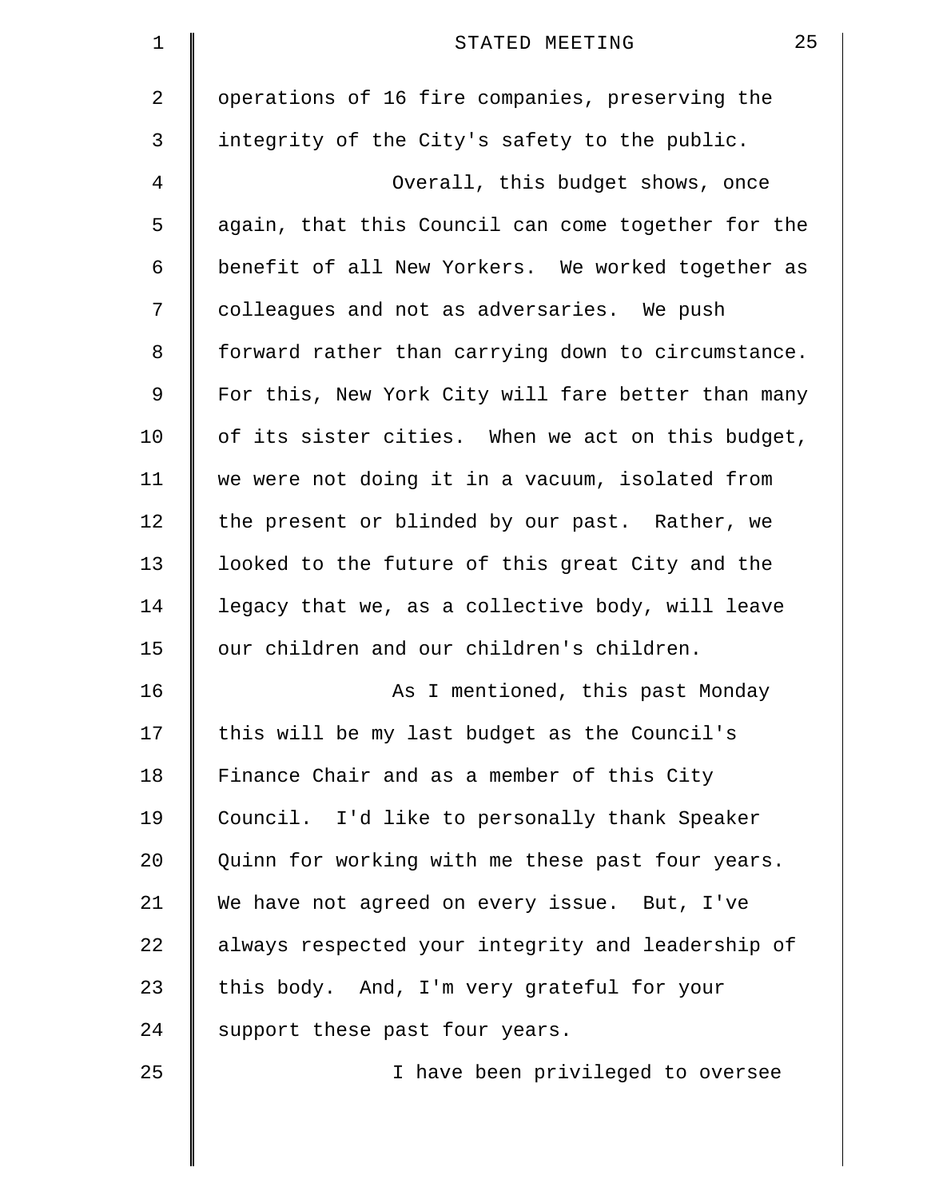operations of 16 fire companies, preserving the integrity of the City's safety to the public.

Overall, this budget shows, once again, that this Council can come together for the benefit of all New Yorkers. We worked together as colleagues and not as adversaries. We push forward rather than carrying down to circumstance. For this, New York City will fare better than many of its sister cities. When we act on this budget, we were not doing it in a vacuum, isolated from the present or blinded by our past. Rather, we looked to the future of this great City and the legacy that we, as a collective body, will leave our children and our children's children.

As I mentioned, this past Monday this will be my last budget as the Council's Finance Chair and as a member of this City Council. I'd like to personally thank Speaker Quinn for working with me these past four years. We have not agreed on every issue. But, I've always respected your integrity and leadership of this body. And, I'm very grateful for your support these past four years.

I have been privileged to oversee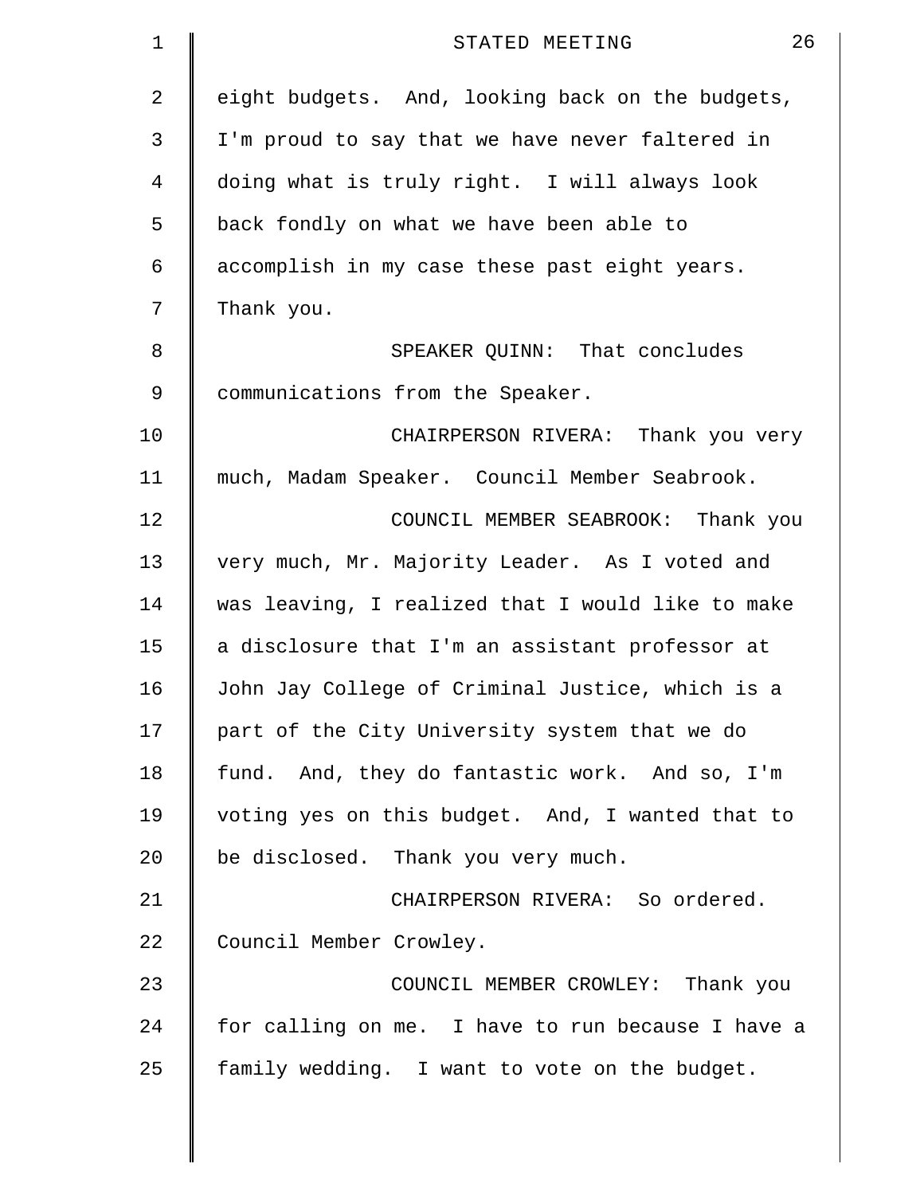eight budgets. And, looking back on the budgets, I'm proud to say that we have never faltered in doing what is truly right. I will always look back fondly on what we have been able to accomplish in my case these past eight years. Thank you.

SPEAKER QUINN: That concludes communications from the Speaker.

CHAIRPERSON RIVERA: Thank you very much, Madam Speaker. Council Member Seabrook.

COUNCIL MEMBER SEABROOK: Thank you very much, Mr. Majority Leader. As I voted and was leaving, I realized that I would like to make a disclosure that I'm an assistant professor at John Jay College of Criminal Justice, which is a part of the City University system that we do fund. And, they do fantastic work. And so, I'm voting yes on this budget. And, I wanted that to be disclosed. Thank you very much.

CHAIRPERSON RIVERA: So ordered. Council Member Crowley.

COUNCIL MEMBER CROWLEY: Thank you for calling on me. I have to run because I have a family wedding. I want to vote on the budget.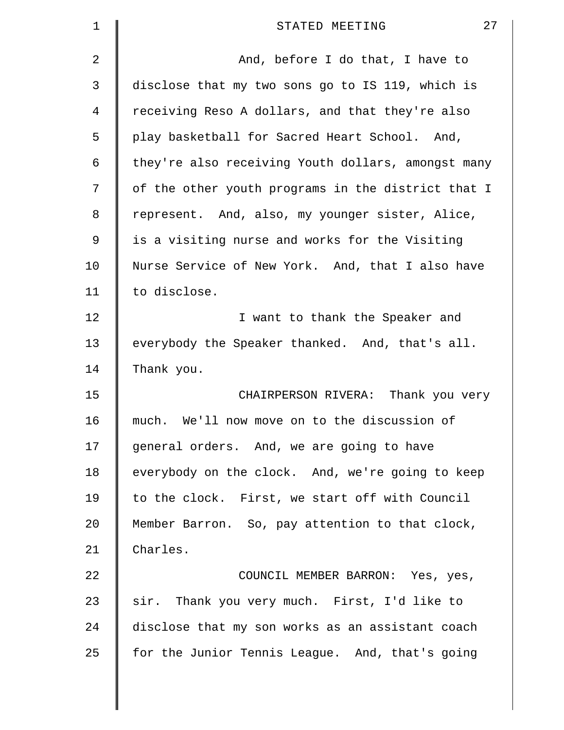And, before I do that, I have to disclose that my two sons go to IS 119, which is receiving Reso A dollars, and that they're also play basketball for Sacred Heart School. And, they're also receiving Youth dollars, amongst many of the other youth programs in the district that I represent. And, also, my younger sister, Alice, is a visiting nurse and works for the Visiting Nurse Service of New York. And, that I also have to disclose.

I want to thank the Speaker and everybody the Speaker thanked. And, that's all. Thank you.

CHAIRPERSON RIVERA: Thank you very much. We'll now move on to the discussion of general orders. And, we are going to have everybody on the clock. And, we're going to keep to the clock. First, we start off with Council Member Barron. So, pay attention to that clock, Charles.

COUNCIL MEMBER BARRON: Yes, yes, sir. Thank you very much. First, I'd like to disclose that my son works as an assistant coach for the Junior Tennis League. And, that's going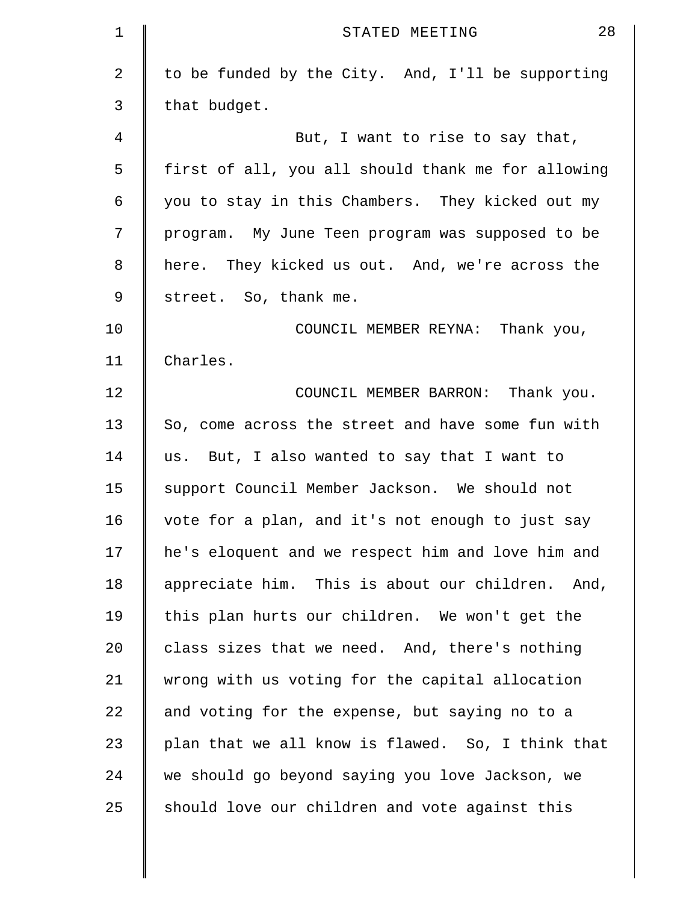to be funded by the City. And, I'll be supporting that budget.

But, I want to rise to say that, first of all, you all should thank me for allowing you to stay in this Chambers. They kicked out my program. My June Teen program was supposed to be here. They kicked us out. And, we're across the street. So, thank me.

COUNCIL MEMBER REYNA: Thank you, Charles.

COUNCIL MEMBER BARRON: Thank you. So, come across the street and have some fun with us. But, I also wanted to say that I want to support Council Member Jackson. We should not vote for a plan, and it's not enough to just say he's eloquent and we respect him and love him and appreciate him. This is about our children. And, this plan hurts our children. We won't get the class sizes that we need. And, there's nothing wrong with us voting for the capital allocation and voting for the expense, but saying no to a plan that we all know is flawed. So, I think that we should go beyond saying you love Jackson, we should love our children and vote against this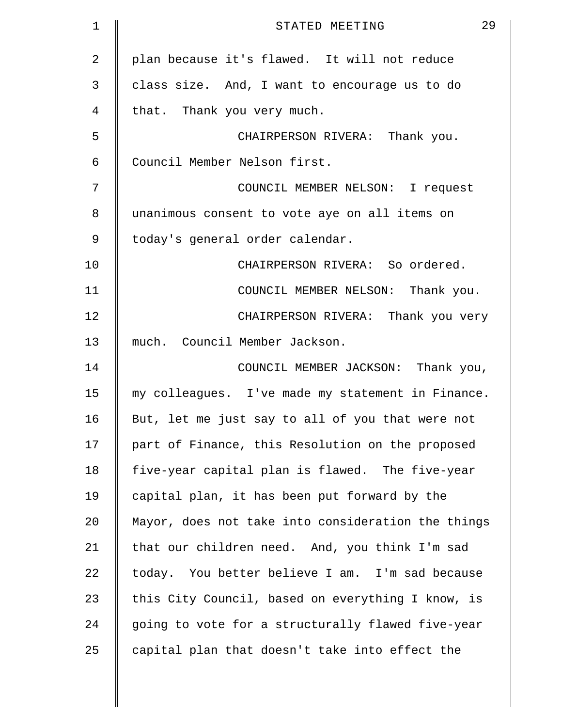plan because it's flawed. It will not reduce class size. And, I want to encourage us to do that. Thank you very much.

CHAIRPERSON RIVERA: Thank you. Council Member Nelson first.

COUNCIL MEMBER NELSON: I request unanimous consent to vote aye on all items on today's general order calendar.

CHAIRPERSON RIVERA: So ordered.

COUNCIL MEMBER NELSON: Thank you.

CHAIRPERSON RIVERA: Thank you very much. Council Member Jackson.

COUNCIL MEMBER JACKSON: Thank you, my colleagues. I've made my statement in Finance. But, let me just say to all of you that were not part of Finance, this Resolution on the proposed five-year capital plan is flawed. The five-year capital plan, it has been put forward by the Mayor, does not take into consideration the things that our children need. And, you think I'm sad today. You better believe I am. I'm sad because this City Council, based on everything I know, is going to vote for a structurally flawed five-year capital plan that doesn't take into effect the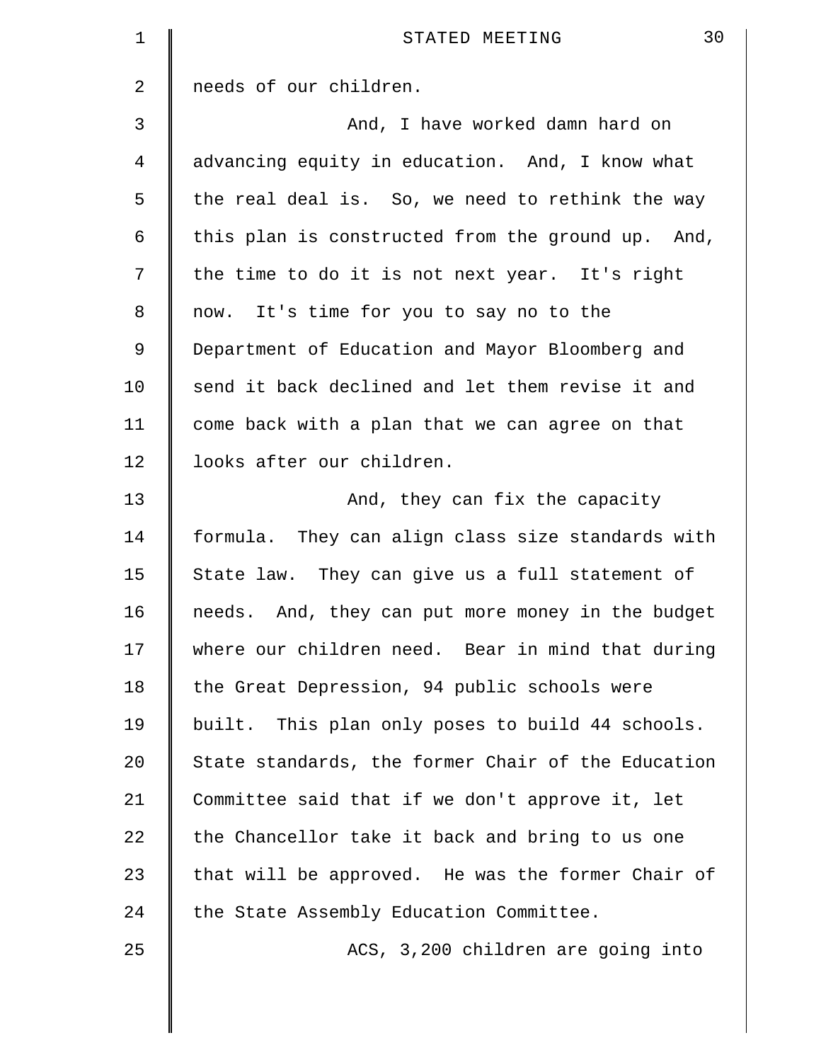needs of our children.

And, I have worked damn hard on advancing equity in education. And, I know what the real deal is. So, we need to rethink the way this plan is constructed from the ground up. And, the time to do it is not next year. It's right now. It's time for you to say no to the Department of Education and Mayor Bloomberg and send it back declined and let them revise it and come back with a plan that we can agree on that looks after our children.

And, they can fix the capacity formula. They can align class size standards with State law. They can give us a full statement of needs. And, they can put more money in the budget where our children need. Bear in mind that during the Great Depression, 94 public schools were built. This plan only poses to build 44 schools. State standards, the former Chair of the Education Committee said that if we don't approve it, let the Chancellor take it back and bring to us one that will be approved. He was the former Chair of the State Assembly Education Committee.

ACS, 3,200 children are going into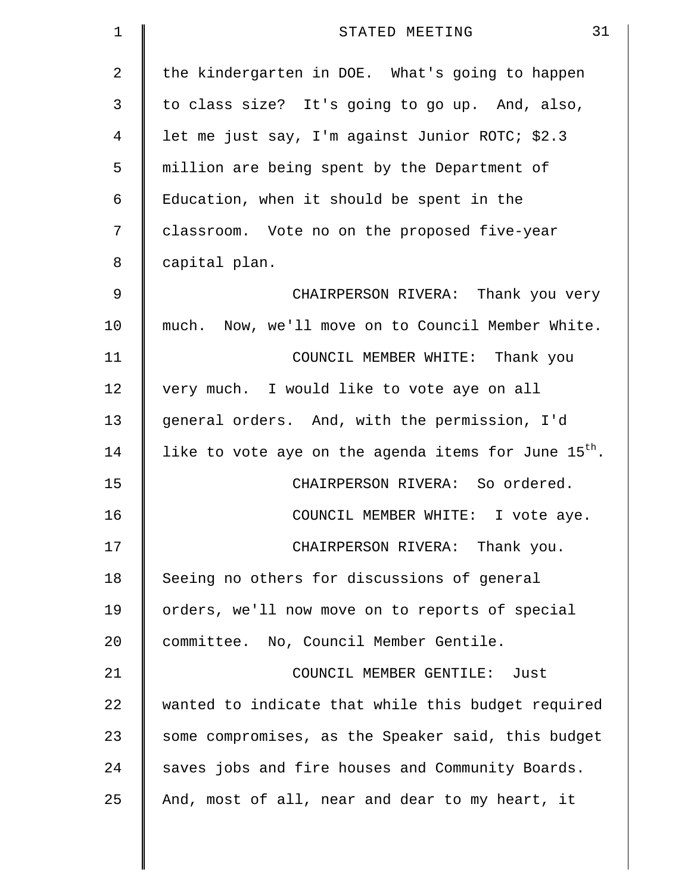the kindergarten in DOE. What's going to happen to class size? It's going to go up. And, also, let me just say, I'm against Junior ROTC; $2.3 million are being spent by the Department of Education, when it should be spent in the classroom. Vote no on the proposed five-year capital plan.

CHAIRPERSON RIVERA: Thank you very much. Now, we'll move on to Council Member White.

COUNCIL MEMBER WHITE: Thank you very much. I would like to vote aye on all general orders. And, with the permission, I'd like to vote aye on the agenda items for June 15th.

CHAIRPERSON RIVERA: So ordered.

COUNCIL MEMBER WHITE: I vote aye.

CHAIRPERSON RIVERA: Thank you. Seeing no others for discussions of general orders, we'll now move on to reports of special committee. No, Council Member Gentile.

COUNCIL MEMBER GENTILE: Just wanted to indicate that while this budget required some compromises, as the Speaker said, this budget saves jobs and fire houses and Community Boards. And, most of all, near and dear to my heart, it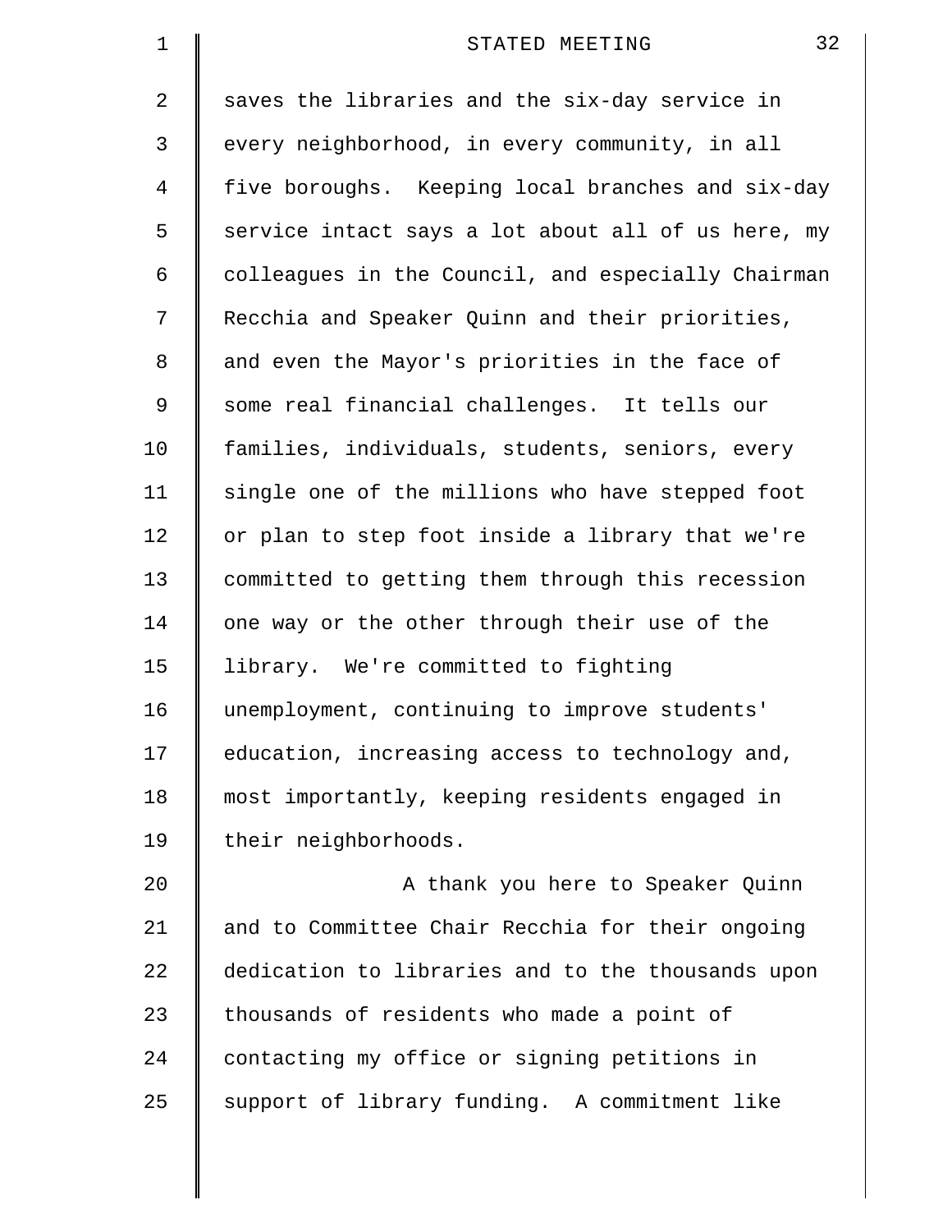saves the libraries and the six-day service in every neighborhood, in every community, in all five boroughs. Keeping local branches and six-day service intact says a lot about all of us here, my colleagues in the Council, and especially Chairman Recchia and Speaker Quinn and their priorities, and even the Mayor's priorities in the face of some real financial challenges. It tells our families, individuals, students, seniors, every single one of the millions who have stepped foot or plan to step foot inside a library that we're committed to getting them through this recession one way or the other through their use of the library. We're committed to fighting unemployment, continuing to improve students' education, increasing access to technology and, most importantly, keeping residents engaged in their neighborhoods.

A thank you here to Speaker Quinn and to Committee Chair Recchia for their ongoing dedication to libraries and to the thousands upon thousands of residents who made a point of contacting my office or signing petitions in support of library funding. A commitment like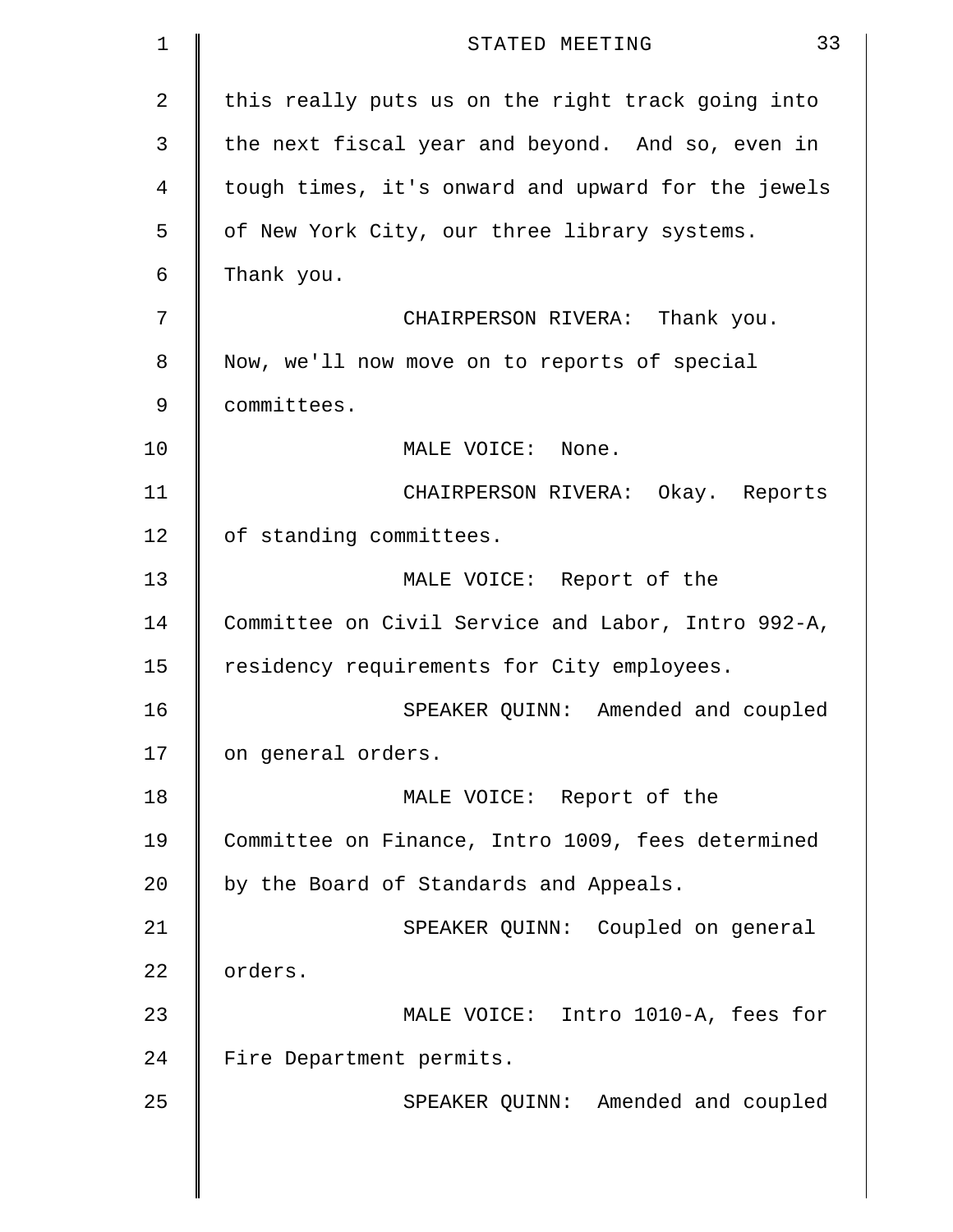this really puts us on the right track going into the next fiscal year and beyond. And so, even in tough times, it's onward and upward for the jewels of New York City, our three library systems. Thank you.

CHAIRPERSON RIVERA: Thank you. Now, we'll now move on to reports of special committees.

MALE VOICE: None.

CHAIRPERSON RIVERA: Okay. Reports of standing committees.

MALE VOICE: Report of the Committee on Civil Service and Labor, Intro 992-A, residency requirements for City employees.

SPEAKER QUINN: Amended and coupled on general orders.

MALE VOICE: Report of the Committee on Finance, Intro 1009, fees determined by the Board of Standards and Appeals.

SPEAKER QUINN: Coupled on general orders.

MALE VOICE: Intro 1010-A, fees for Fire Department permits.

SPEAKER QUINN: Amended and coupled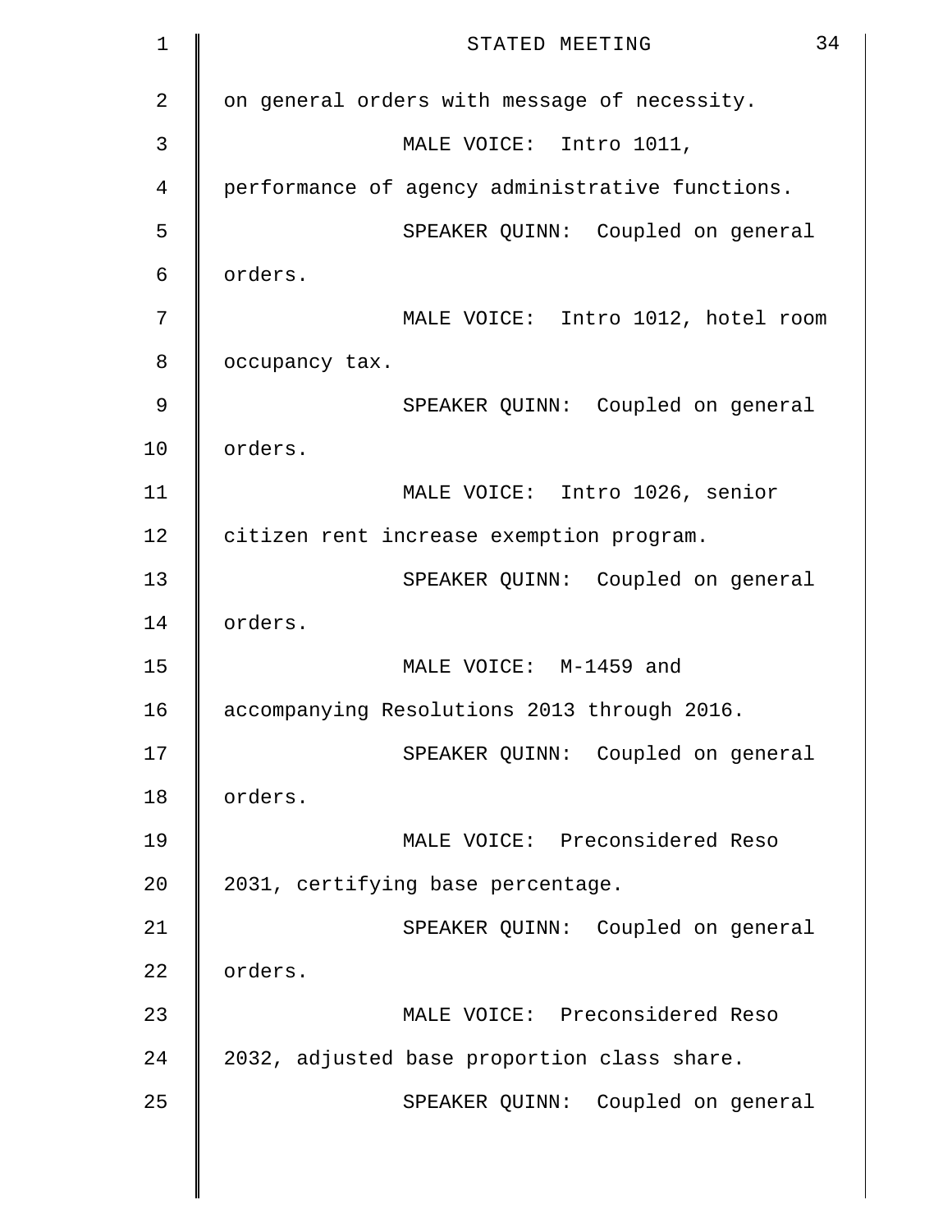on general orders with message of necessity.

MALE VOICE: Intro 1011, performance of agency administrative functions.

SPEAKER QUINN: Coupled on general orders.

MALE VOICE: Intro 1012, hotel room occupancy tax.

SPEAKER QUINN: Coupled on general orders.

MALE VOICE: Intro 1026, senior citizen rent increase exemption program.

SPEAKER QUINN: Coupled on general orders.

MALE VOICE: M-1459 and accompanying Resolutions 2013 through 2016.

SPEAKER QUINN: Coupled on general orders.

MALE VOICE: Preconsidered Reso 2031, certifying base percentage.

SPEAKER QUINN: Coupled on general orders.

MALE VOICE: Preconsidered Reso 2032, adjusted base proportion class share.

SPEAKER QUINN: Coupled on general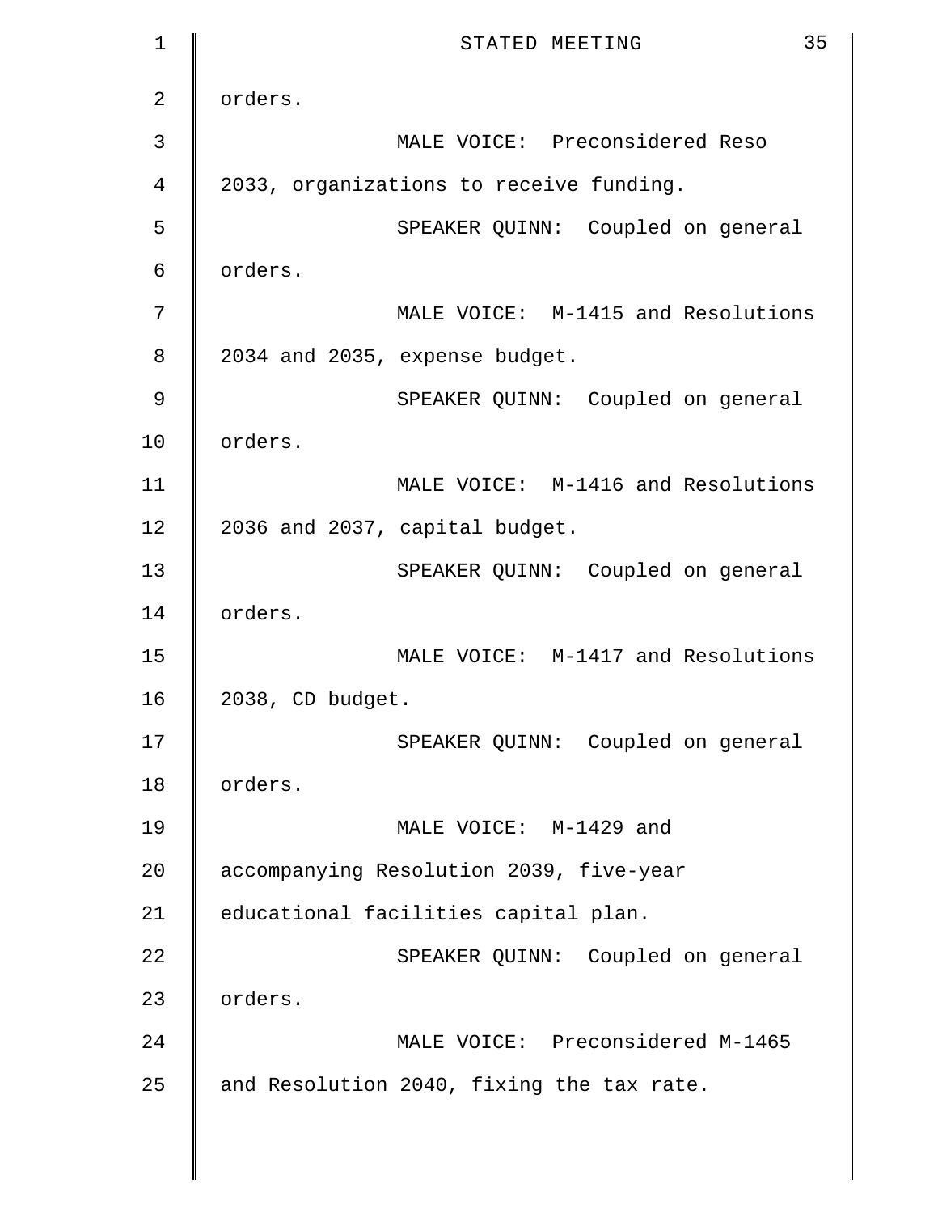orders.

MALE VOICE: Preconsidered Reso 2033, organizations to receive funding.

SPEAKER QUINN: Coupled on general orders.

MALE VOICE: M-1415 and Resolutions 2034 and 2035, expense budget.

SPEAKER QUINN: Coupled on general orders.

MALE VOICE: M-1416 and Resolutions 2036 and 2037, capital budget.

SPEAKER QUINN: Coupled on general orders.

MALE VOICE: M-1417 and Resolutions 2038, CD budget.

SPEAKER QUINN: Coupled on general orders.

MALE VOICE: M-1429 and accompanying Resolution 2039, five-year educational facilities capital plan.

SPEAKER QUINN: Coupled on general orders.

MALE VOICE: Preconsidered M-1465 and Resolution 2040, fixing the tax rate.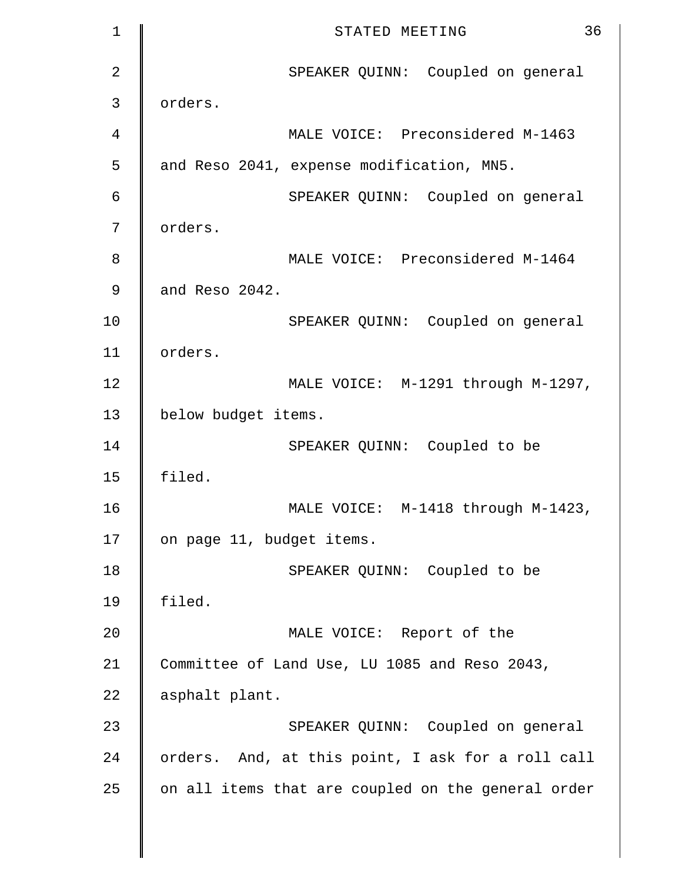SPEAKER QUINN: Coupled on general orders.

MALE VOICE: Preconsidered M-1463 and Reso 2041, expense modification, MN5.

SPEAKER QUINN: Coupled on general orders.

MALE VOICE: Preconsidered M-1464 and Reso 2042.

SPEAKER QUINN: Coupled on general orders.

MALE VOICE: M-1291 through M-1297, below budget items.

SPEAKER QUINN: Coupled to be filed.

MALE VOICE: M-1418 through M-1423, on page 11, budget items.

SPEAKER QUINN: Coupled to be filed.

MALE VOICE: Report of the Committee of Land Use, LU 1085 and Reso 2043, asphalt plant.

SPEAKER QUINN: Coupled on general orders. And, at this point, I ask for a roll call on all items that are coupled on the general order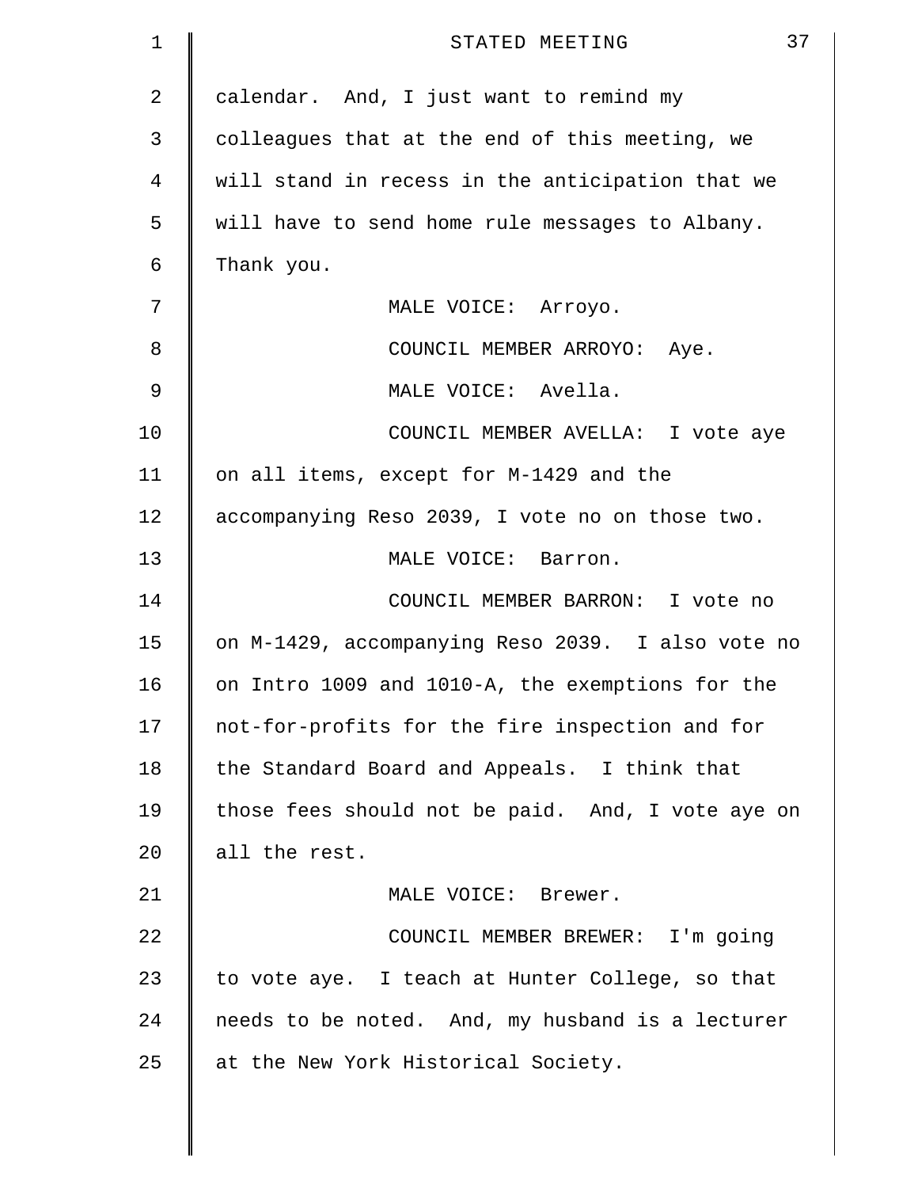calendar. And, I just want to remind my colleagues that at the end of this meeting, we will stand in recess in the anticipation that we will have to send home rule messages to Albany. Thank you.

MALE VOICE: Arroyo.

COUNCIL MEMBER ARROYO: Aye.

MALE VOICE: Avella.

COUNCIL MEMBER AVELLA: I vote aye on all items, except for M-1429 and the accompanying Reso 2039, I vote no on those two.

MALE VOICE: Barron.

COUNCIL MEMBER BARRON: I vote no on M-1429, accompanying Reso 2039. I also vote no on Intro 1009 and 1010-A, the exemptions for the not-for-profits for the fire inspection and for the Standard Board and Appeals. I think that those fees should not be paid. And, I vote aye on all the rest.

MALE VOICE: Brewer.

COUNCIL MEMBER BREWER: I'm going to vote aye. I teach at Hunter College, so that needs to be noted. And, my husband is a lecturer at the New York Historical Society.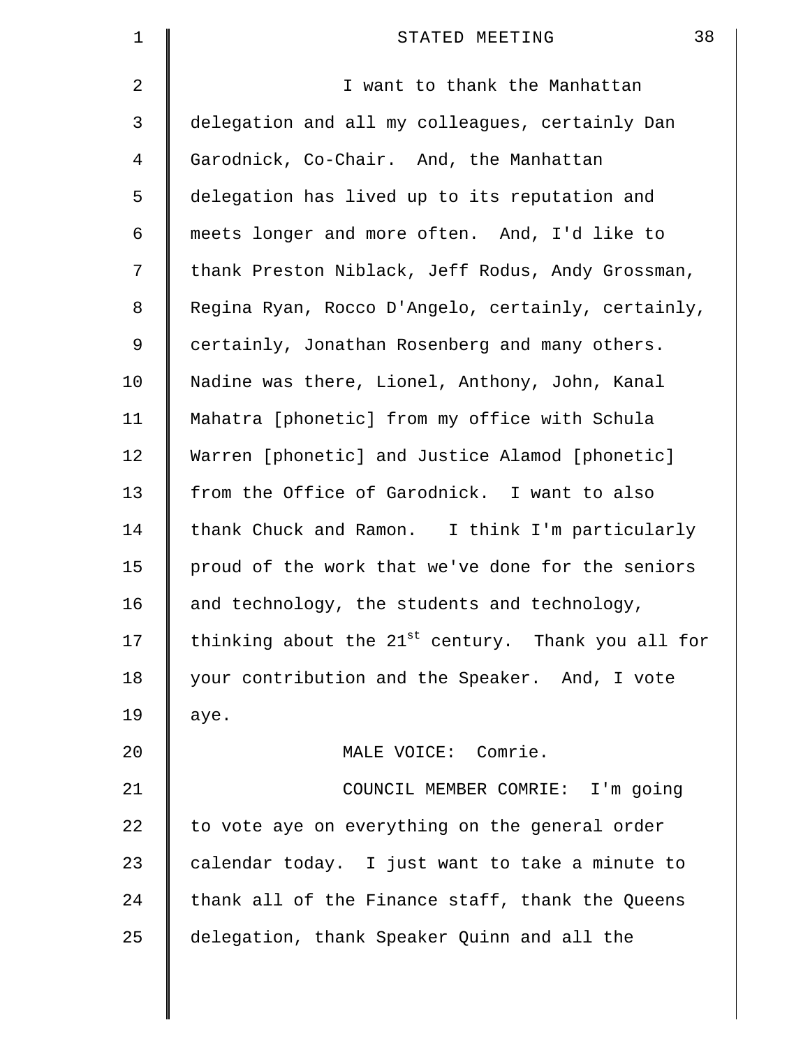I want to thank the Manhattan delegation and all my colleagues, certainly Dan Garodnick, Co-Chair. And, the Manhattan delegation has lived up to its reputation and meets longer and more often. And, I'd like to thank Preston Niblack, Jeff Rodus, Andy Grossman, Regina Ryan, Rocco D'Angelo, certainly, certainly, certainly, Jonathan Rosenberg and many others. Nadine was there, Lionel, Anthony, John, Kanal Mahatra [phonetic] from my office with Schula Warren [phonetic] and Justice Alamod [phonetic] from the Office of Garodnick. I want to also thank Chuck and Ramon. I think I'm particularly proud of the work that we've done for the seniors and technology, the students and technology, thinking about the 21st century. Thank you all for your contribution and the Speaker. And, I vote aye.

MALE VOICE: Comrie.

COUNCIL MEMBER COMRIE: I'm going to vote aye on everything on the general order calendar today. I just want to take a minute to thank all of the Finance staff, thank the Queens delegation, thank Speaker Quinn and all the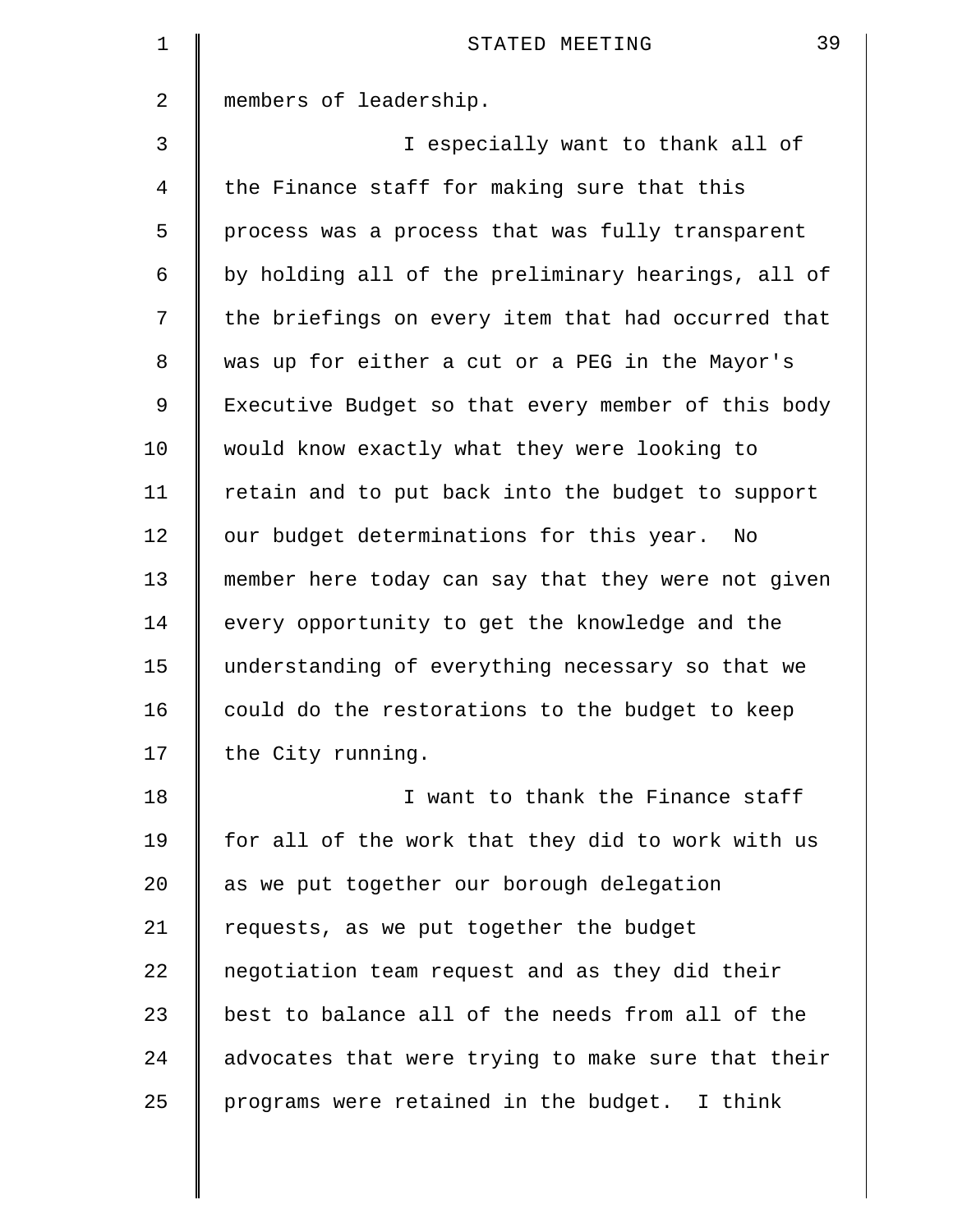members of leadership.

I especially want to thank all of the Finance staff for making sure that this process was a process that was fully transparent by holding all of the preliminary hearings, all of the briefings on every item that had occurred that was up for either a cut or a PEG in the Mayor's Executive Budget so that every member of this body would know exactly what they were looking to retain and to put back into the budget to support our budget determinations for this year. No member here today can say that they were not given every opportunity to get the knowledge and the understanding of everything necessary so that we could do the restorations to the budget to keep the City running.

I want to thank the Finance staff for all of the work that they did to work with us as we put together our borough delegation requests, as we put together the budget negotiation team request and as they did their best to balance all of the needs from all of the advocates that were trying to make sure that their programs were retained in the budget. I think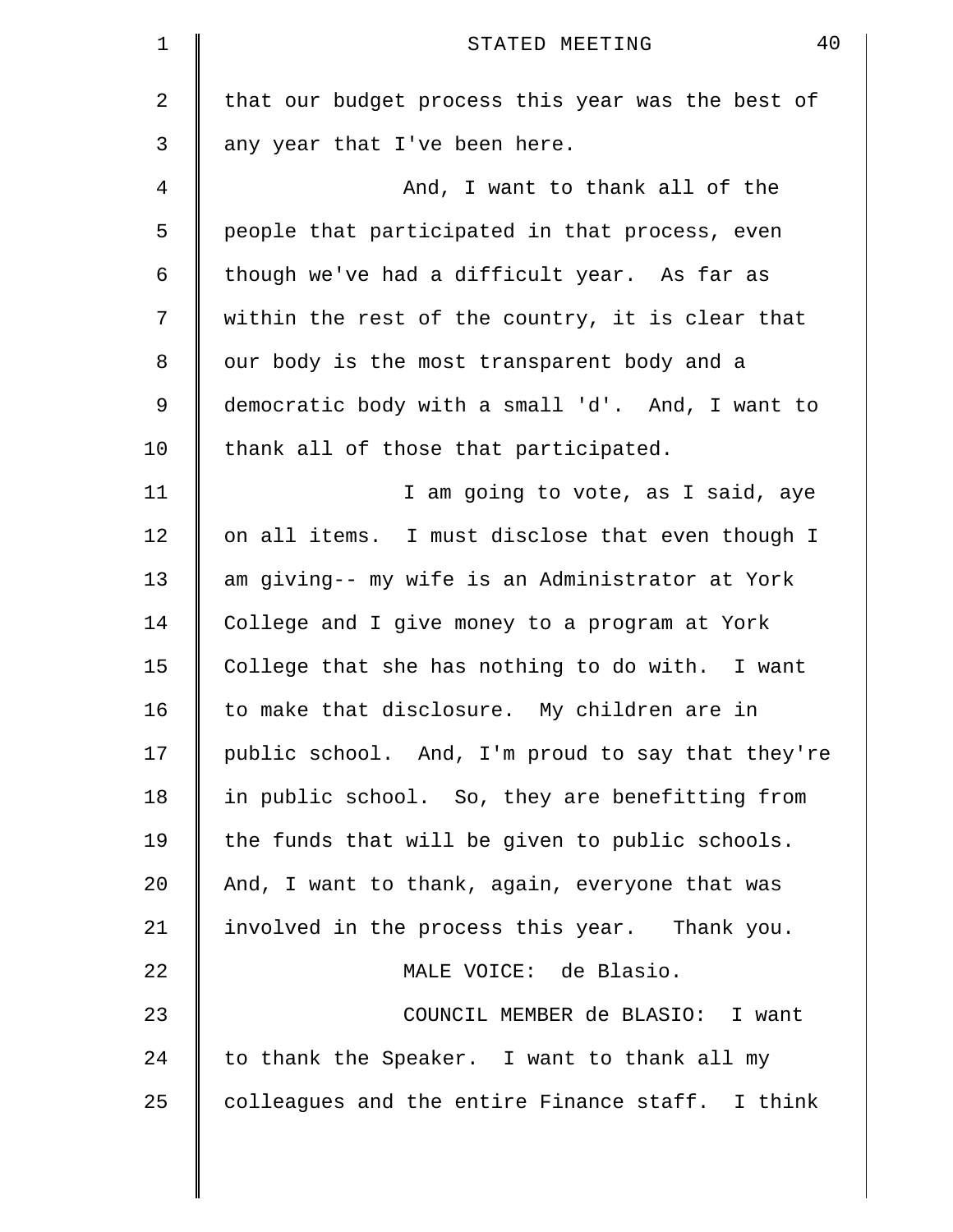that our budget process this year was the best of any year that I've been here.

And, I want to thank all of the people that participated in that process, even though we've had a difficult year. As far as within the rest of the country, it is clear that our body is the most transparent body and a democratic body with a small 'd'. And, I want to thank all of those that participated.

I am going to vote, as I said, aye on all items. I must disclose that even though I am giving-- my wife is an Administrator at York College and I give money to a program at York College that she has nothing to do with. I want to make that disclosure. My children are in public school. And, I'm proud to say that they're in public school. So, they are benefitting from the funds that will be given to public schools. And, I want to thank, again, everyone that was involved in the process this year. Thank you.

MALE VOICE: de Blasio.

COUNCIL MEMBER de BLASIO: I want to thank the Speaker. I want to thank all my colleagues and the entire Finance staff. I think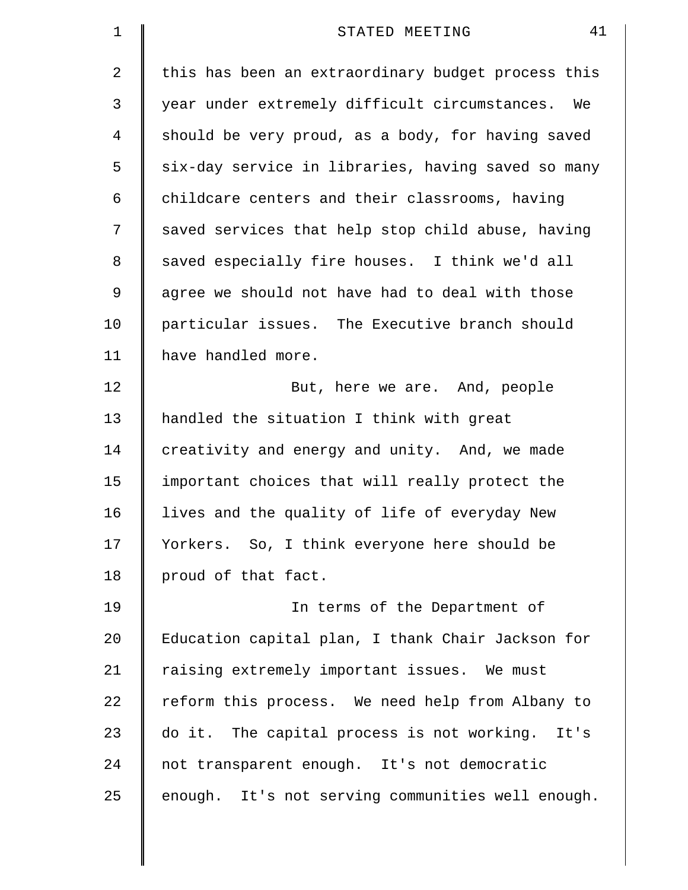this has been an extraordinary budget process this year under extremely difficult circumstances. We should be very proud, as a body, for having saved six-day service in libraries, having saved so many childcare centers and their classrooms, having saved services that help stop child abuse, having saved especially fire houses. I think we'd all agree we should not have had to deal with those particular issues. The Executive branch should have handled more.

But, here we are. And, people handled the situation I think with great creativity and energy and unity. And, we made important choices that will really protect the lives and the quality of life of everyday New Yorkers. So, I think everyone here should be proud of that fact.

In terms of the Department of Education capital plan, I thank Chair Jackson for raising extremely important issues. We must reform this process. We need help from Albany to do it. The capital process is not working. It's not transparent enough. It's not democratic enough. It's not serving communities well enough.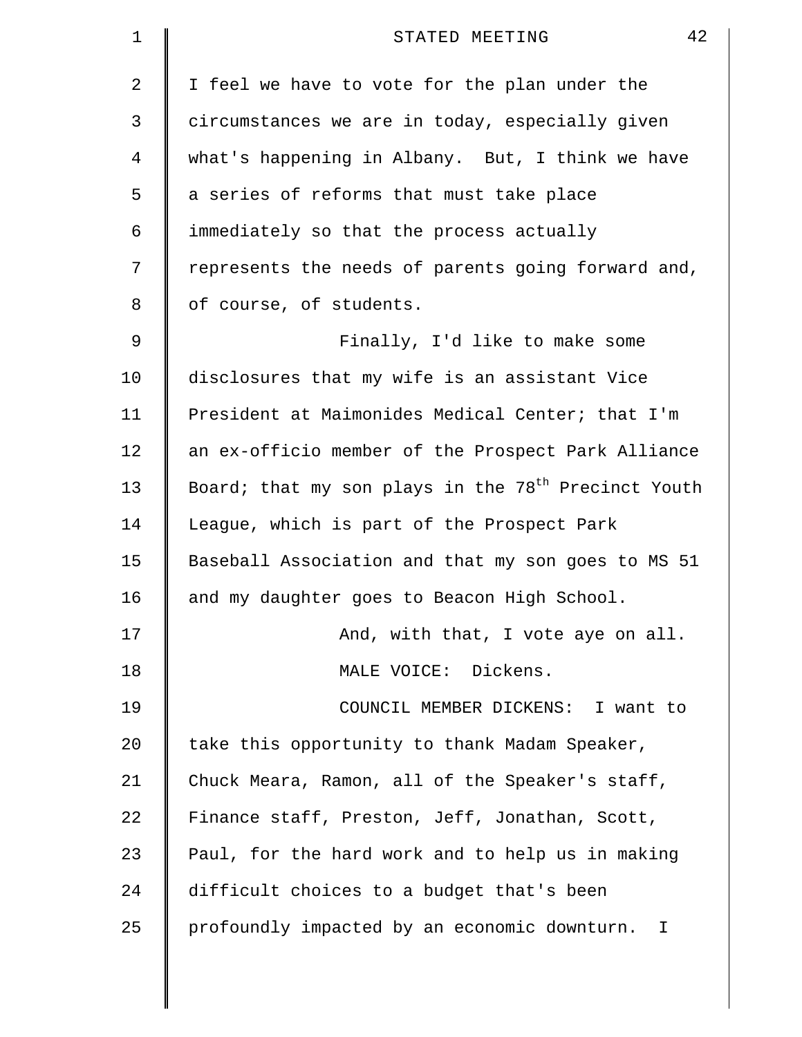I feel we have to vote for the plan under the circumstances we are in today, especially given what's happening in Albany. But, I think we have a series of reforms that must take place immediately so that the process actually represents the needs of parents going forward and, of course, of students.

Finally, I'd like to make some disclosures that my wife is an assistant Vice President at Maimonides Medical Center; that I'm an ex-officio member of the Prospect Park Alliance Board; that my son plays in the 78th Precinct Youth League, which is part of the Prospect Park Baseball Association and that my son goes to MS 51 and my daughter goes to Beacon High School.

And, with that, I vote aye on all.

MALE VOICE: Dickens.

COUNCIL MEMBER DICKENS: I want to take this opportunity to thank Madam Speaker, Chuck Meara, Ramon, all of the Speaker's staff, Finance staff, Preston, Jeff, Jonathan, Scott, Paul, for the hard work and to help us in making difficult choices to a budget that's been profoundly impacted by an economic downturn. I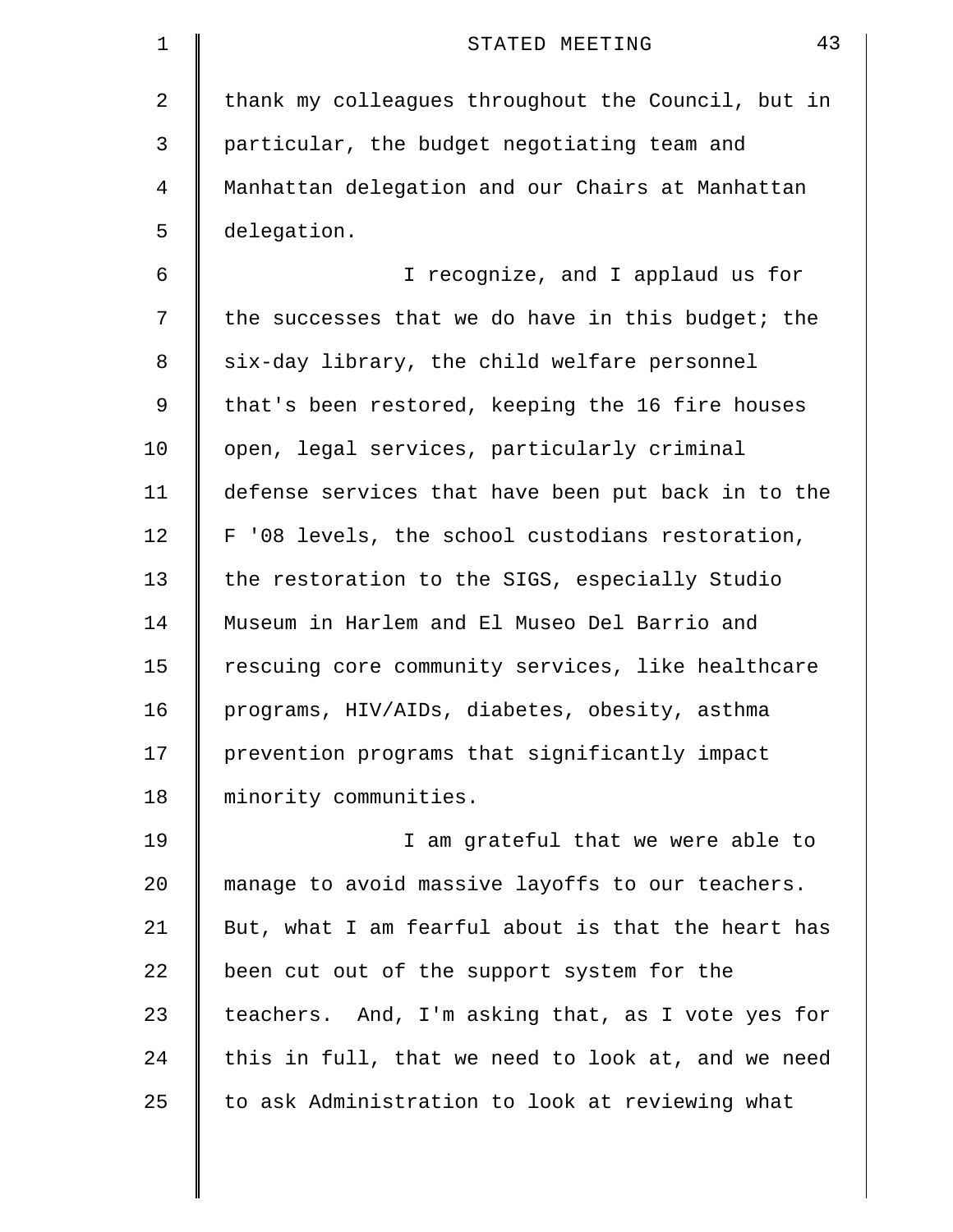thank my colleagues throughout the Council, but in particular, the budget negotiating team and Manhattan delegation and our Chairs at Manhattan delegation.

I recognize, and I applaud us for the successes that we do have in this budget; the six-day library, the child welfare personnel that's been restored, keeping the 16 fire houses open, legal services, particularly criminal defense services that have been put back in to the F '08 levels, the school custodians restoration, the restoration to the SIGS, especially Studio Museum in Harlem and El Museo Del Barrio and rescuing core community services, like healthcare programs, HIV/AIDs, diabetes, obesity, asthma prevention programs that significantly impact minority communities.

I am grateful that we were able to manage to avoid massive layoffs to our teachers. But, what I am fearful about is that the heart has been cut out of the support system for the teachers. And, I'm asking that, as I vote yes for this in full, that we need to look at, and we need to ask Administration to look at reviewing what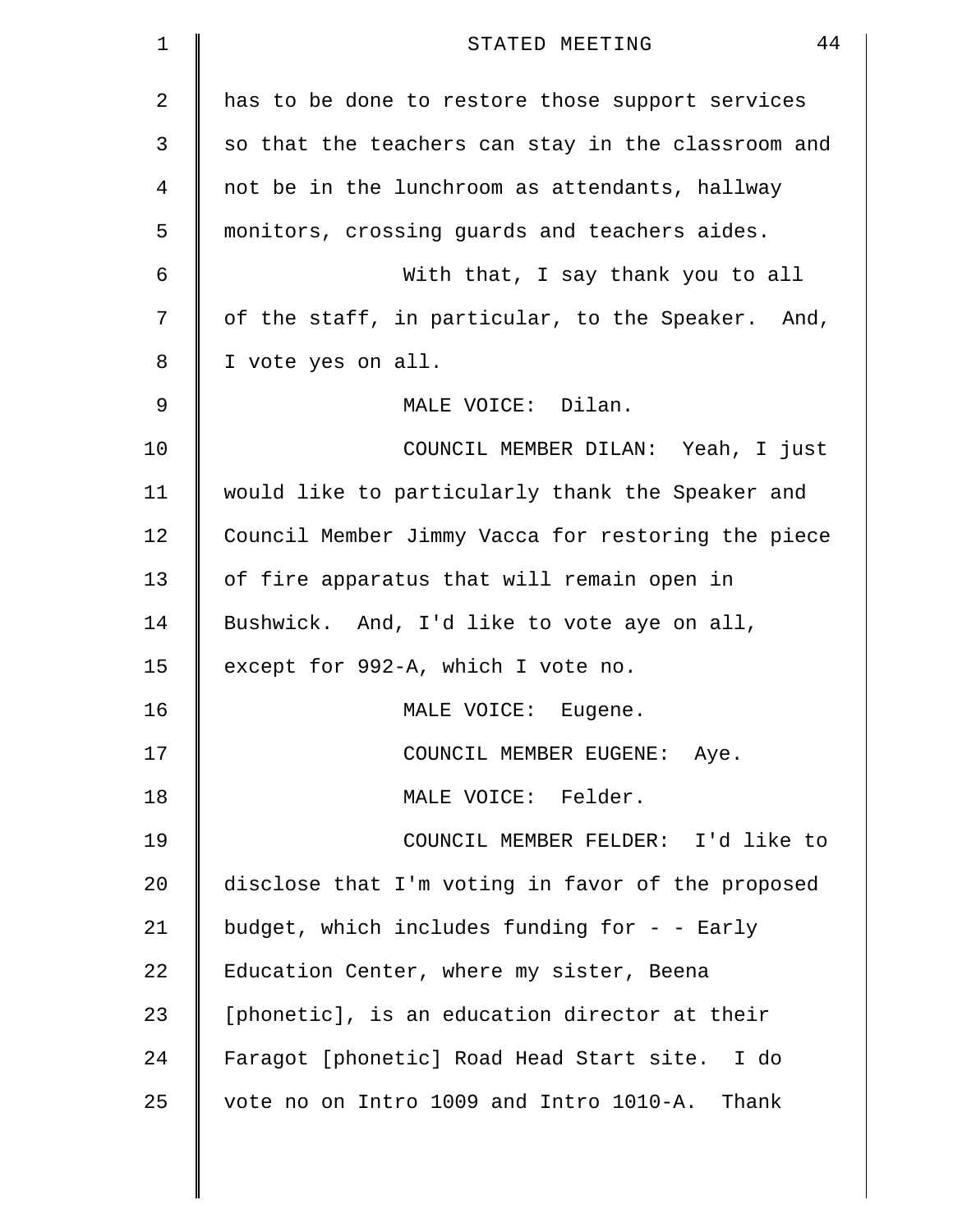has to be done to restore those support services so that the teachers can stay in the classroom and not be in the lunchroom as attendants, hallway monitors, crossing guards and teachers aides.

With that, I say thank you to all of the staff, in particular, to the Speaker. And, I vote yes on all.

MALE VOICE: Dilan.

COUNCIL MEMBER DILAN: Yeah, I just would like to particularly thank the Speaker and Council Member Jimmy Vacca for restoring the piece of fire apparatus that will remain open in Bushwick. And, I'd like to vote aye on all, except for 992-A, which I vote no.

MALE VOICE: Eugene.

COUNCIL MEMBER EUGENE: Aye.

MALE VOICE: Felder.

COUNCIL MEMBER FELDER: I'd like to disclose that I'm voting in favor of the proposed budget, which includes funding for - - Early Education Center, where my sister, Beena [phonetic], is an education director at their Faragot [phonetic] Road Head Start site. I do vote no on Intro 1009 and Intro 1010-A. Thank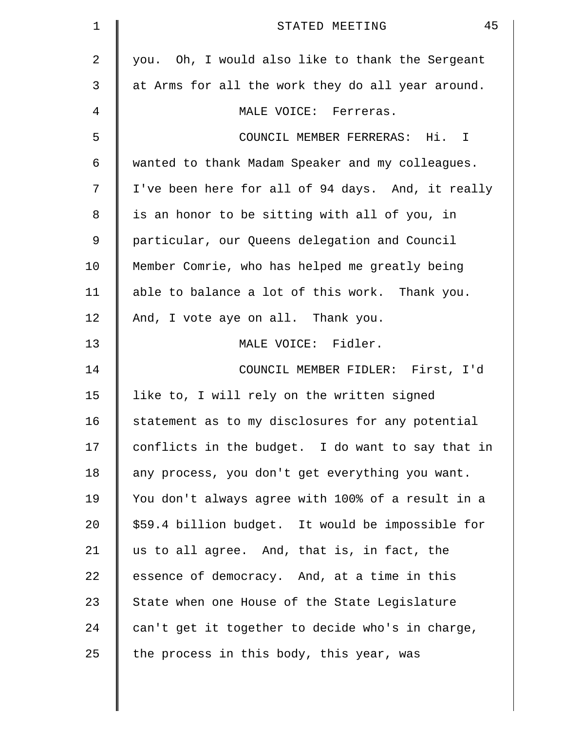you. Oh, I would also like to thank the Sergeant at Arms for all the work they do all year around.

MALE VOICE: Ferreras.

COUNCIL MEMBER FERRERAS: Hi. I wanted to thank Madam Speaker and my colleagues. I've been here for all of 94 days. And, it really is an honor to be sitting with all of you, in particular, our Queens delegation and Council Member Comrie, who has helped me greatly being able to balance a lot of this work. Thank you. And, I vote aye on all. Thank you.

MALE VOICE: Fidler.

COUNCIL MEMBER FIDLER: First, I'd like to, I will rely on the written signed statement as to my disclosures for any potential conflicts in the budget. I do want to say that in any process, you don't get everything you want. You don't always agree with 100% of a result in a $59.4 billion budget. It would be impossible for us to all agree. And, that is, in fact, the essence of democracy. And, at a time in this State when one House of the State Legislature can't get it together to decide who's in charge, the process in this body, this year, was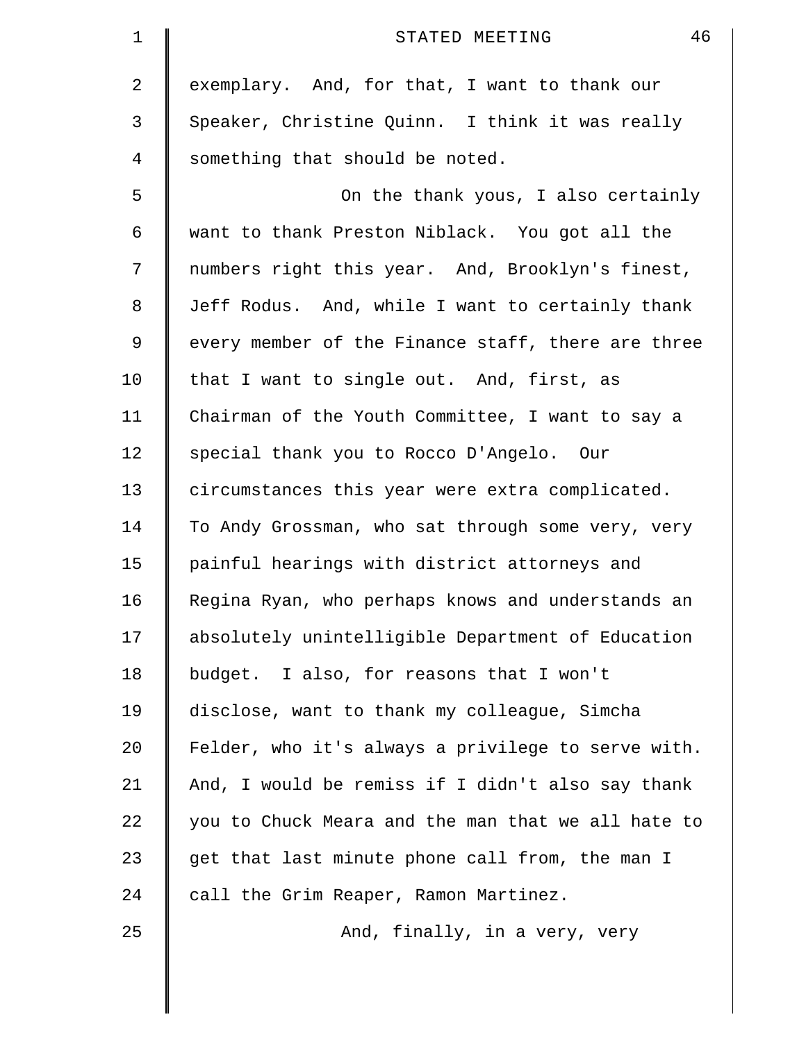exemplary. And, for that, I want to thank our Speaker, Christine Quinn. I think it was really something that should be noted.

On the thank yous, I also certainly want to thank Preston Niblack. You got all the numbers right this year. And, Brooklyn's finest, Jeff Rodus. And, while I want to certainly thank every member of the Finance staff, there are three that I want to single out. And, first, as Chairman of the Youth Committee, I want to say a special thank you to Rocco D'Angelo. Our circumstances this year were extra complicated. To Andy Grossman, who sat through some very, very painful hearings with district attorneys and Regina Ryan, who perhaps knows and understands an absolutely unintelligible Department of Education budget. I also, for reasons that I won't disclose, want to thank my colleague, Simcha Felder, who it's always a privilege to serve with. And, I would be remiss if I didn't also say thank you to Chuck Meara and the man that we all hate to get that last minute phone call from, the man I call the Grim Reaper, Ramon Martinez.

And, finally, in a very, very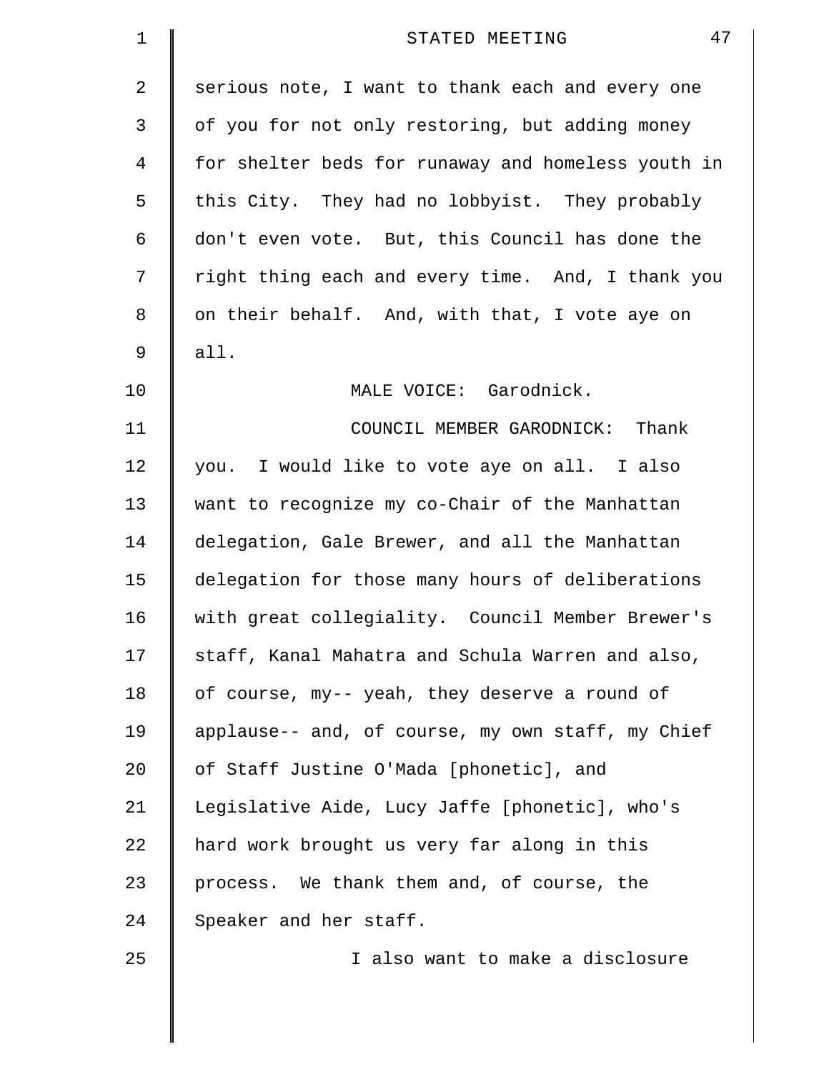serious note, I want to thank each and every one of you for not only restoring, but adding money for shelter beds for runaway and homeless youth in this City. They had no lobbyist. They probably don't even vote. But, this Council has done the right thing each and every time. And, I thank you on their behalf. And, with that, I vote aye on all.

MALE VOICE: Garodnick.

COUNCIL MEMBER GARODNICK: Thank you. I would like to vote aye on all. I also want to recognize my co-Chair of the Manhattan delegation, Gale Brewer, and all the Manhattan delegation for those many hours of deliberations with great collegiality. Council Member Brewer's staff, Kanal Mahatra and Schula Warren and also, of course, my-- yeah, they deserve a round of applause-- and, of course, my own staff, my Chief of Staff Justine O'Mada [phonetic], and Legislative Aide, Lucy Jaffe [phonetic], who's hard work brought us very far along in this process. We thank them and, of course, the Speaker and her staff.

I also want to make a disclosure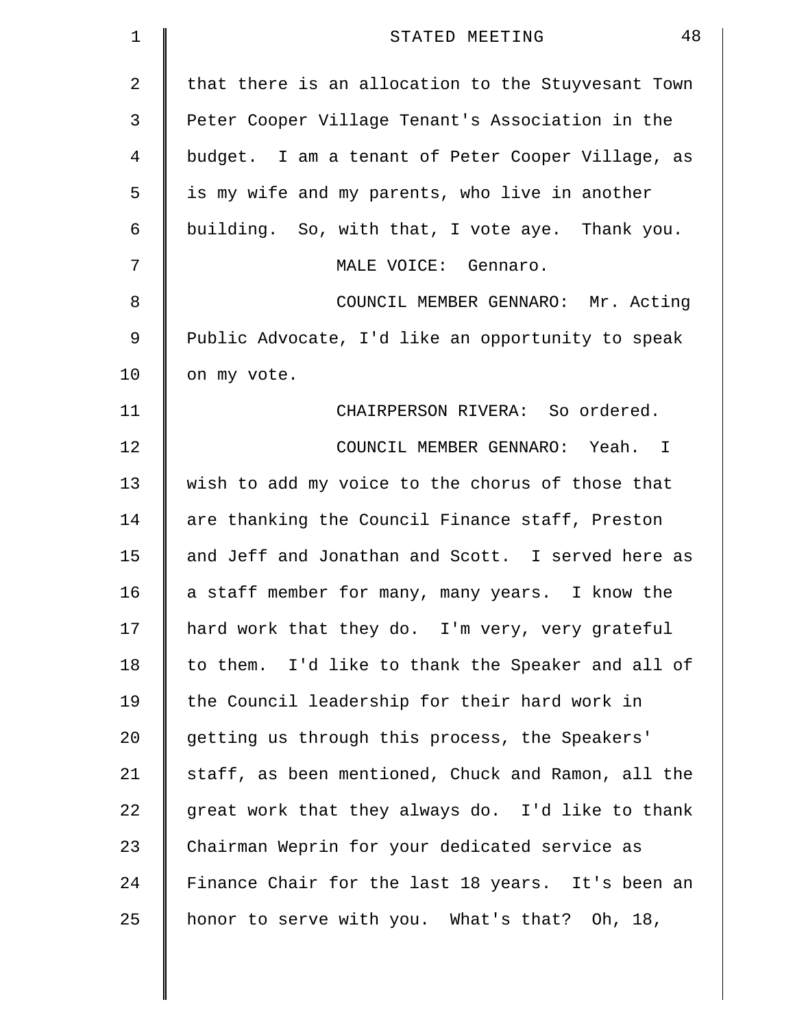that there is an allocation to the Stuyvesant Town Peter Cooper Village Tenant's Association in the budget. I am a tenant of Peter Cooper Village, as is my wife and my parents, who live in another building. So, with that, I vote aye. Thank you.

MALE VOICE: Gennaro.

COUNCIL MEMBER GENNARO: Mr. Acting Public Advocate, I'd like an opportunity to speak on my vote.

CHAIRPERSON RIVERA: So ordered.

COUNCIL MEMBER GENNARO: Yeah. I wish to add my voice to the chorus of those that are thanking the Council Finance staff, Preston and Jeff and Jonathan and Scott. I served here as a staff member for many, many years. I know the hard work that they do. I'm very, very grateful to them. I'd like to thank the Speaker and all of the Council leadership for their hard work in getting us through this process, the Speakers' staff, as been mentioned, Chuck and Ramon, all the great work that they always do. I'd like to thank Chairman Weprin for your dedicated service as Finance Chair for the last 18 years. It's been an honor to serve with you. What's that? Oh, 18,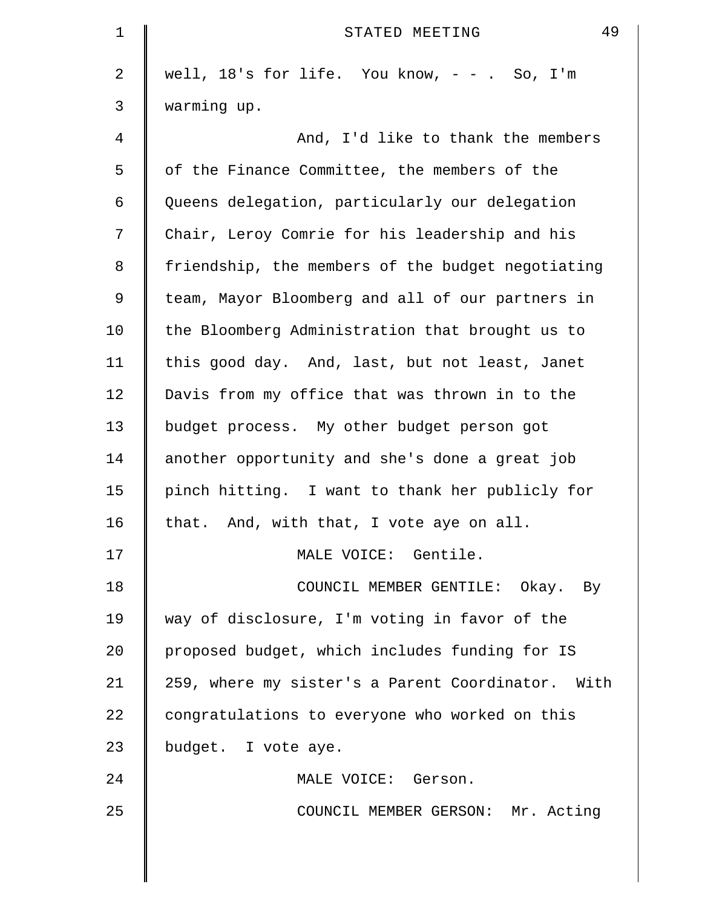well, 18's for life. You know, - - . So, I'm warming up.

And, I'd like to thank the members of the Finance Committee, the members of the Queens delegation, particularly our delegation Chair, Leroy Comrie for his leadership and his friendship, the members of the budget negotiating team, Mayor Bloomberg and all of our partners in the Bloomberg Administration that brought us to this good day. And, last, but not least, Janet Davis from my office that was thrown in to the budget process. My other budget person got another opportunity and she's done a great job pinch hitting. I want to thank her publicly for that. And, with that, I vote aye on all.

MALE VOICE: Gentile.

COUNCIL MEMBER GENTILE: Okay. By way of disclosure, I'm voting in favor of the proposed budget, which includes funding for IS 259, where my sister's a Parent Coordinator. With congratulations to everyone who worked on this budget. I vote aye.

MALE VOICE: Gerson.

COUNCIL MEMBER GERSON: Mr. Acting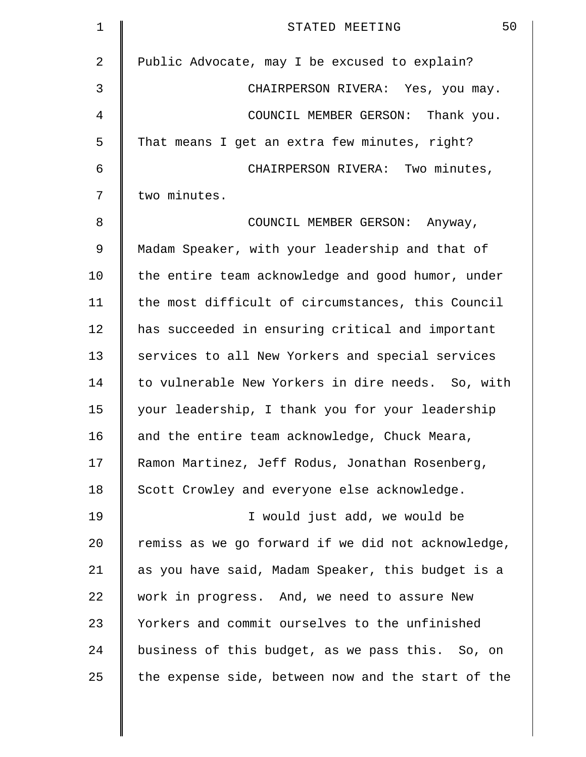Public Advocate, may I be excused to explain?

CHAIRPERSON RIVERA: Yes, you may.

COUNCIL MEMBER GERSON: Thank you. That means I get an extra few minutes, right?

CHAIRPERSON RIVERA: Two minutes, two minutes.

COUNCIL MEMBER GERSON: Anyway, Madam Speaker, with your leadership and that of the entire team acknowledge and good humor, under the most difficult of circumstances, this Council has succeeded in ensuring critical and important services to all New Yorkers and special services to vulnerable New Yorkers in dire needs. So, with your leadership, I thank you for your leadership and the entire team acknowledge, Chuck Meara, Ramon Martinez, Jeff Rodus, Jonathan Rosenberg, Scott Crowley and everyone else acknowledge.

I would just add, we would be remiss as we go forward if we did not acknowledge, as you have said, Madam Speaker, this budget is a work in progress. And, we need to assure New Yorkers and commit ourselves to the unfinished business of this budget, as we pass this. So, on the expense side, between now and the start of the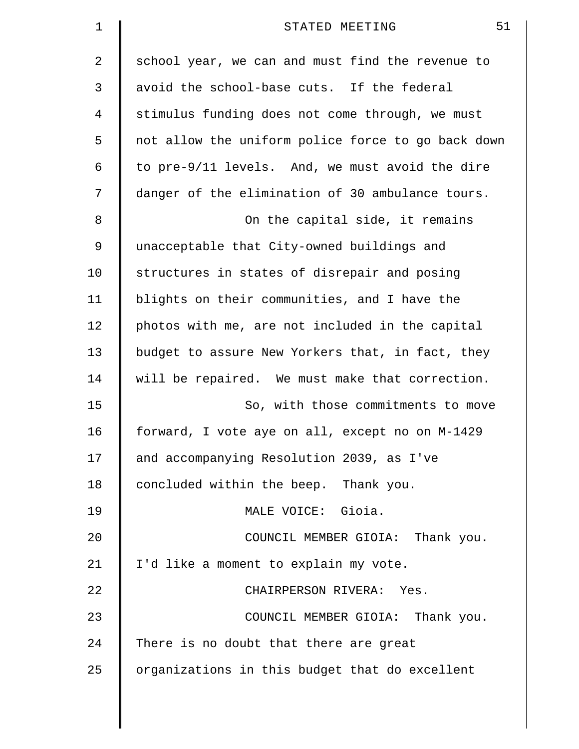school year, we can and must find the revenue to avoid the school-base cuts. If the federal stimulus funding does not come through, we must not allow the uniform police force to go back down to pre-9/11 levels. And, we must avoid the dire danger of the elimination of 30 ambulance tours.

On the capital side, it remains unacceptable that City-owned buildings and structures in states of disrepair and posing blights on their communities, and I have the photos with me, are not included in the capital budget to assure New Yorkers that, in fact, they will be repaired. We must make that correction.

So, with those commitments to move forward, I vote aye on all, except no on M-1429 and accompanying Resolution 2039, as I've concluded within the beep. Thank you.

MALE VOICE: Gioia.

COUNCIL MEMBER GIOIA: Thank you. I'd like a moment to explain my vote.

CHAIRPERSON RIVERA: Yes.

COUNCIL MEMBER GIOIA: Thank you. There is no doubt that there are great organizations in this budget that do excellent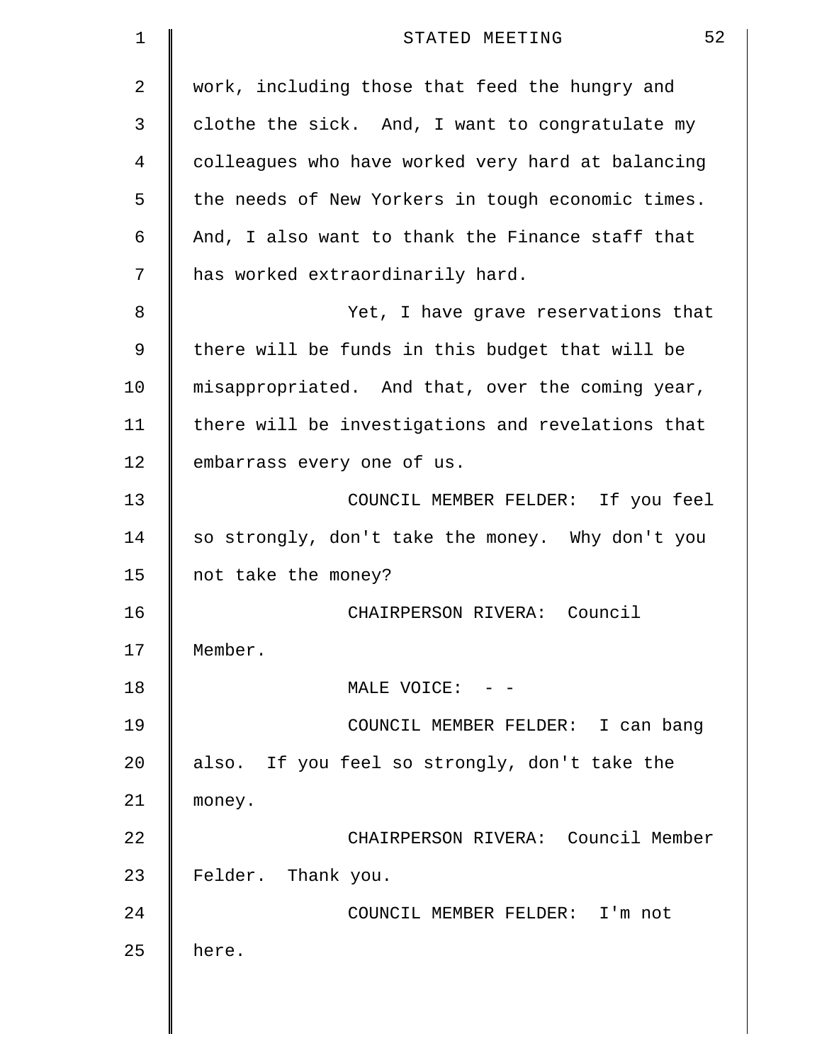work, including those that feed the hungry and clothe the sick. And, I want to congratulate my colleagues who have worked very hard at balancing the needs of New Yorkers in tough economic times. And, I also want to thank the Finance staff that has worked extraordinarily hard.

Yet, I have grave reservations that there will be funds in this budget that will be misappropriated. And that, over the coming year, there will be investigations and revelations that embarrass every one of us.

COUNCIL MEMBER FELDER: If you feel so strongly, don't take the money. Why don't you not take the money?

CHAIRPERSON RIVERA: Council Member.

MALE VOICE: - -

COUNCIL MEMBER FELDER: I can bang also. If you feel so strongly, don't take the money.

CHAIRPERSON RIVERA: Council Member Felder. Thank you.

COUNCIL MEMBER FELDER: I'm not here.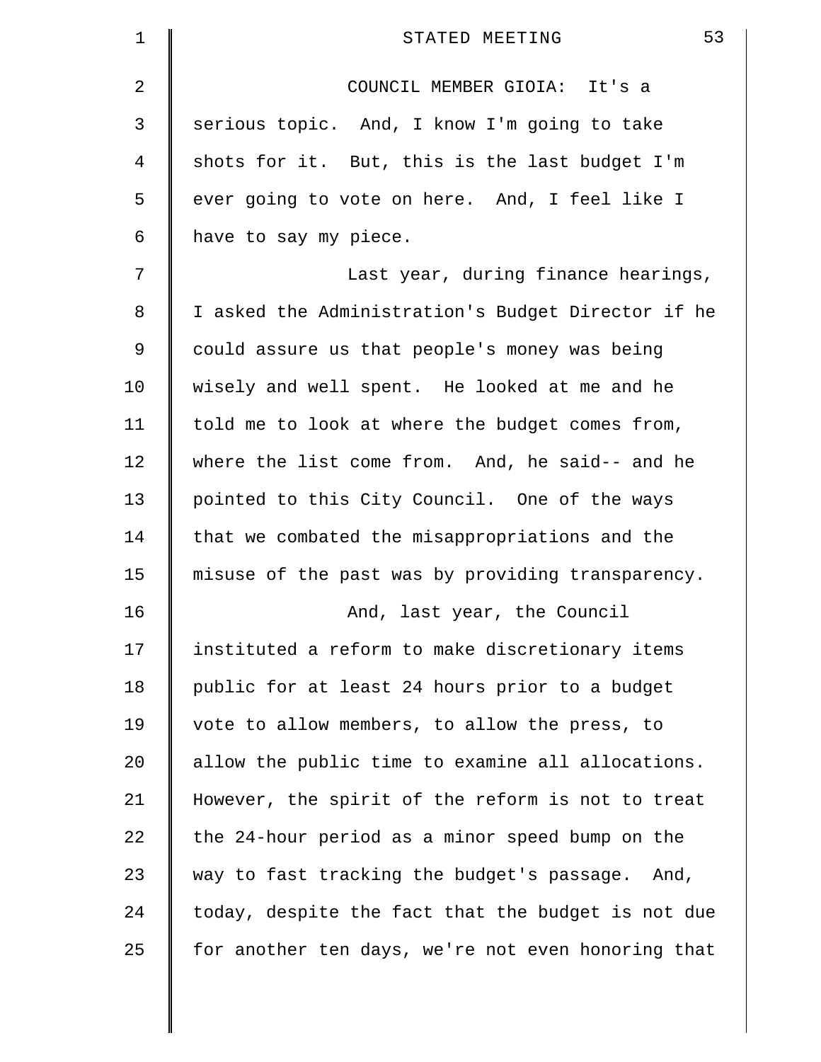COUNCIL MEMBER GIOIA: It's a serious topic. And, I know I'm going to take shots for it. But, this is the last budget I'm ever going to vote on here. And, I feel like I have to say my piece.

Last year, during finance hearings, I asked the Administration's Budget Director if he could assure us that people's money was being wisely and well spent. He looked at me and he told me to look at where the budget comes from, where the list come from. And, he said-- and he pointed to this City Council. One of the ways that we combated the misappropriations and the misuse of the past was by providing transparency.

And, last year, the Council instituted a reform to make discretionary items public for at least 24 hours prior to a budget vote to allow members, to allow the press, to allow the public time to examine all allocations. However, the spirit of the reform is not to treat the 24-hour period as a minor speed bump on the way to fast tracking the budget's passage. And, today, despite the fact that the budget is not due for another ten days, we're not even honoring that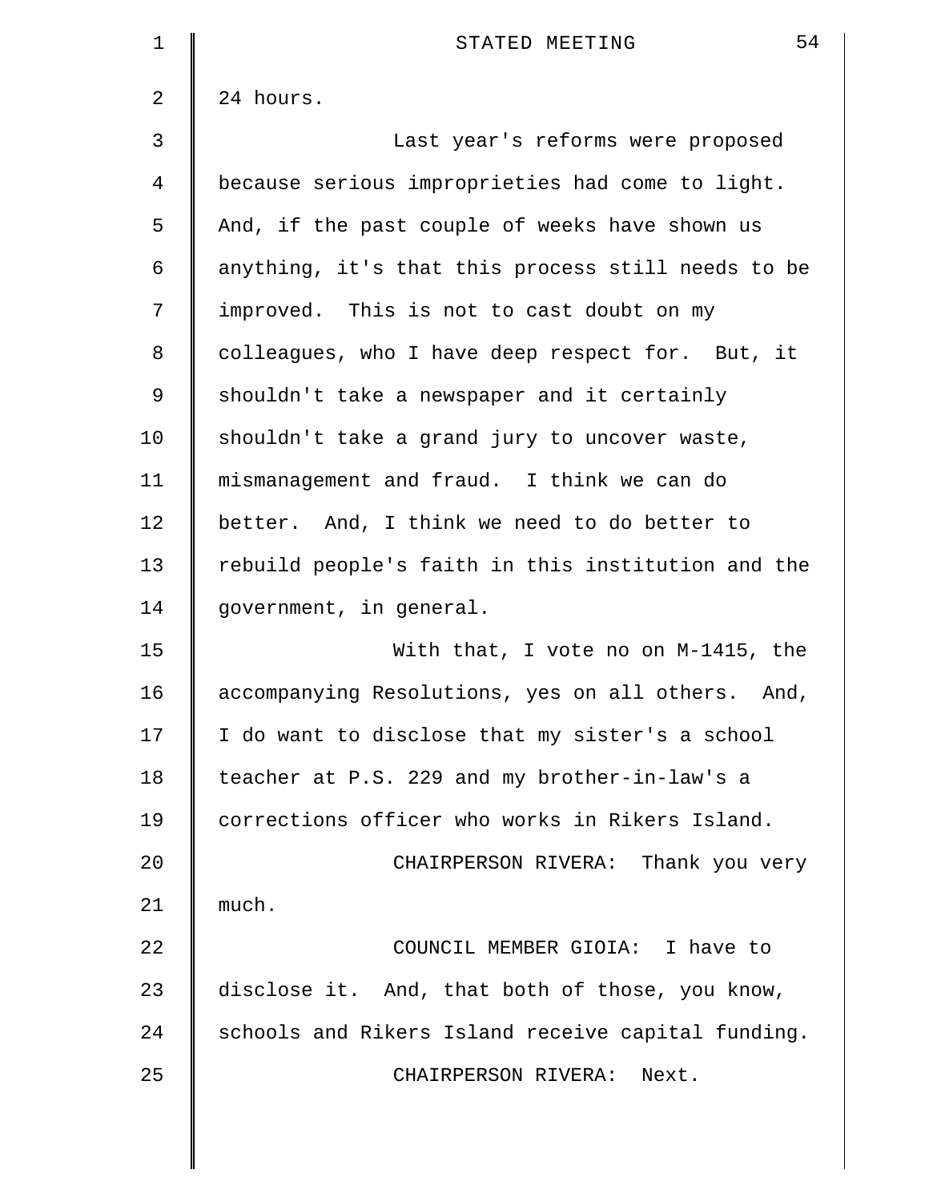24 hours.

Last year's reforms were proposed because serious improprieties had come to light. And, if the past couple of weeks have shown us anything, it's that this process still needs to be improved. This is not to cast doubt on my colleagues, who I have deep respect for. But, it shouldn't take a newspaper and it certainly shouldn't take a grand jury to uncover waste, mismanagement and fraud. I think we can do better. And, I think we need to do better to rebuild people's faith in this institution and the government, in general.

With that, I vote no on M-1415, the accompanying Resolutions, yes on all others. And, I do want to disclose that my sister's a school teacher at P.S. 229 and my brother-in-law's a corrections officer who works in Rikers Island.

CHAIRPERSON RIVERA: Thank you very much.

COUNCIL MEMBER GIOIA: I have to disclose it. And, that both of those, you know, schools and Rikers Island receive capital funding.

CHAIRPERSON RIVERA: Next.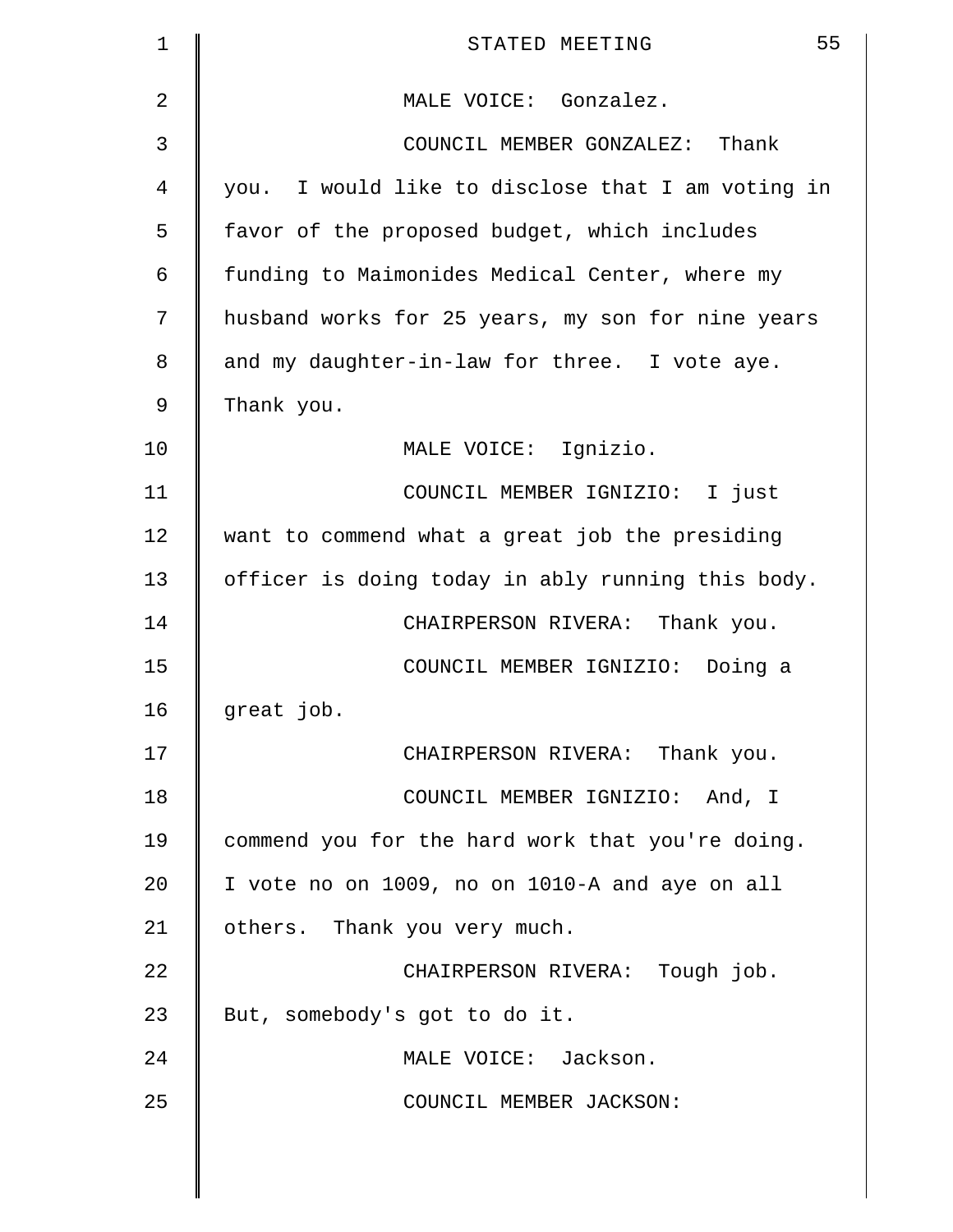MALE VOICE: Gonzalez.

COUNCIL MEMBER GONZALEZ: Thank you. I would like to disclose that I am voting in favor of the proposed budget, which includes funding to Maimonides Medical Center, where my husband works for 25 years, my son for nine years and my daughter-in-law for three. I vote aye. Thank you.

MALE VOICE: Ignizio.

COUNCIL MEMBER IGNIZIO: I just want to commend what a great job the presiding officer is doing today in ably running this body.

CHAIRPERSON RIVERA: Thank you.

COUNCIL MEMBER IGNIZIO: Doing a great job.

CHAIRPERSON RIVERA: Thank you.

COUNCIL MEMBER IGNIZIO: And, I commend you for the hard work that you're doing. I vote no on 1009, no on 1010-A and aye on all others. Thank you very much.

CHAIRPERSON RIVERA: Tough job. But, somebody's got to do it.

MALE VOICE: Jackson.

COUNCIL MEMBER JACKSON: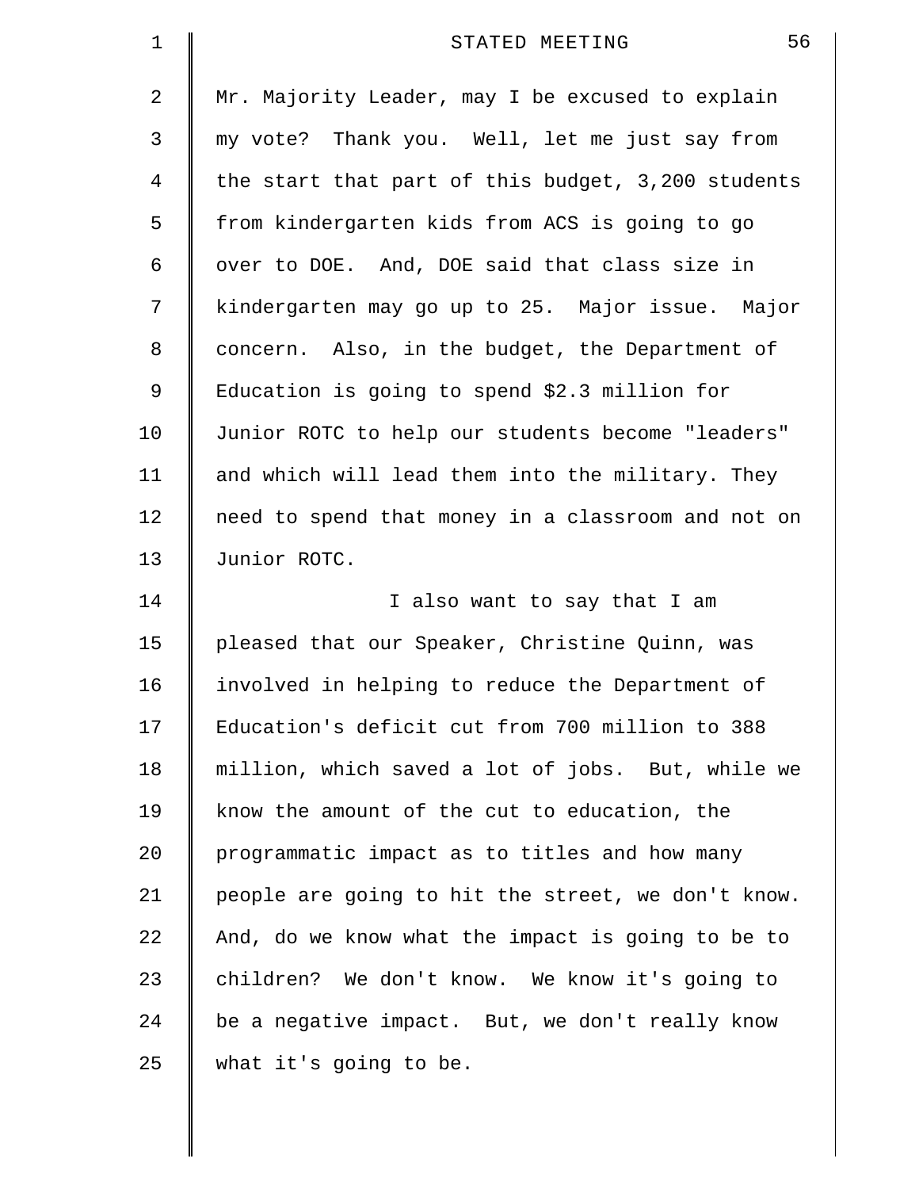Mr. Majority Leader, may I be excused to explain my vote? Thank you. Well, let me just say from the start that part of this budget, 3,200 students from kindergarten kids from ACS is going to go over to DOE. And, DOE said that class size in kindergarten may go up to 25. Major issue. Major concern. Also, in the budget, the Department of Education is going to spend $2.3 million for Junior ROTC to help our students become "leaders" and which will lead them into the military. They need to spend that money in a classroom and not on Junior ROTC.

I also want to say that I am pleased that our Speaker, Christine Quinn, was involved in helping to reduce the Department of Education's deficit cut from 700 million to 388 million, which saved a lot of jobs. But, while we know the amount of the cut to education, the programmatic impact as to titles and how many people are going to hit the street, we don't know. And, do we know what the impact is going to be to children? We don't know. We know it's going to be a negative impact. But, we don't really know what it's going to be.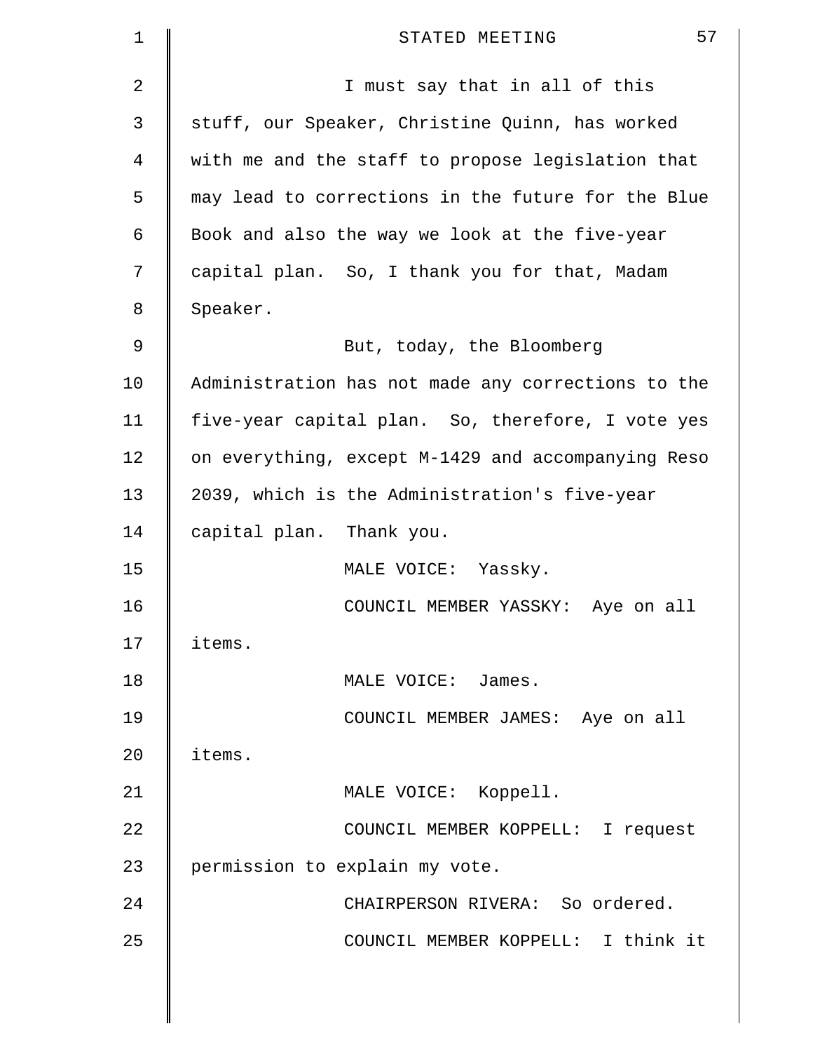I must say that in all of this stuff, our Speaker, Christine Quinn, has worked with me and the staff to propose legislation that may lead to corrections in the future for the Blue Book and also the way we look at the five-year capital plan. So, I thank you for that, Madam Speaker.

But, today, the Bloomberg Administration has not made any corrections to the five-year capital plan. So, therefore, I vote yes on everything, except M-1429 and accompanying Reso 2039, which is the Administration's five-year capital plan. Thank you.

MALE VOICE: Yassky.

COUNCIL MEMBER YASSKY: Aye on all items.

MALE VOICE: James.

COUNCIL MEMBER JAMES: Aye on all items.

MALE VOICE: Koppell.

COUNCIL MEMBER KOPPELL: I request permission to explain my vote.

CHAIRPERSON RIVERA: So ordered.

COUNCIL MEMBER KOPPELL: I think it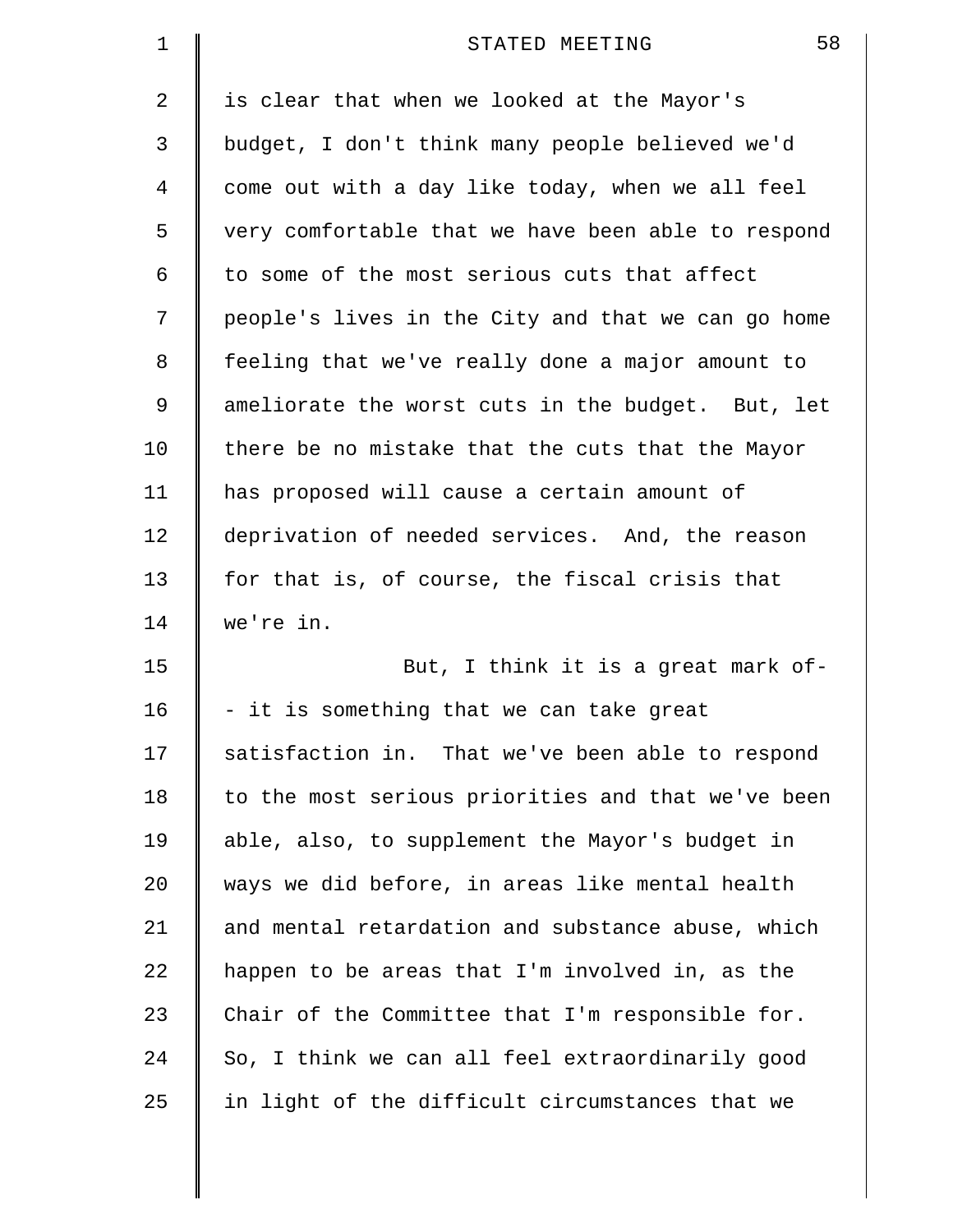is clear that when we looked at the Mayor's budget, I don't think many people believed we'd come out with a day like today, when we all feel very comfortable that we have been able to respond to some of the most serious cuts that affect people's lives in the City and that we can go home feeling that we've really done a major amount to ameliorate the worst cuts in the budget. But, let there be no mistake that the cuts that the Mayor has proposed will cause a certain amount of deprivation of needed services. And, the reason for that is, of course, the fiscal crisis that we're in.

But, I think it is a great mark of-- it is something that we can take great satisfaction in. That we've been able to respond to the most serious priorities and that we've been able, also, to supplement the Mayor's budget in ways we did before, in areas like mental health and mental retardation and substance abuse, which happen to be areas that I'm involved in, as the Chair of the Committee that I'm responsible for. So, I think we can all feel extraordinarily good in light of the difficult circumstances that we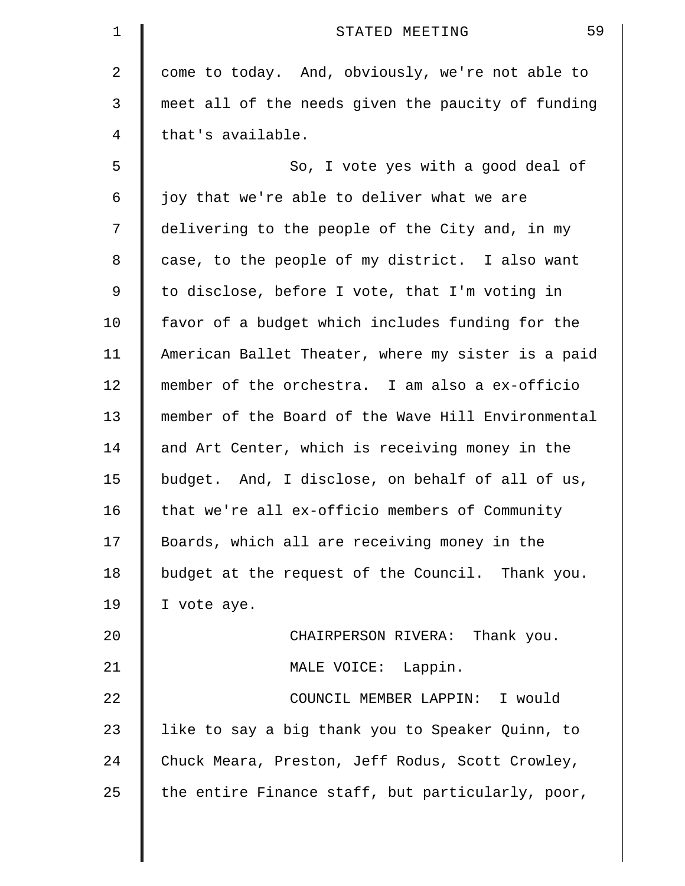come to today. And, obviously, we're not able to meet all of the needs given the paucity of funding that's available.

So, I vote yes with a good deal of joy that we're able to deliver what we are delivering to the people of the City and, in my case, to the people of my district. I also want to disclose, before I vote, that I'm voting in favor of a budget which includes funding for the American Ballet Theater, where my sister is a paid member of the orchestra. I am also a ex-officio member of the Board of the Wave Hill Environmental and Art Center, which is receiving money in the budget. And, I disclose, on behalf of all of us, that we're all ex-officio members of Community Boards, which all are receiving money in the budget at the request of the Council. Thank you. I vote aye.

CHAIRPERSON RIVERA: Thank you.

MALE VOICE: Lappin.

COUNCIL MEMBER LAPPIN: I would like to say a big thank you to Speaker Quinn, to Chuck Meara, Preston, Jeff Rodus, Scott Crowley, the entire Finance staff, but particularly, poor,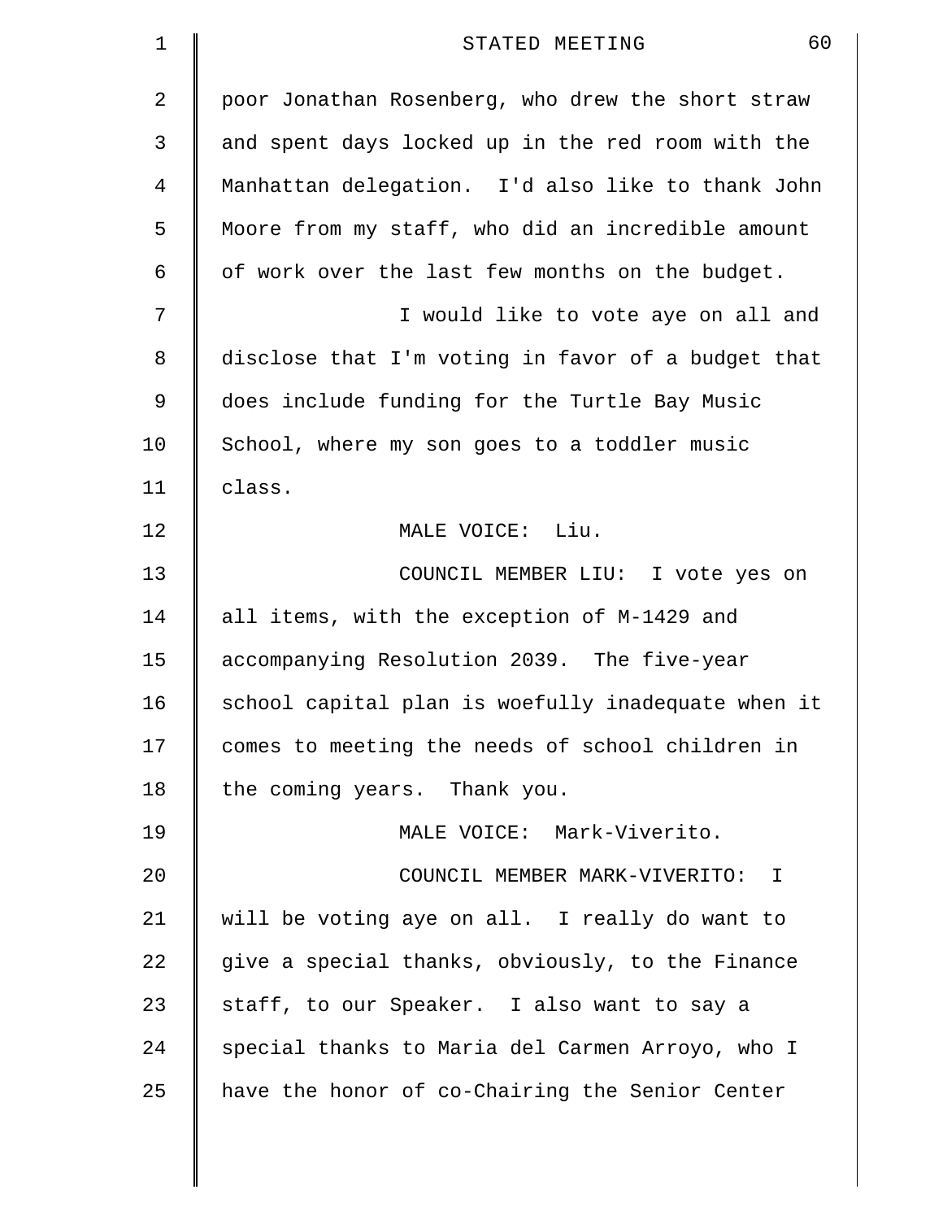poor Jonathan Rosenberg, who drew the short straw and spent days locked up in the red room with the Manhattan delegation. I'd also like to thank John Moore from my staff, who did an incredible amount of work over the last few months on the budget.

I would like to vote aye on all and disclose that I'm voting in favor of a budget that does include funding for the Turtle Bay Music School, where my son goes to a toddler music class.

MALE VOICE: Liu.

COUNCIL MEMBER LIU: I vote yes on all items, with the exception of M-1429 and accompanying Resolution 2039. The five-year school capital plan is woefully inadequate when it comes to meeting the needs of school children in the coming years. Thank you.

MALE VOICE: Mark-Viverito.

COUNCIL MEMBER MARK-VIVERITO: I will be voting aye on all. I really do want to give a special thanks, obviously, to the Finance staff, to our Speaker. I also want to say a special thanks to Maria del Carmen Arroyo, who I have the honor of co-Chairing the Senior Center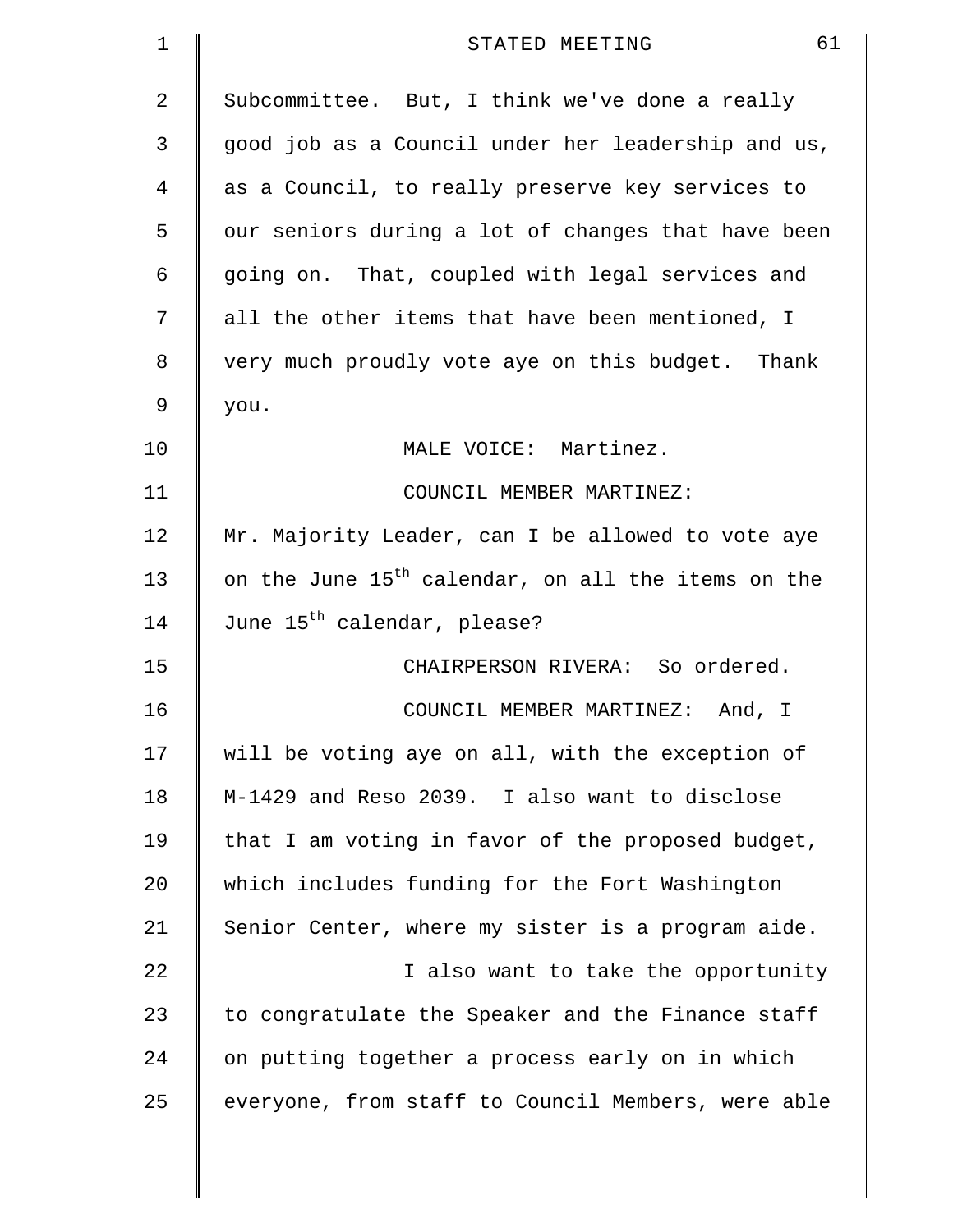Subcommittee. But, I think we've done a really good job as a Council under her leadership and us, as a Council, to really preserve key services to our seniors during a lot of changes that have been going on. That, coupled with legal services and all the other items that have been mentioned, I very much proudly vote aye on this budget. Thank you.

MALE VOICE: Martinez.

COUNCIL MEMBER MARTINEZ: Mr. Majority Leader, can I be allowed to vote aye on the June 15th calendar, on all the items on the June 15th calendar, please?

CHAIRPERSON RIVERA: So ordered.

COUNCIL MEMBER MARTINEZ: And, I will be voting aye on all, with the exception of M-1429 and Reso 2039. I also want to disclose that I am voting in favor of the proposed budget, which includes funding for the Fort Washington Senior Center, where my sister is a program aide.

I also want to take the opportunity to congratulate the Speaker and the Finance staff on putting together a process early on in which everyone, from staff to Council Members, were able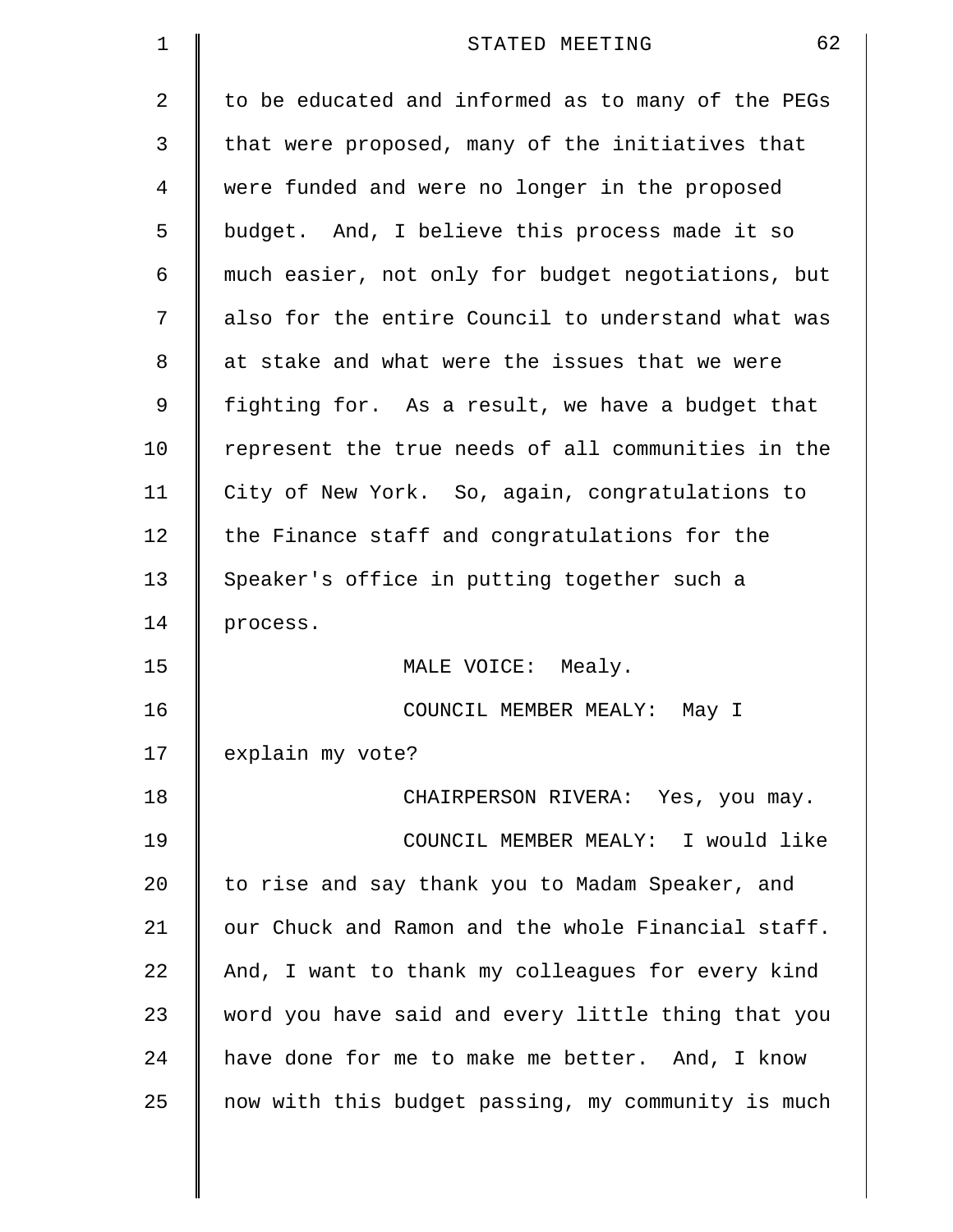to be educated and informed as to many of the PEGs that were proposed, many of the initiatives that were funded and were no longer in the proposed budget. And, I believe this process made it so much easier, not only for budget negotiations, but also for the entire Council to understand what was at stake and what were the issues that we were fighting for. As a result, we have a budget that represent the true needs of all communities in the City of New York. So, again, congratulations to the Finance staff and congratulations for the Speaker's office in putting together such a process.

MALE VOICE: Mealy.

COUNCIL MEMBER MEALY: May I explain my vote?

CHAIRPERSON RIVERA: Yes, you may.

COUNCIL MEMBER MEALY: I would like to rise and say thank you to Madam Speaker, and our Chuck and Ramon and the whole Financial staff. And, I want to thank my colleagues for every kind word you have said and every little thing that you have done for me to make me better. And, I know now with this budget passing, my community is much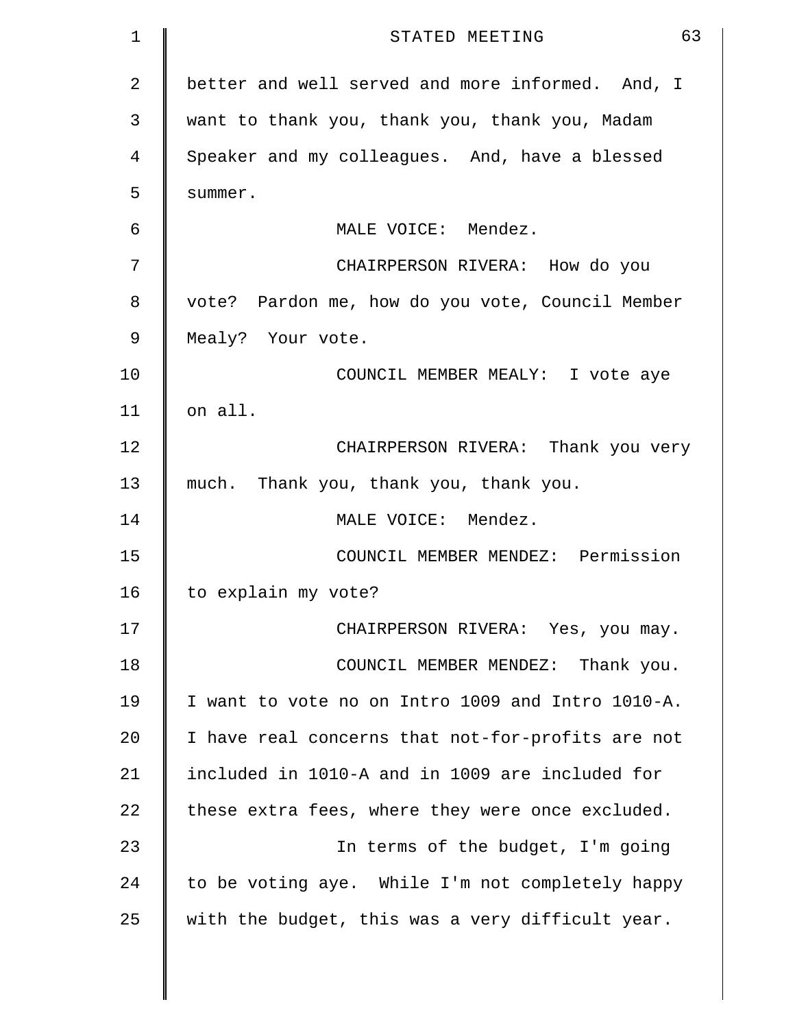better and well served and more informed. And, I want to thank you, thank you, thank you, Madam Speaker and my colleagues. And, have a blessed summer.

MALE VOICE: Mendez.

CHAIRPERSON RIVERA: How do you vote? Pardon me, how do you vote, Council Member Mealy? Your vote.

COUNCIL MEMBER MEALY: I vote aye on all.

CHAIRPERSON RIVERA: Thank you very much. Thank you, thank you, thank you.

MALE VOICE: Mendez.

COUNCIL MEMBER MENDEZ: Permission to explain my vote?

CHAIRPERSON RIVERA: Yes, you may.

COUNCIL MEMBER MENDEZ: Thank you. I want to vote no on Intro 1009 and Intro 1010-A. I have real concerns that not-for-profits are not included in 1010-A and in 1009 are included for these extra fees, where they were once excluded.

In terms of the budget, I'm going to be voting aye. While I'm not completely happy with the budget, this was a very difficult year.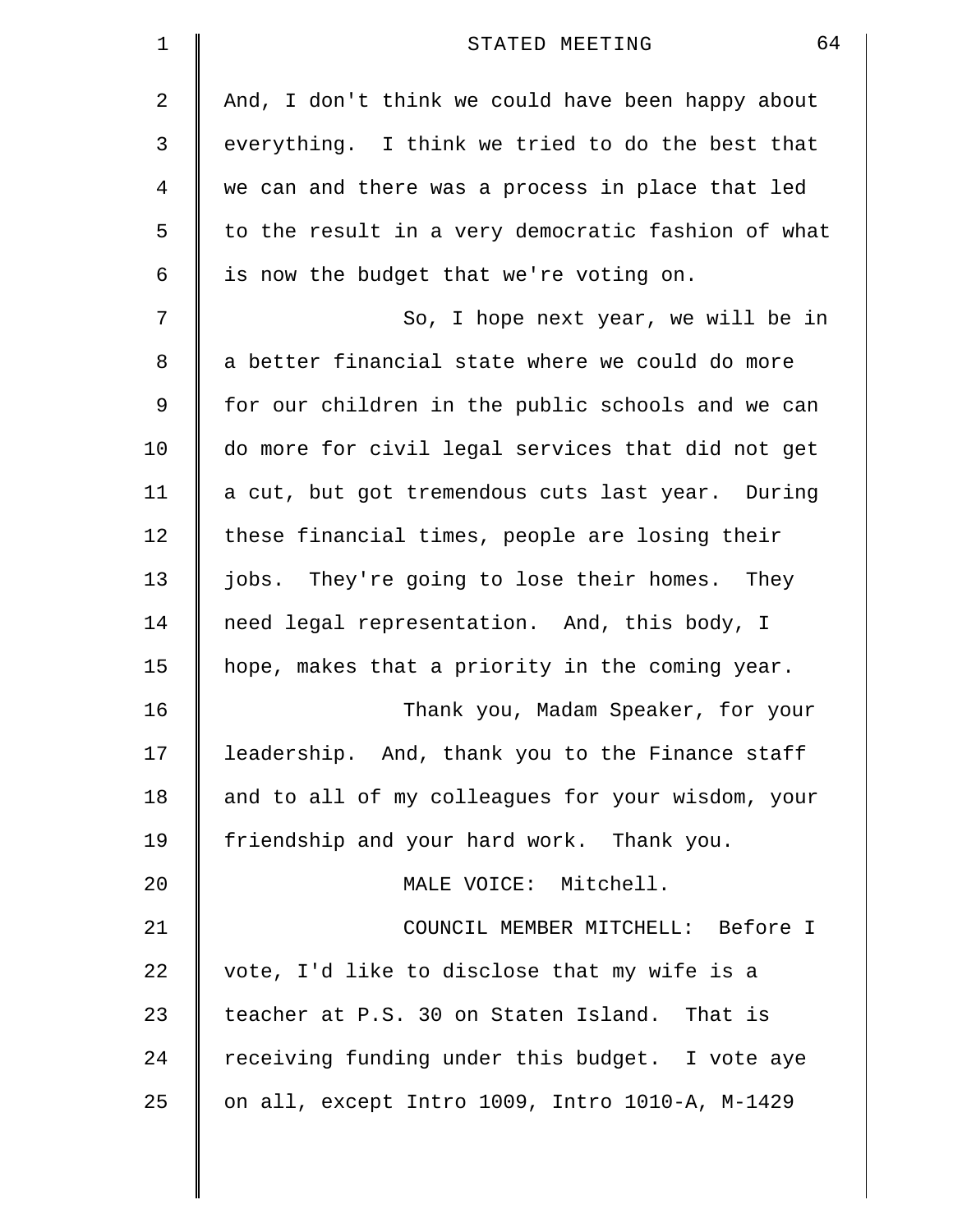And, I don't think we could have been happy about everything. I think we tried to do the best that we can and there was a process in place that led to the result in a very democratic fashion of what is now the budget that we're voting on.

So, I hope next year, we will be in a better financial state where we could do more for our children in the public schools and we can do more for civil legal services that did not get a cut, but got tremendous cuts last year. During these financial times, people are losing their jobs. They're going to lose their homes. They need legal representation. And, this body, I hope, makes that a priority in the coming year.

Thank you, Madam Speaker, for your leadership. And, thank you to the Finance staff and to all of my colleagues for your wisdom, your friendship and your hard work. Thank you.

MALE VOICE: Mitchell.

COUNCIL MEMBER MITCHELL: Before I vote, I'd like to disclose that my wife is a teacher at P.S. 30 on Staten Island. That is receiving funding under this budget. I vote aye on all, except Intro 1009, Intro 1010-A, M-1429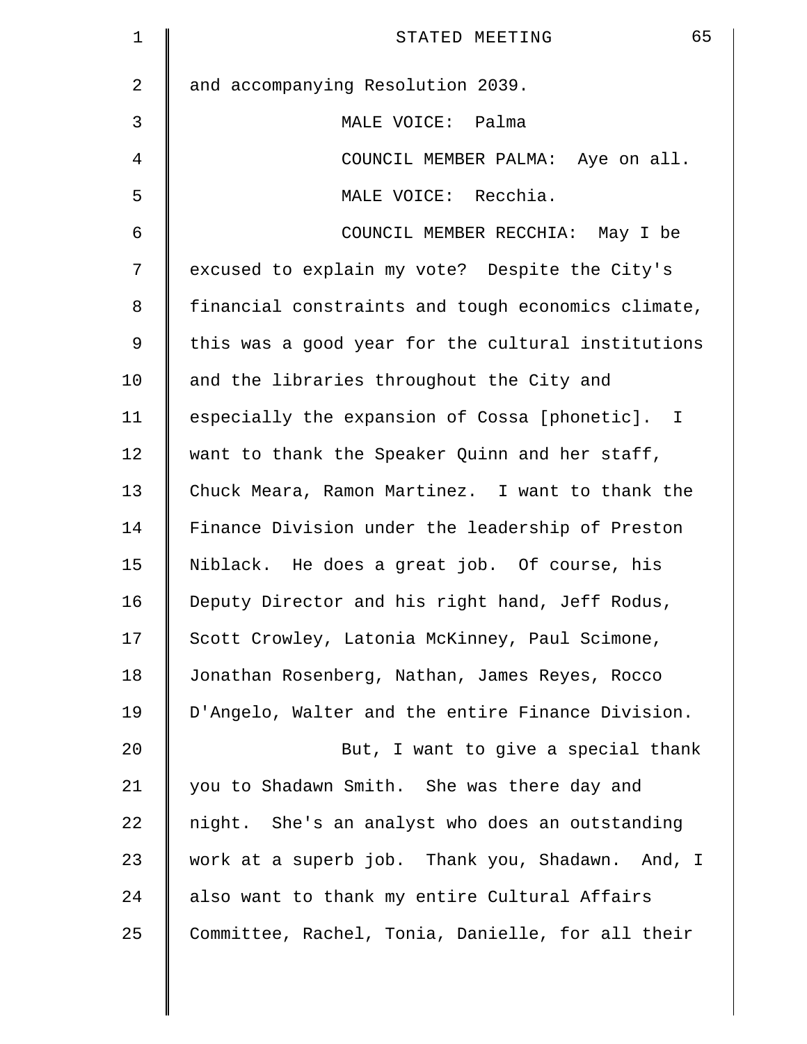and accompanying Resolution 2039.

MALE VOICE: Palma

COUNCIL MEMBER PALMA: Aye on all.

MALE VOICE: Recchia.

COUNCIL MEMBER RECCHIA: May I be excused to explain my vote? Despite the City's financial constraints and tough economics climate, this was a good year for the cultural institutions and the libraries throughout the City and especially the expansion of Cossa [phonetic]. I want to thank the Speaker Quinn and her staff, Chuck Meara, Ramon Martinez. I want to thank the Finance Division under the leadership of Preston Niblack. He does a great job. Of course, his Deputy Director and his right hand, Jeff Rodus, Scott Crowley, Latonia McKinney, Paul Scimone, Jonathan Rosenberg, Nathan, James Reyes, Rocco D'Angelo, Walter and the entire Finance Division.

But, I want to give a special thank you to Shadawn Smith. She was there day and night. She's an analyst who does an outstanding work at a superb job. Thank you, Shadawn. And, I also want to thank my entire Cultural Affairs Committee, Rachel, Tonia, Danielle, for all their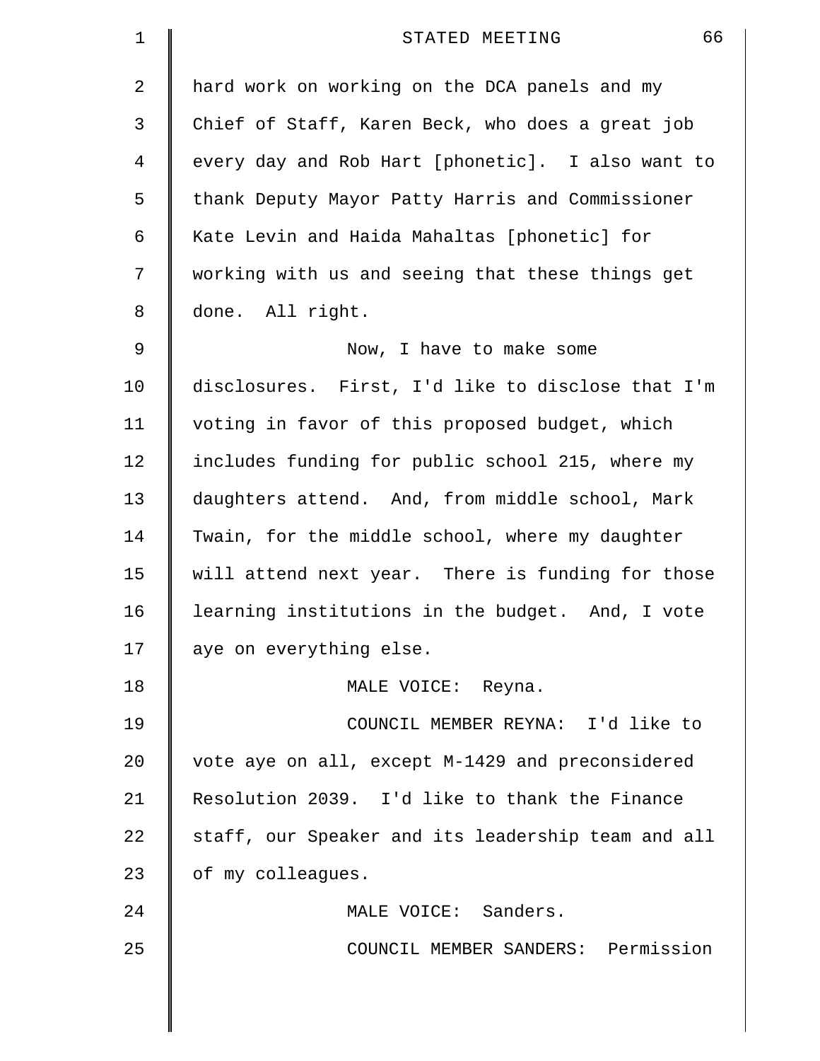hard work on working on the DCA panels and my Chief of Staff, Karen Beck, who does a great job every day and Rob Hart [phonetic]. I also want to thank Deputy Mayor Patty Harris and Commissioner Kate Levin and Haida Mahaltas [phonetic] for working with us and seeing that these things get done. All right.

Now, I have to make some disclosures. First, I'd like to disclose that I'm voting in favor of this proposed budget, which includes funding for public school 215, where my daughters attend. And, from middle school, Mark Twain, for the middle school, where my daughter will attend next year. There is funding for those learning institutions in the budget. And, I vote aye on everything else.

MALE VOICE: Reyna.

COUNCIL MEMBER REYNA: I'd like to vote aye on all, except M-1429 and preconsidered Resolution 2039. I'd like to thank the Finance staff, our Speaker and its leadership team and all of my colleagues.

MALE VOICE: Sanders.

COUNCIL MEMBER SANDERS: Permission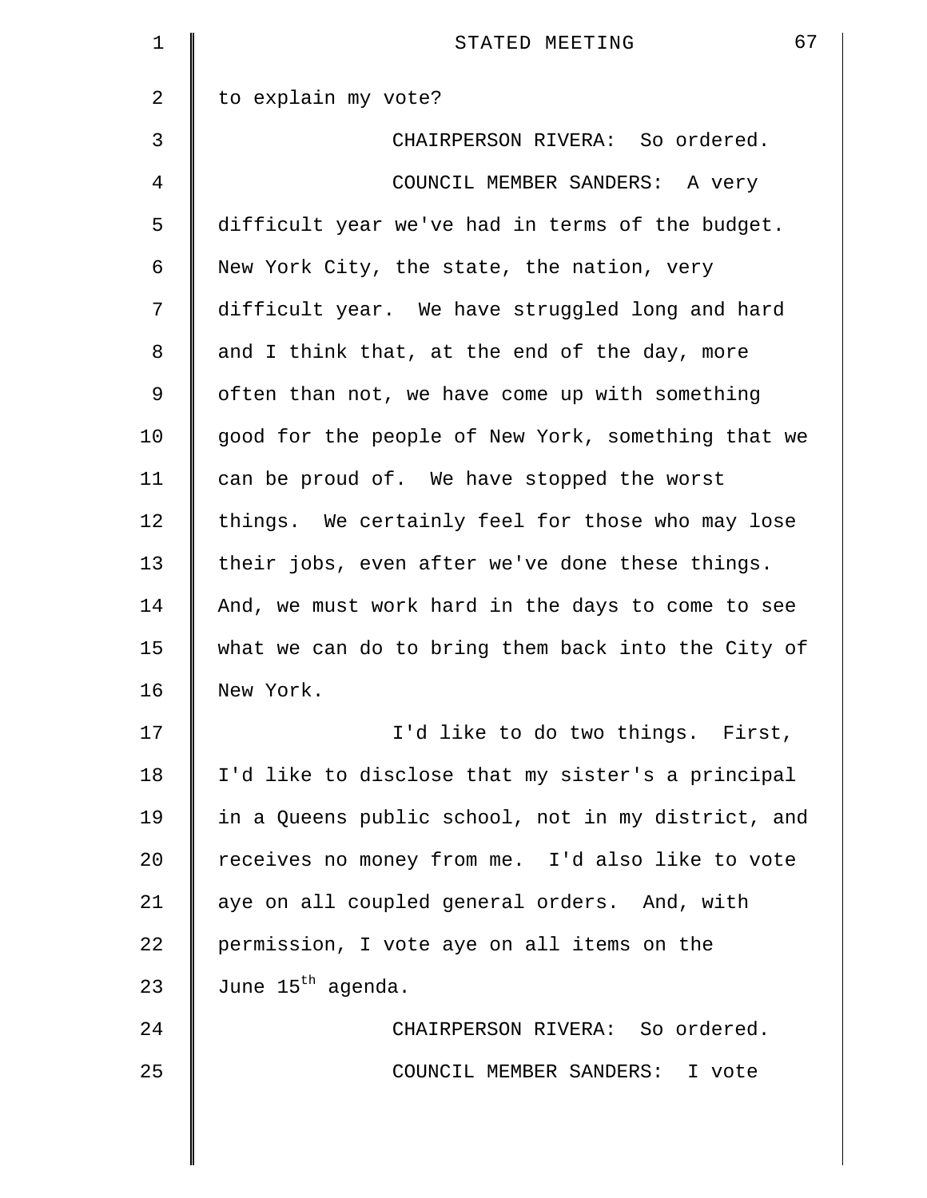to explain my vote?

CHAIRPERSON RIVERA: So ordered.

COUNCIL MEMBER SANDERS: A very difficult year we've had in terms of the budget. New York City, the state, the nation, very difficult year. We have struggled long and hard and I think that, at the end of the day, more often than not, we have come up with something good for the people of New York, something that we can be proud of. We have stopped the worst things. We certainly feel for those who may lose their jobs, even after we've done these things. And, we must work hard in the days to come to see what we can do to bring them back into the City of New York.

I'd like to do two things. First, I'd like to disclose that my sister's a principal in a Queens public school, not in my district, and receives no money from me. I'd also like to vote aye on all coupled general orders. And, with permission, I vote aye on all items on the June 15th agenda.

CHAIRPERSON RIVERA: So ordered.

COUNCIL MEMBER SANDERS: I vote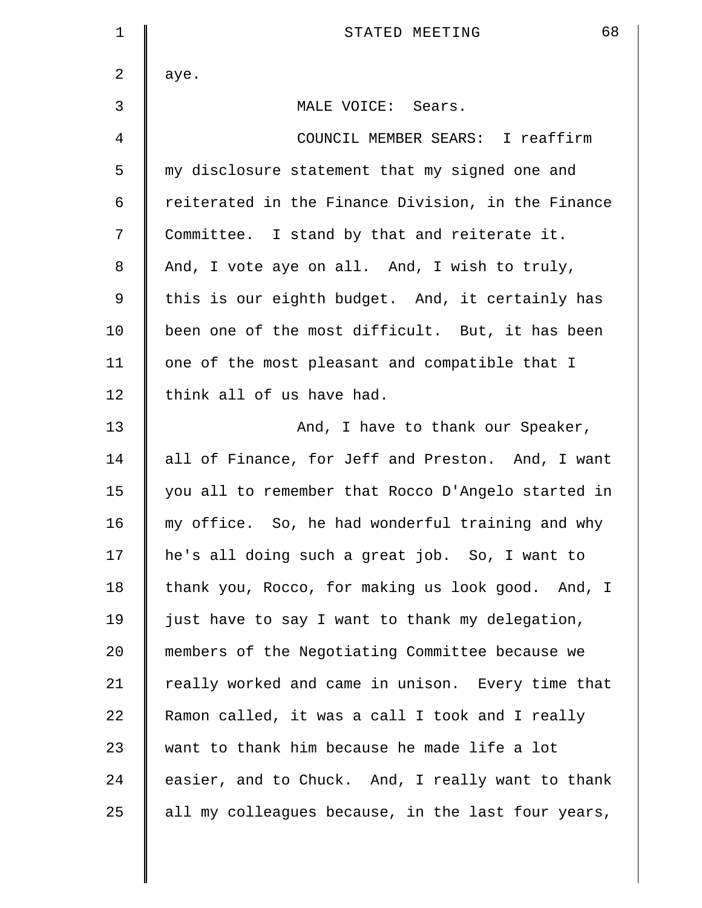aye.

MALE VOICE: Sears.

COUNCIL MEMBER SEARS: I reaffirm my disclosure statement that my signed one and reiterated in the Finance Division, in the Finance Committee. I stand by that and reiterate it. And, I vote aye on all. And, I wish to truly, this is our eighth budget. And, it certainly has been one of the most difficult. But, it has been one of the most pleasant and compatible that I think all of us have had.

And, I have to thank our Speaker, all of Finance, for Jeff and Preston. And, I want you all to remember that Rocco D'Angelo started in my office. So, he had wonderful training and why he's all doing such a great job. So, I want to thank you, Rocco, for making us look good. And, I just have to say I want to thank my delegation, members of the Negotiating Committee because we really worked and came in unison. Every time that Ramon called, it was a call I took and I really want to thank him because he made life a lot easier, and to Chuck. And, I really want to thank all my colleagues because, in the last four years,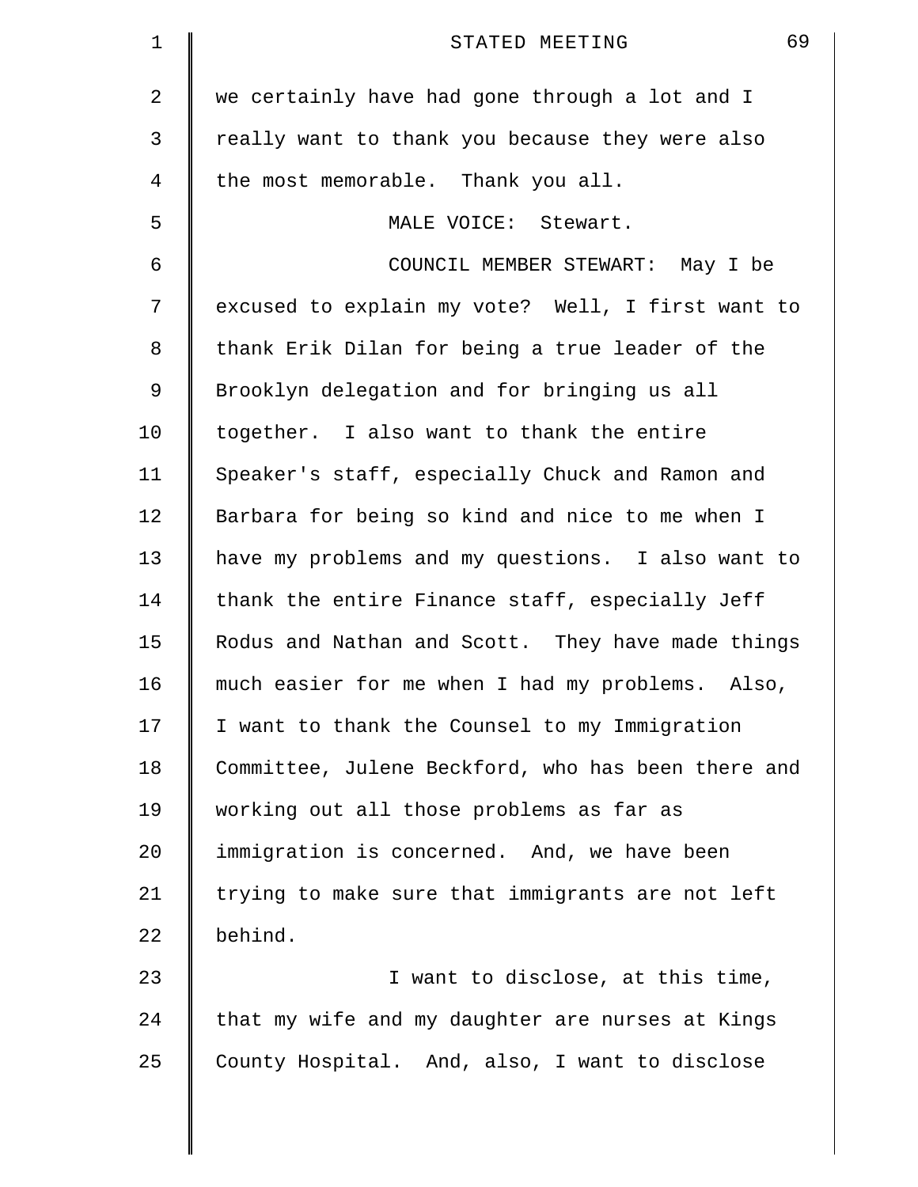we certainly have had gone through a lot and I really want to thank you because they were also the most memorable. Thank you all.

MALE VOICE: Stewart.

COUNCIL MEMBER STEWART: May I be excused to explain my vote? Well, I first want to thank Erik Dilan for being a true leader of the Brooklyn delegation and for bringing us all together. I also want to thank the entire Speaker's staff, especially Chuck and Ramon and Barbara for being so kind and nice to me when I have my problems and my questions. I also want to thank the entire Finance staff, especially Jeff Rodus and Nathan and Scott. They have made things much easier for me when I had my problems. Also, I want to thank the Counsel to my Immigration Committee, Julene Beckford, who has been there and working out all those problems as far as immigration is concerned. And, we have been trying to make sure that immigrants are not left behind.

I want to disclose, at this time, that my wife and my daughter are nurses at Kings County Hospital. And, also, I want to disclose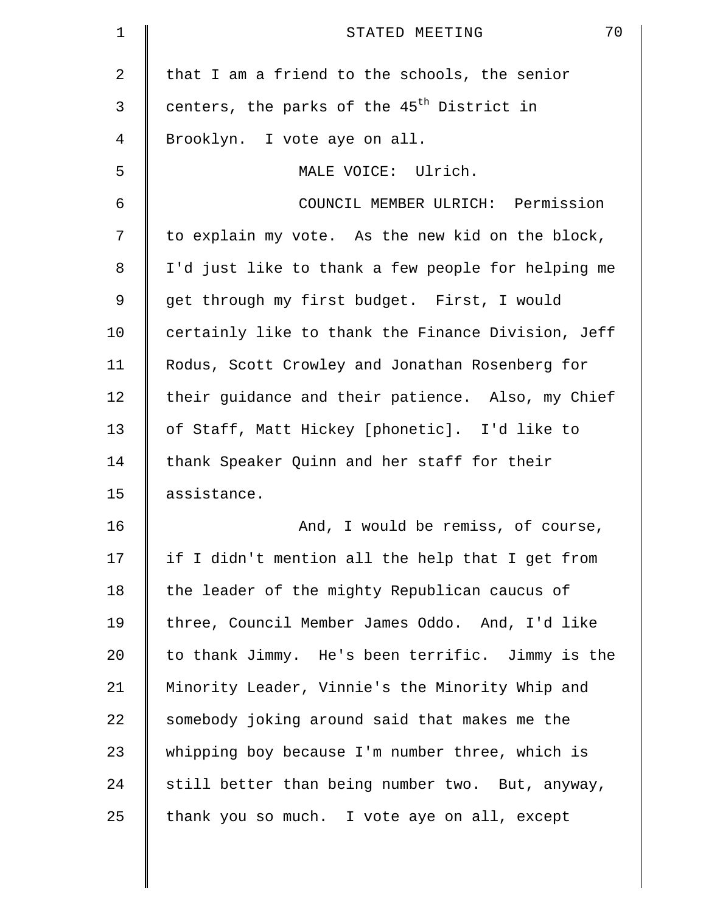that I am a friend to the schools, the senior centers, the parks of the 45th District in Brooklyn. I vote aye on all.

MALE VOICE: Ulrich.

COUNCIL MEMBER ULRICH: Permission to explain my vote. As the new kid on the block, I'd just like to thank a few people for helping me get through my first budget. First, I would certainly like to thank the Finance Division, Jeff Rodus, Scott Crowley and Jonathan Rosenberg for their guidance and their patience. Also, my Chief of Staff, Matt Hickey [phonetic]. I'd like to thank Speaker Quinn and her staff for their assistance.

And, I would be remiss, of course, if I didn't mention all the help that I get from the leader of the mighty Republican caucus of three, Council Member James Oddo. And, I'd like to thank Jimmy. He's been terrific. Jimmy is the Minority Leader, Vinnie's the Minority Whip and somebody joking around said that makes me the whipping boy because I'm number three, which is still better than being number two. But, anyway, thank you so much. I vote aye on all, except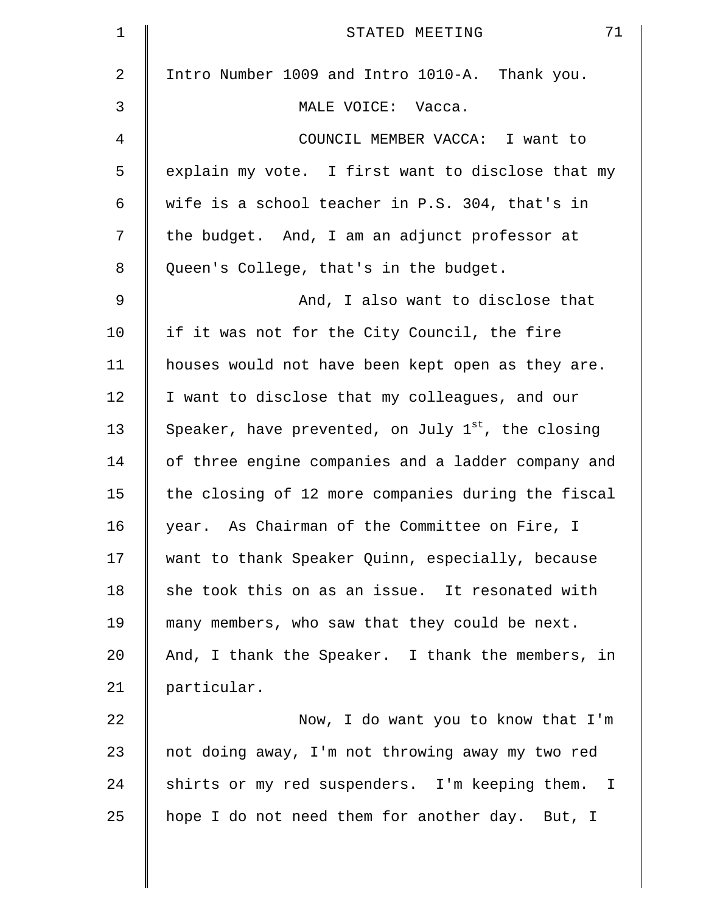Intro Number 1009 and Intro 1010-A. Thank you.

MALE VOICE: Vacca.

COUNCIL MEMBER VACCA: I want to explain my vote. I first want to disclose that my wife is a school teacher in P.S. 304, that's in the budget. And, I am an adjunct professor at Queen's College, that's in the budget.

And, I also want to disclose that if it was not for the City Council, the fire houses would not have been kept open as they are. I want to disclose that my colleagues, and our Speaker, have prevented, on July 1st, the closing of three engine companies and a ladder company and the closing of 12 more companies during the fiscal year. As Chairman of the Committee on Fire, I want to thank Speaker Quinn, especially, because she took this on as an issue. It resonated with many members, who saw that they could be next. And, I thank the Speaker. I thank the members, in particular.

Now, I do want you to know that I'm not doing away, I'm not throwing away my two red shirts or my red suspenders. I'm keeping them. I hope I do not need them for another day. But, I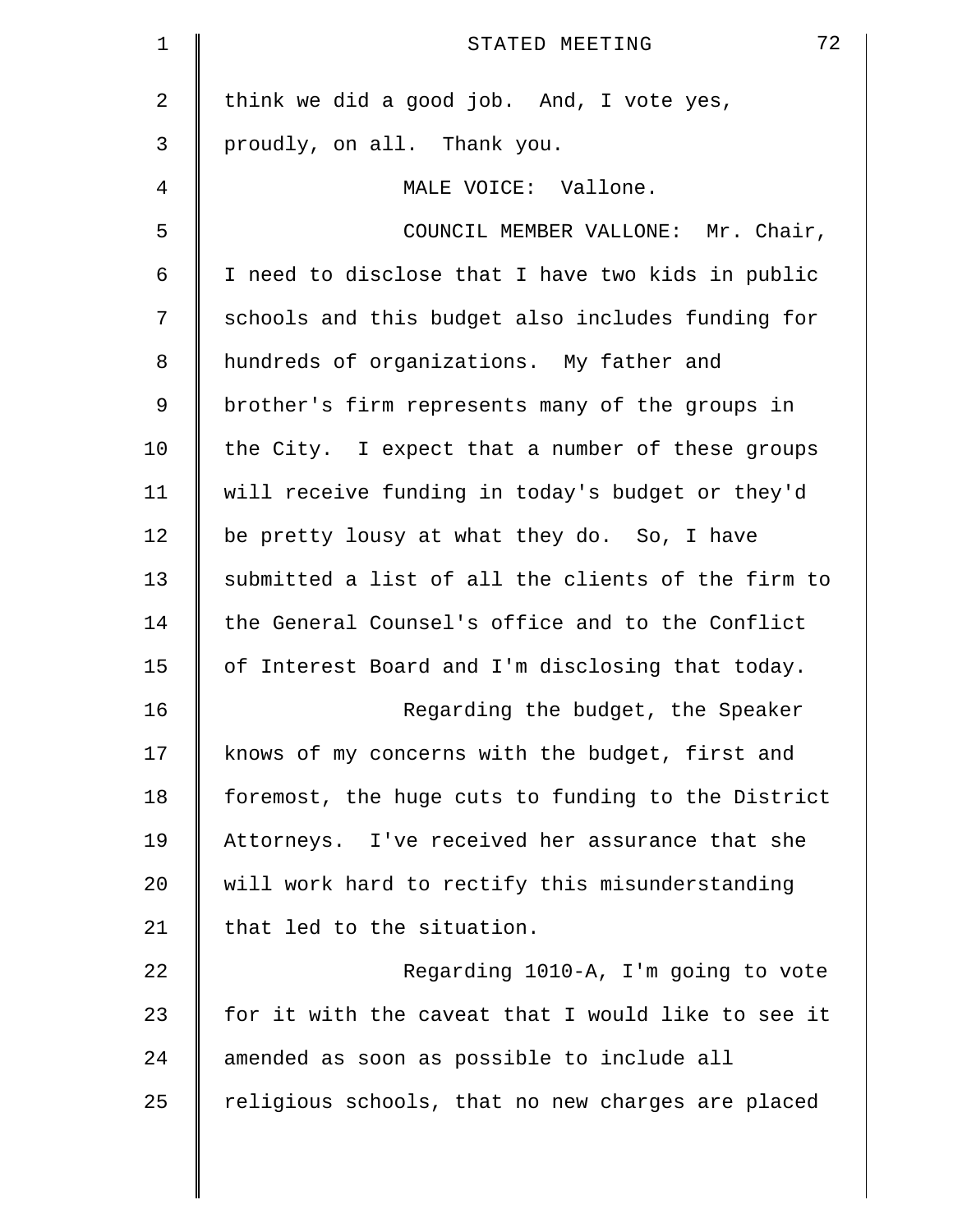think we did a good job. And, I vote yes, proudly, on all. Thank you.

MALE VOICE: Vallone.

COUNCIL MEMBER VALLONE: Mr. Chair, I need to disclose that I have two kids in public schools and this budget also includes funding for hundreds of organizations. My father and brother's firm represents many of the groups in the City. I expect that a number of these groups will receive funding in today's budget or they'd be pretty lousy at what they do. So, I have submitted a list of all the clients of the firm to the General Counsel's office and to the Conflict of Interest Board and I'm disclosing that today.

Regarding the budget, the Speaker knows of my concerns with the budget, first and foremost, the huge cuts to funding to the District Attorneys. I've received her assurance that she will work hard to rectify this misunderstanding that led to the situation.

Regarding 1010-A, I'm going to vote for it with the caveat that I would like to see it amended as soon as possible to include all religious schools, that no new charges are placed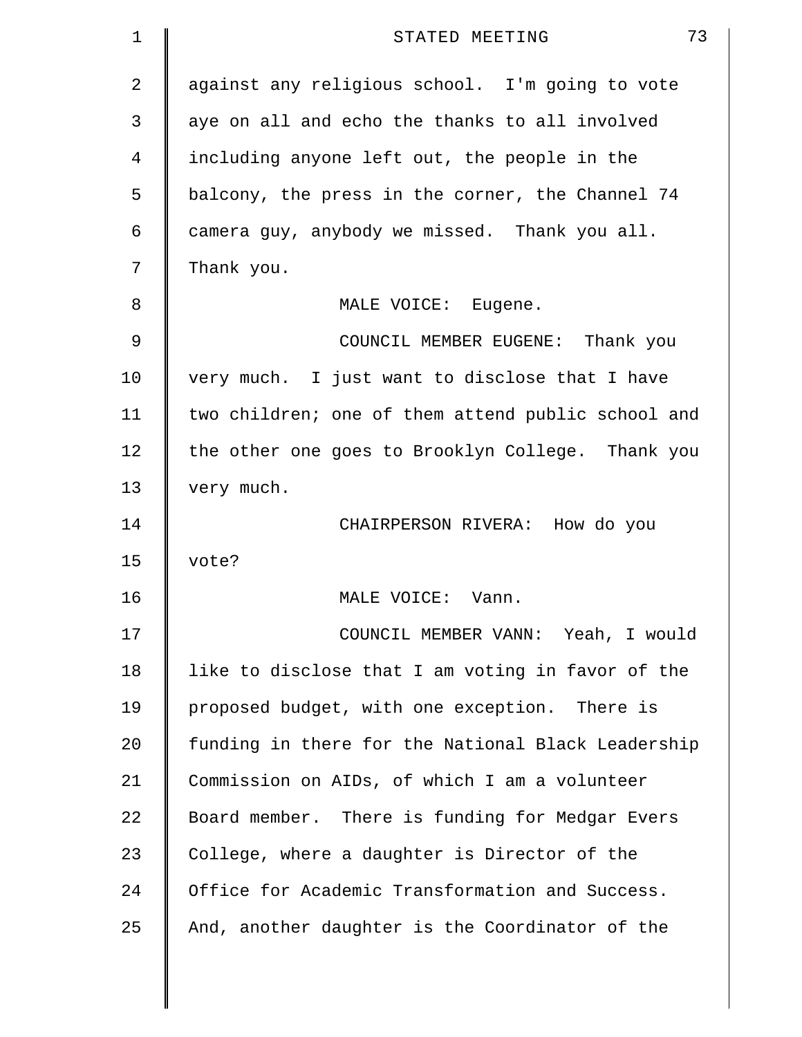against any religious school. I'm going to vote aye on all and echo the thanks to all involved including anyone left out, the people in the balcony, the press in the corner, the Channel 74 camera guy, anybody we missed. Thank you all. Thank you.

MALE VOICE: Eugene.

COUNCIL MEMBER EUGENE: Thank you very much. I just want to disclose that I have two children; one of them attend public school and the other one goes to Brooklyn College. Thank you very much.

CHAIRPERSON RIVERA: How do you vote?

MALE VOICE: Vann.

COUNCIL MEMBER VANN: Yeah, I would like to disclose that I am voting in favor of the proposed budget, with one exception. There is funding in there for the National Black Leadership Commission on AIDs, of which I am a volunteer Board member. There is funding for Medgar Evers College, where a daughter is Director of the Office for Academic Transformation and Success. And, another daughter is the Coordinator of the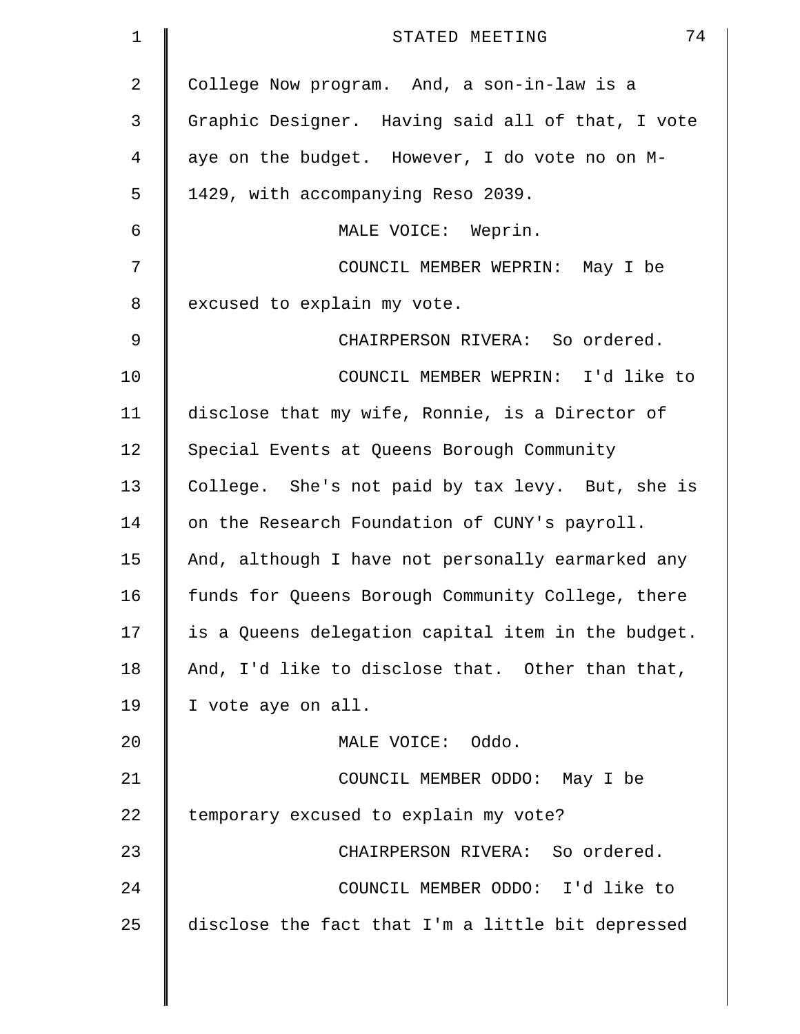College Now program. And, a son-in-law is a Graphic Designer. Having said all of that, I vote aye on the budget. However, I do vote no on M-1429, with accompanying Reso 2039.

MALE VOICE: Weprin.

COUNCIL MEMBER WEPRIN: May I be excused to explain my vote.

CHAIRPERSON RIVERA: So ordered.

COUNCIL MEMBER WEPRIN: I'd like to disclose that my wife, Ronnie, is a Director of Special Events at Queens Borough Community College. She's not paid by tax levy. But, she is on the Research Foundation of CUNY's payroll. And, although I have not personally earmarked any funds for Queens Borough Community College, there is a Queens delegation capital item in the budget. And, I'd like to disclose that. Other than that, I vote aye on all.

MALE VOICE: Oddo.

COUNCIL MEMBER ODDO: May I be temporary excused to explain my vote?

CHAIRPERSON RIVERA: So ordered.

COUNCIL MEMBER ODDO: I'd like to disclose the fact that I'm a little bit depressed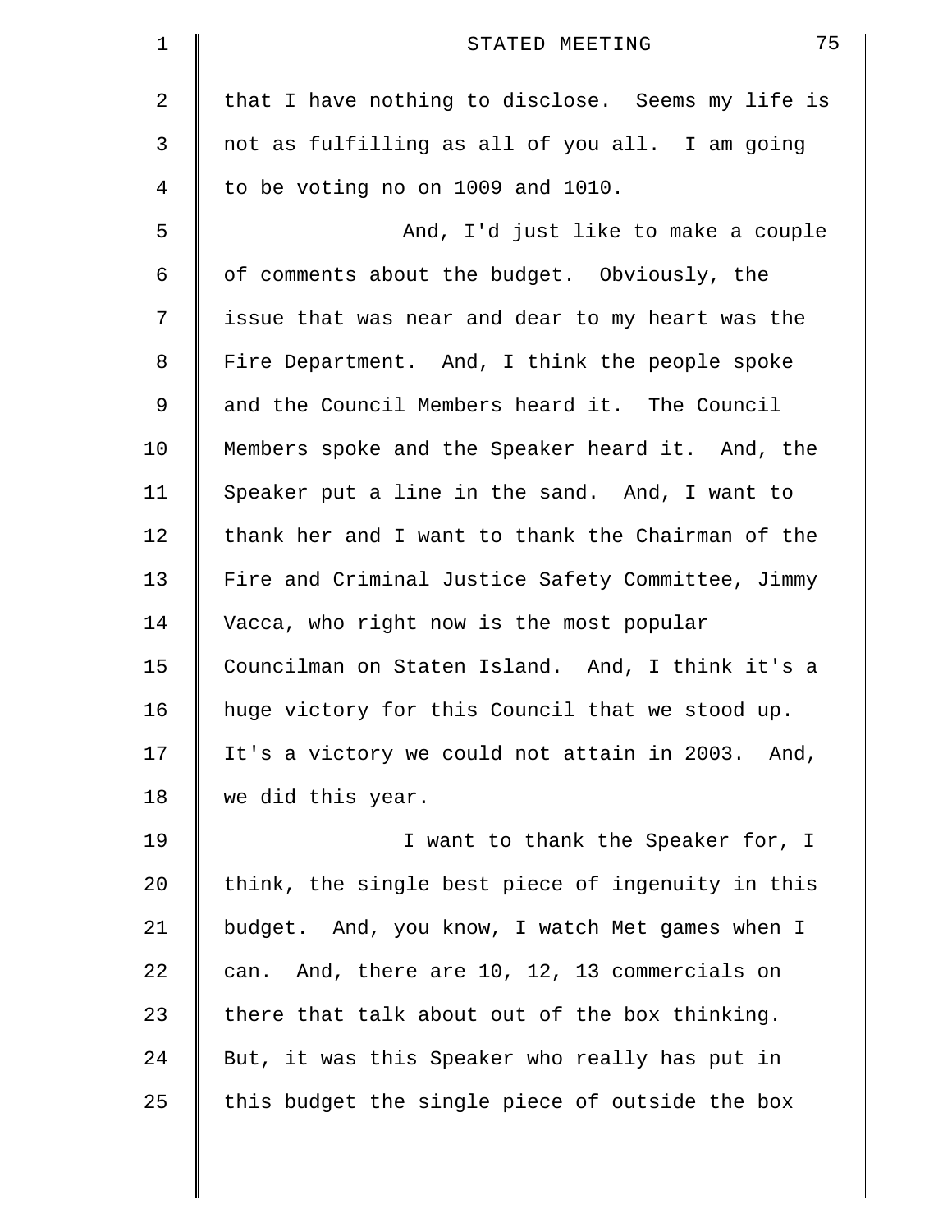that I have nothing to disclose. Seems my life is not as fulfilling as all of you all. I am going to be voting no on 1009 and 1010.

And, I'd just like to make a couple of comments about the budget. Obviously, the issue that was near and dear to my heart was the Fire Department. And, I think the people spoke and the Council Members heard it. The Council Members spoke and the Speaker heard it. And, the Speaker put a line in the sand. And, I want to thank her and I want to thank the Chairman of the Fire and Criminal Justice Safety Committee, Jimmy Vacca, who right now is the most popular Councilman on Staten Island. And, I think it's a huge victory for this Council that we stood up. It's a victory we could not attain in 2003. And, we did this year.

I want to thank the Speaker for, I think, the single best piece of ingenuity in this budget. And, you know, I watch Met games when I can. And, there are 10, 12, 13 commercials on there that talk about out of the box thinking. But, it was this Speaker who really has put in this budget the single piece of outside the box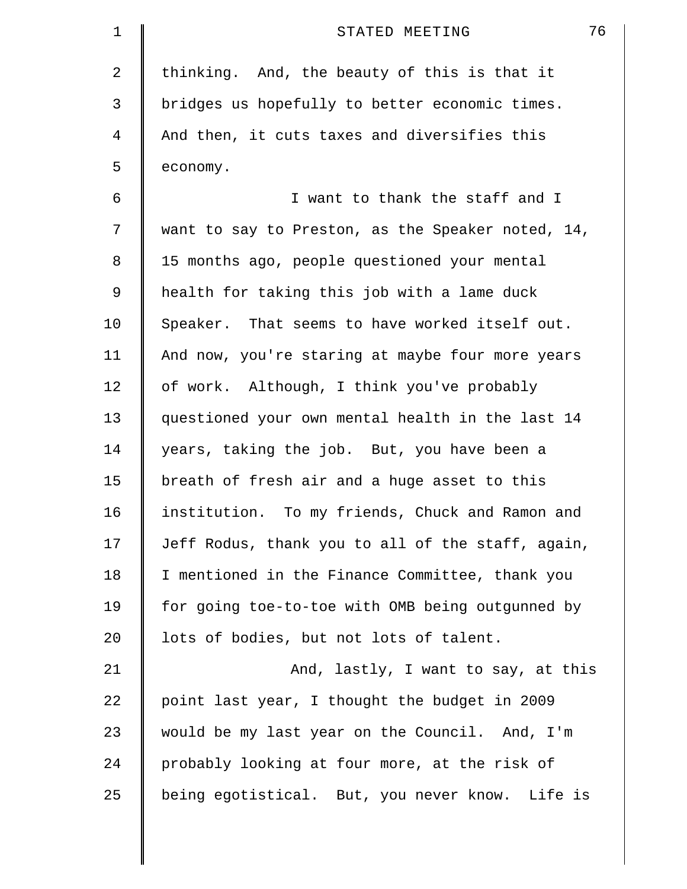thinking. And, the beauty of this is that it bridges us hopefully to better economic times. And then, it cuts taxes and diversifies this economy.

I want to thank the staff and I want to say to Preston, as the Speaker noted, 14, 15 months ago, people questioned your mental health for taking this job with a lame duck Speaker. That seems to have worked itself out. And now, you're staring at maybe four more years of work. Although, I think you've probably questioned your own mental health in the last 14 years, taking the job. But, you have been a breath of fresh air and a huge asset to this institution. To my friends, Chuck and Ramon and Jeff Rodus, thank you to all of the staff, again, I mentioned in the Finance Committee, thank you for going toe-to-toe with OMB being outgunned by lots of bodies, but not lots of talent.

And, lastly, I want to say, at this point last year, I thought the budget in 2009 would be my last year on the Council. And, I'm probably looking at four more, at the risk of being egotistical. But, you never know. Life is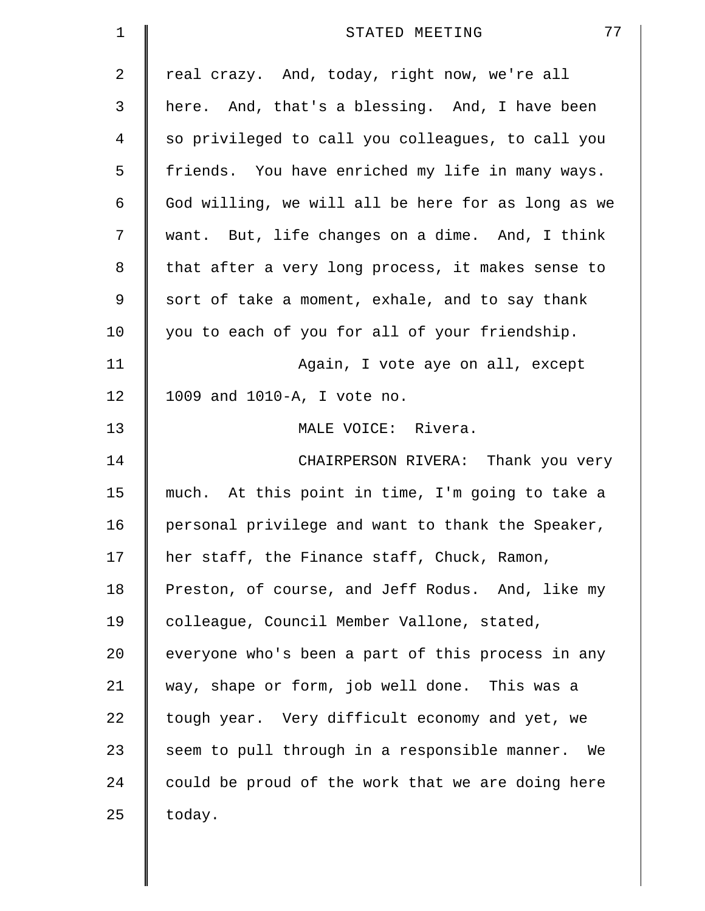real crazy. And, today, right now, we're all here. And, that's a blessing. And, I have been so privileged to call you colleagues, to call you friends. You have enriched my life in many ways. God willing, we will all be here for as long as we want. But, life changes on a dime. And, I think that after a very long process, it makes sense to sort of take a moment, exhale, and to say thank you to each of you for all of your friendship.

Again, I vote aye on all, except 1009 and 1010-A, I vote no.

MALE VOICE: Rivera.

CHAIRPERSON RIVERA: Thank you very much. At this point in time, I'm going to take a personal privilege and want to thank the Speaker, her staff, the Finance staff, Chuck, Ramon, Preston, of course, and Jeff Rodus. And, like my colleague, Council Member Vallone, stated, everyone who's been a part of this process in any way, shape or form, job well done. This was a tough year. Very difficult economy and yet, we seem to pull through in a responsible manner. We could be proud of the work that we are doing here today.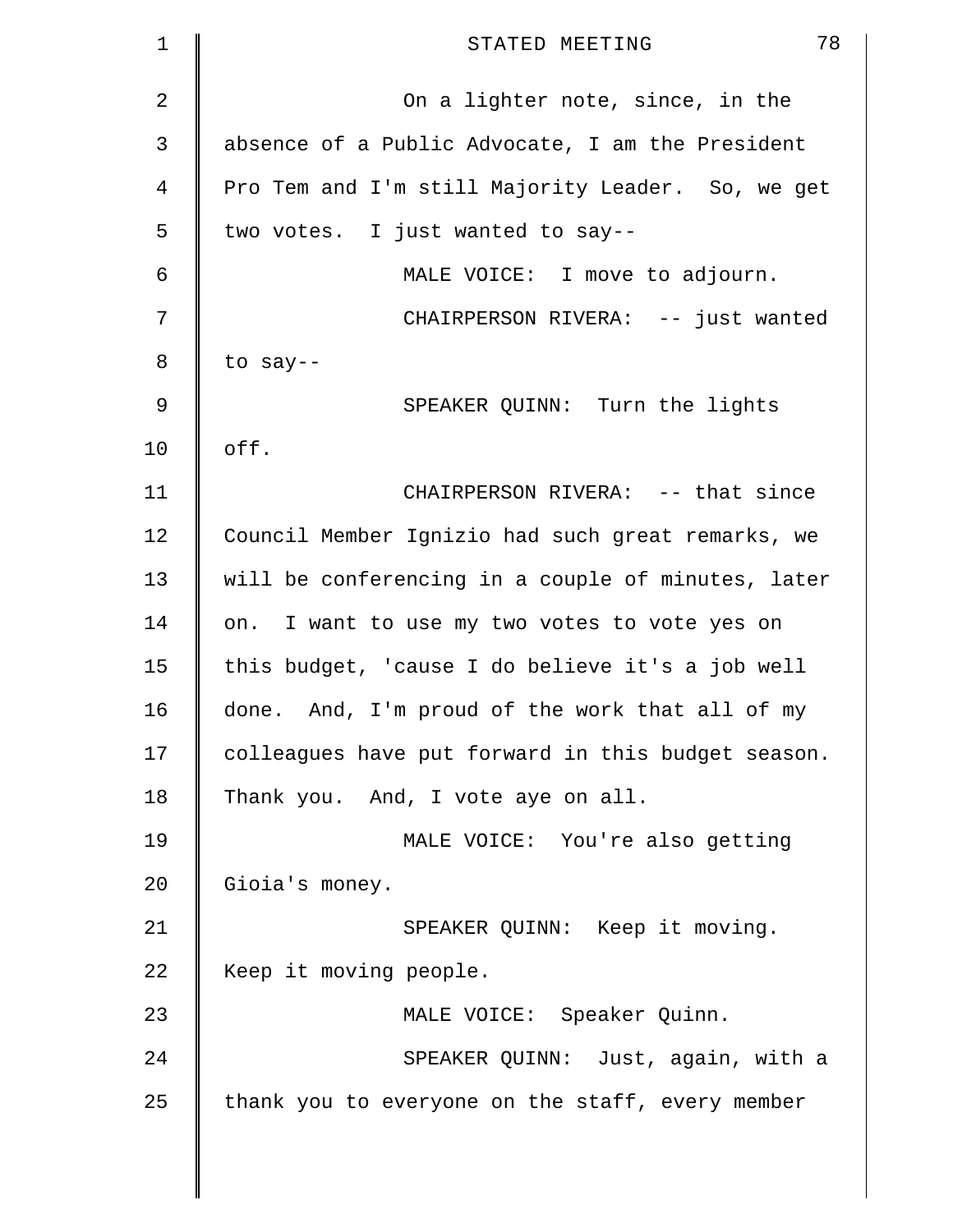On a lighter note, since, in the absence of a Public Advocate, I am the President Pro Tem and I'm still Majority Leader. So, we get two votes. I just wanted to say--

MALE VOICE: I move to adjourn.

CHAIRPERSON RIVERA: -- just wanted to say--

SPEAKER QUINN: Turn the lights off.

CHAIRPERSON RIVERA: -- that since Council Member Ignizio had such great remarks, we will be conferencing in a couple of minutes, later on. I want to use my two votes to vote yes on this budget, 'cause I do believe it's a job well done. And, I'm proud of the work that all of my colleagues have put forward in this budget season. Thank you. And, I vote aye on all.

MALE VOICE: You're also getting Gioia's money.

SPEAKER QUINN: Keep it moving. Keep it moving people.

MALE VOICE: Speaker Quinn.

SPEAKER QUINN: Just, again, with a thank you to everyone on the staff, every member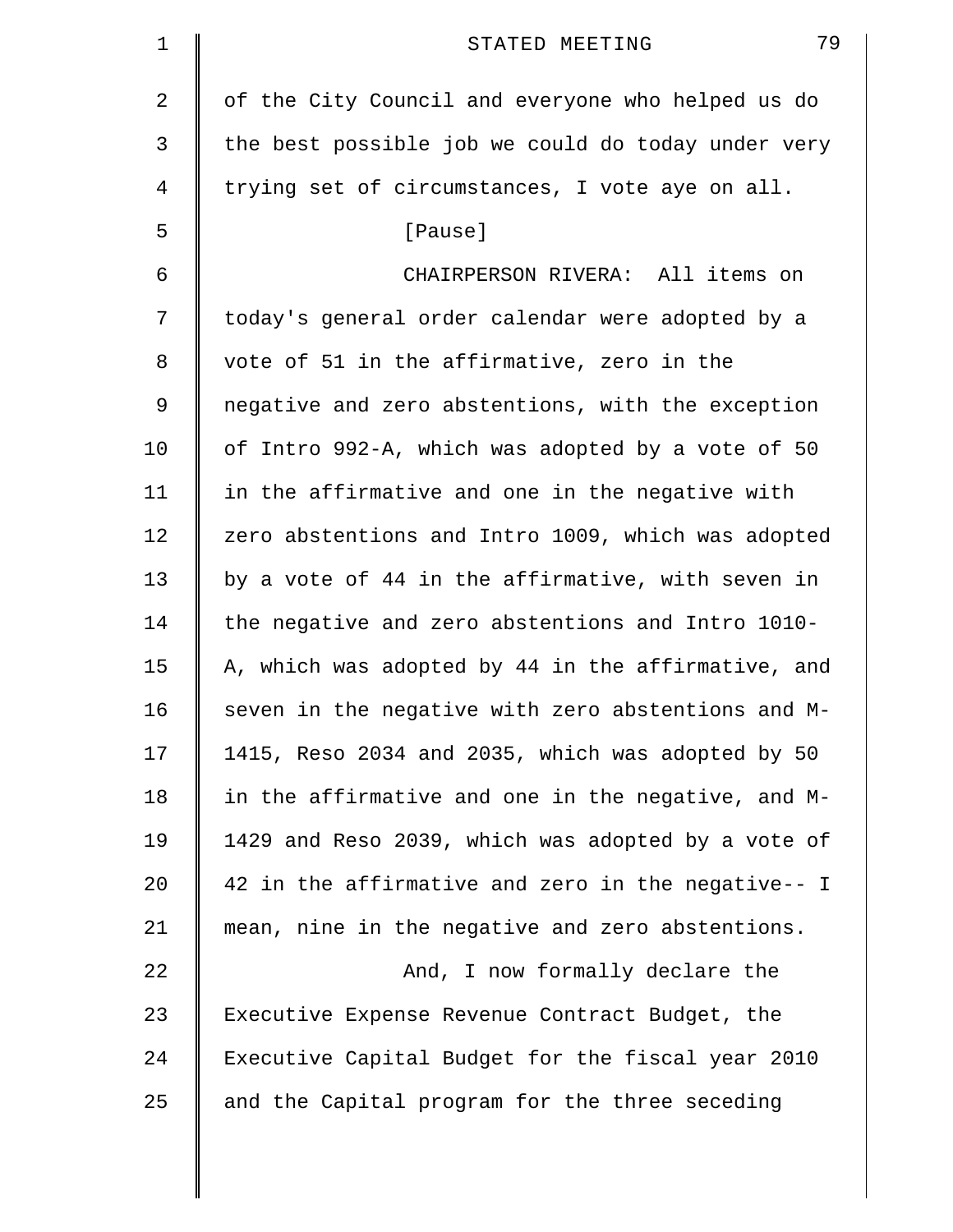of the City Council and everyone who helped us do the best possible job we could do today under very trying set of circumstances, I vote aye on all.

[Pause]

CHAIRPERSON RIVERA: All items on today's general order calendar were adopted by a vote of 51 in the affirmative, zero in the negative and zero abstentions, with the exception of Intro 992-A, which was adopted by a vote of 50 in the affirmative and one in the negative with zero abstentions and Intro 1009, which was adopted by a vote of 44 in the affirmative, with seven in the negative and zero abstentions and Intro 1010-A, which was adopted by 44 in the affirmative, and seven in the negative with zero abstentions and M-1415, Reso 2034 and 2035, which was adopted by 50 in the affirmative and one in the negative, and M-1429 and Reso 2039, which was adopted by a vote of 42 in the affirmative and zero in the negative-- I mean, nine in the negative and zero abstentions.

And, I now formally declare the Executive Expense Revenue Contract Budget, the Executive Capital Budget for the fiscal year 2010 and the Capital program for the three seceding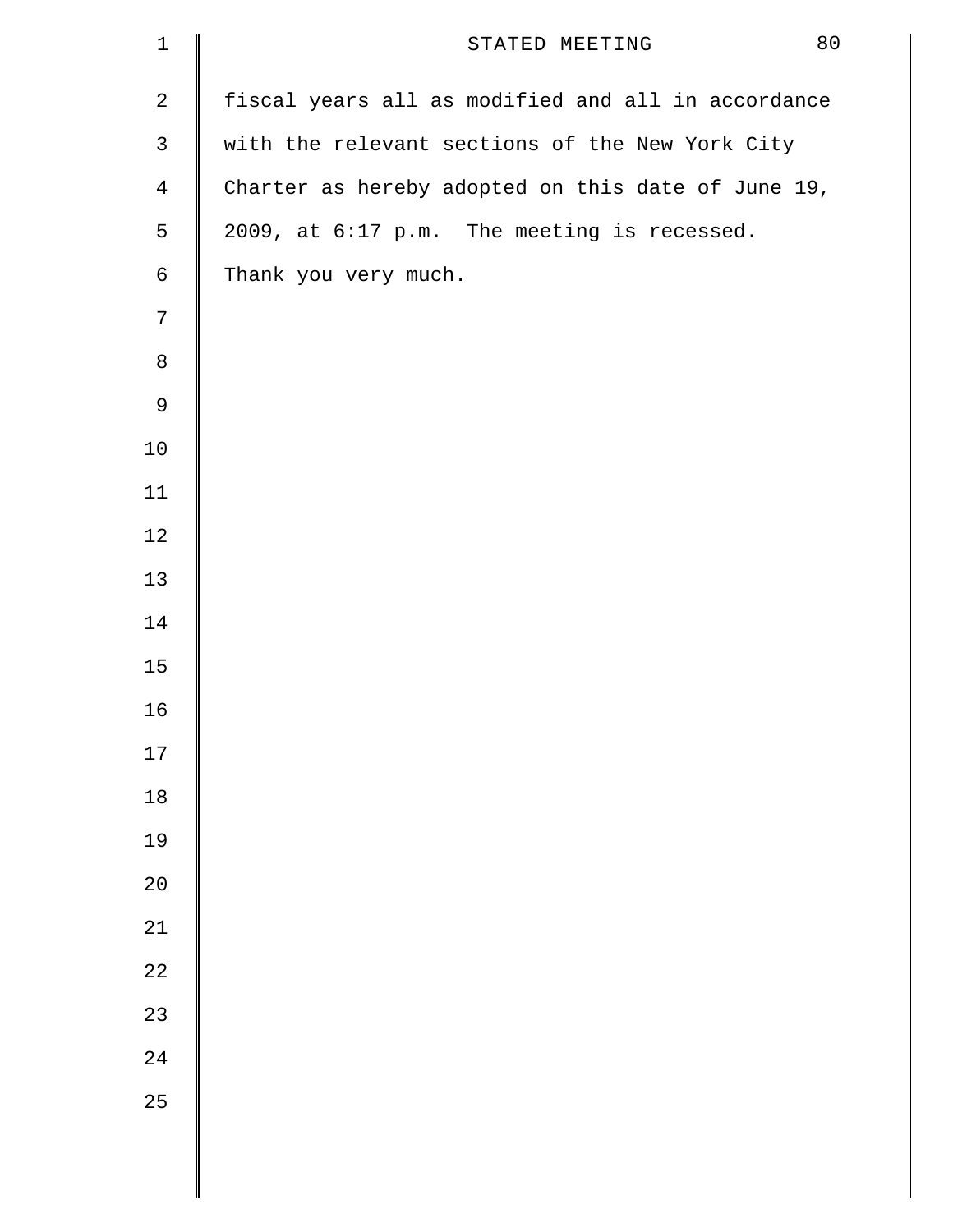fiscal years all as modified and all in accordance with the relevant sections of the New York City Charter as hereby adopted on this date of June 19, 2009, at 6:17 p.m. The meeting is recessed. Thank you very much.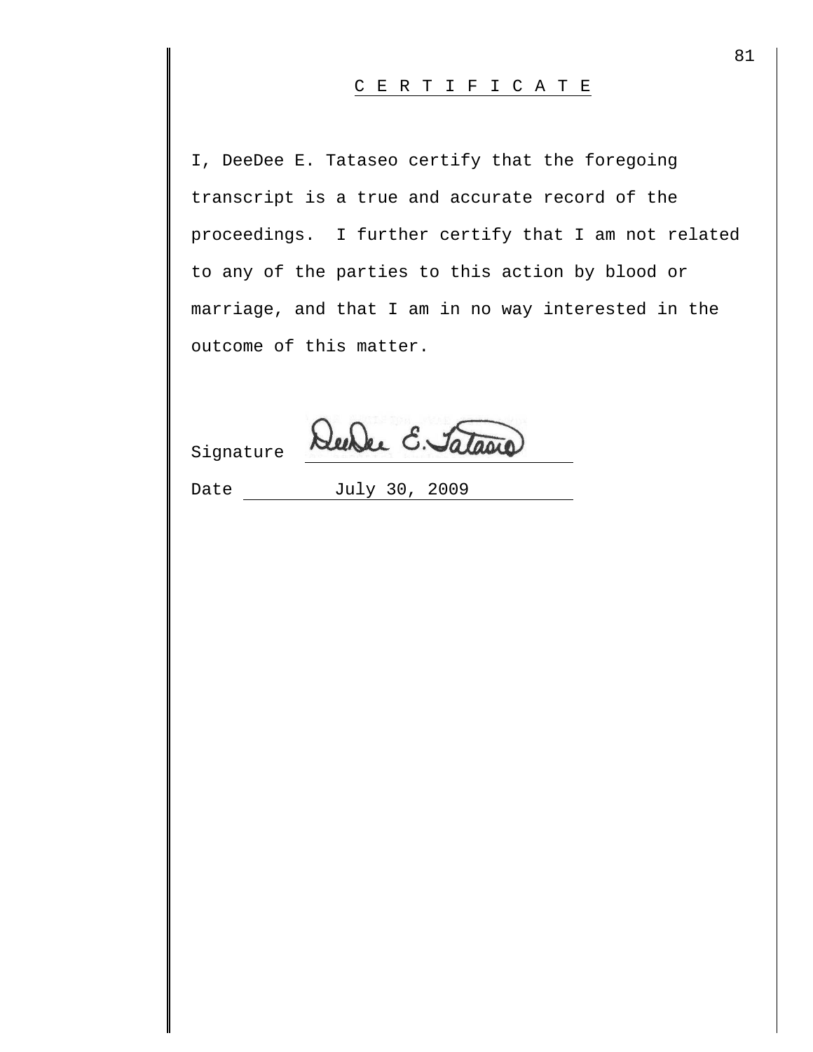# C E R T I F I C A T E

I, DeeDee E. Tataseo certify that the foregoing transcript is a true and accurate record of the proceedings. I further certify that I am not related to any of the parties to this action by blood or marriage, and that I am in no way interested in the outcome of this matter.

Signature DeeDee E. Tataseo

Date July 30, 2009